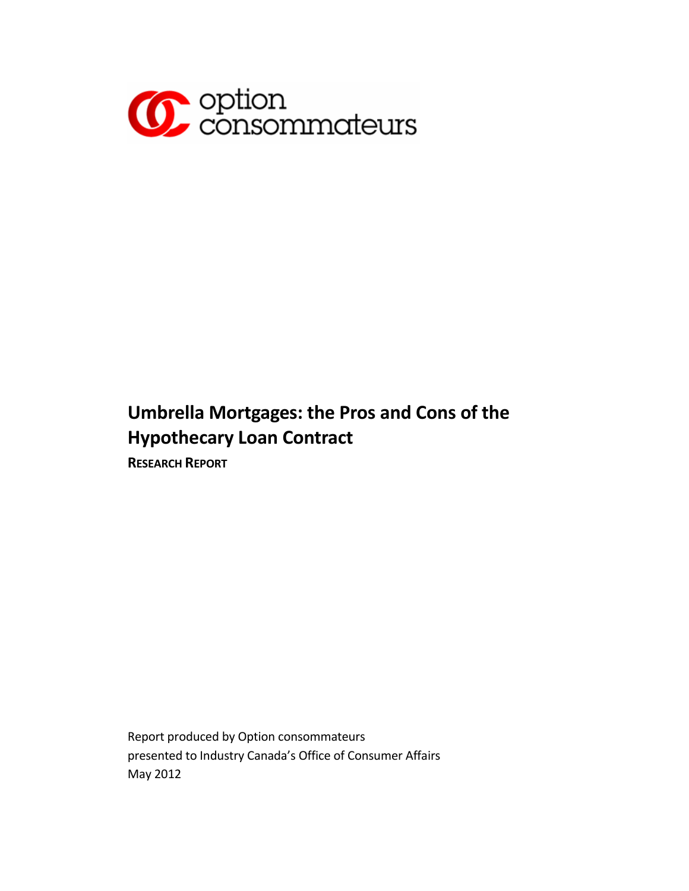option consommateurs

# Umbrella Mortgages: the Pros and Cons of the Hypothecary Loan Contract

**RESEARCH REPORT**

Report produced by Option consommateurs
presented to Industry Canada's Office of Consumer Affairs
May 2012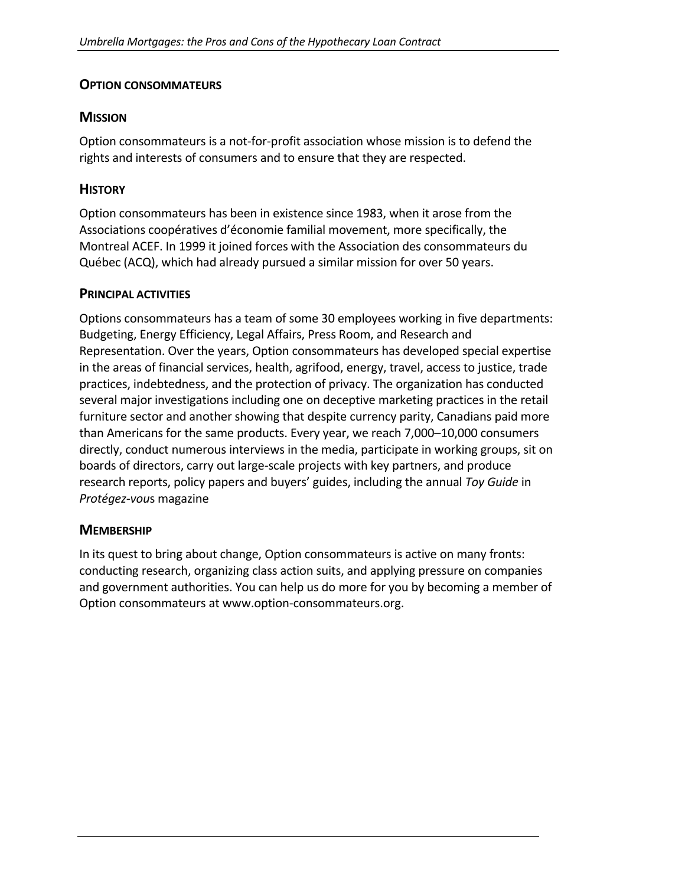## Option consommateurs

### Mission

Option consommateurs is a not-for-profit association whose mission is to defend the rights and interests of consumers and to ensure that they are respected.

### History

Option consommateurs has been in existence since 1983, when it arose from the Associations coopératives d'économie familial movement, more specifically, the Montreal ACEF. In 1999 it joined forces with the Association des consommateurs du Québec (ACQ), which had already pursued a similar mission for over 50 years.

### Principal activities

Options consommateurs has a team of some 30 employees working in five departments: Budgeting, Energy Efficiency, Legal Affairs, Press Room, and Research and Representation. Over the years, Option consommateurs has developed special expertise in the areas of financial services, health, agrifood, energy, travel, access to justice, trade practices, indebtedness, and the protection of privacy. The organization has conducted several major investigations including one on deceptive marketing practices in the retail furniture sector and another showing that despite currency parity, Canadians paid more than Americans for the same products. Every year, we reach 7,000–10,000 consumers directly, conduct numerous interviews in the media, participate in working groups, sit on boards of directors, carry out large-scale projects with key partners, and produce research reports, policy papers and buyers' guides, including the annual *Toy Guide* in *Protégez-vou*s magazine

### Membership

In its quest to bring about change, Option consommateurs is active on many fronts: conducting research, organizing class action suits, and applying pressure on companies and government authorities. You can help us do more for you by becoming a member of Option consommateurs at www.option-consommateurs.org.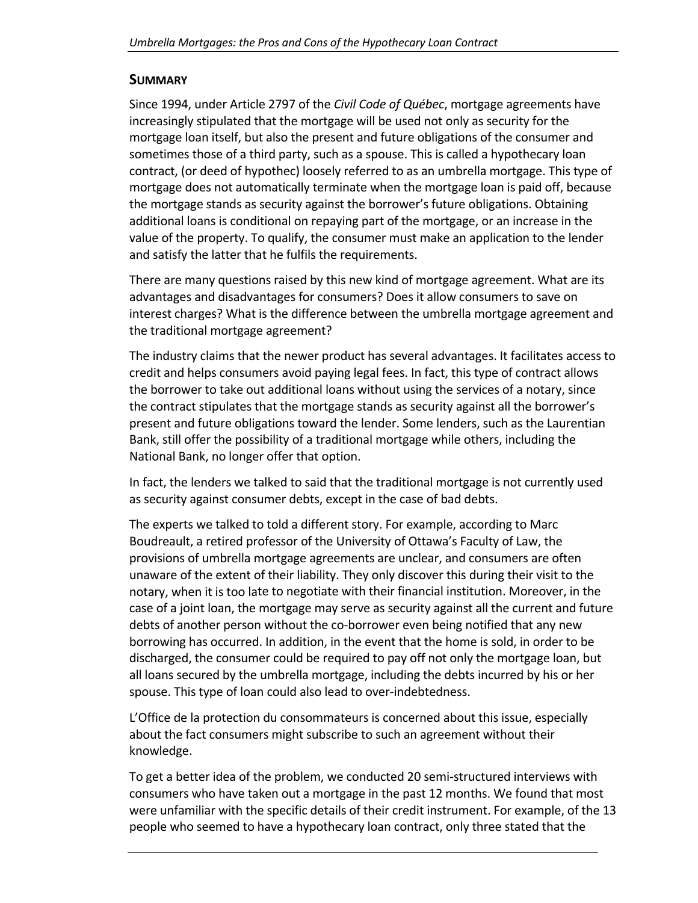## Summary

Since 1994, under Article 2797 of the *Civil Code of Québec*, mortgage agreements have increasingly stipulated that the mortgage will be used not only as security for the mortgage loan itself, but also the present and future obligations of the consumer and sometimes those of a third party, such as a spouse. This is called a hypothecary loan contract, (or deed of hypothec) loosely referred to as an umbrella mortgage. This type of mortgage does not automatically terminate when the mortgage loan is paid off, because the mortgage stands as security against the borrower's future obligations. Obtaining additional loans is conditional on repaying part of the mortgage, or an increase in the value of the property. To qualify, the consumer must make an application to the lender and satisfy the latter that he fulfils the requirements.

There are many questions raised by this new kind of mortgage agreement. What are its advantages and disadvantages for consumers? Does it allow consumers to save on interest charges? What is the difference between the umbrella mortgage agreement and the traditional mortgage agreement?

The industry claims that the newer product has several advantages. It facilitates access to credit and helps consumers avoid paying legal fees. In fact, this type of contract allows the borrower to take out additional loans without using the services of a notary, since the contract stipulates that the mortgage stands as security against all the borrower's present and future obligations toward the lender. Some lenders, such as the Laurentian Bank, still offer the possibility of a traditional mortgage while others, including the National Bank, no longer offer that option.

In fact, the lenders we talked to said that the traditional mortgage is not currently used as security against consumer debts, except in the case of bad debts.

The experts we talked to told a different story. For example, according to Marc Boudreault, a retired professor of the University of Ottawa's Faculty of Law, the provisions of umbrella mortgage agreements are unclear, and consumers are often unaware of the extent of their liability. They only discover this during their visit to the notary, when it is too late to negotiate with their financial institution. Moreover, in the case of a joint loan, the mortgage may serve as security against all the current and future debts of another person without the co-borrower even being notified that any new borrowing has occurred. In addition, in the event that the home is sold, in order to be discharged, the consumer could be required to pay off not only the mortgage loan, but all loans secured by the umbrella mortgage, including the debts incurred by his or her spouse. This type of loan could also lead to over-indebtedness.

L'Office de la protection du consommateurs is concerned about this issue, especially about the fact consumers might subscribe to such an agreement without their knowledge.

To get a better idea of the problem, we conducted 20 semi-structured interviews with consumers who have taken out a mortgage in the past 12 months. We found that most were unfamiliar with the specific details of their credit instrument. For example, of the 13 people who seemed to have a hypothecary loan contract, only three stated that the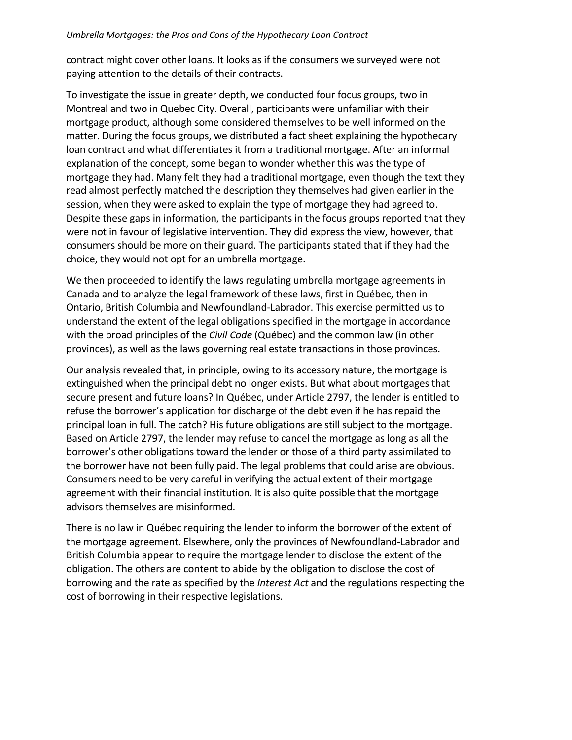contract might cover other loans. It looks as if the consumers we surveyed were not paying attention to the details of their contracts.

To investigate the issue in greater depth, we conducted four focus groups, two in Montreal and two in Quebec City. Overall, participants were unfamiliar with their mortgage product, although some considered themselves to be well informed on the matter. During the focus groups, we distributed a fact sheet explaining the hypothecary loan contract and what differentiates it from a traditional mortgage. After an informal explanation of the concept, some began to wonder whether this was the type of mortgage they had. Many felt they had a traditional mortgage, even though the text they read almost perfectly matched the description they themselves had given earlier in the session, when they were asked to explain the type of mortgage they had agreed to. Despite these gaps in information, the participants in the focus groups reported that they were not in favour of legislative intervention. They did express the view, however, that consumers should be more on their guard. The participants stated that if they had the choice, they would not opt for an umbrella mortgage.

We then proceeded to identify the laws regulating umbrella mortgage agreements in Canada and to analyze the legal framework of these laws, first in Québec, then in Ontario, British Columbia and Newfoundland-Labrador. This exercise permitted us to understand the extent of the legal obligations specified in the mortgage in accordance with the broad principles of the *Civil Code* (Québec) and the common law (in other provinces), as well as the laws governing real estate transactions in those provinces.

Our analysis revealed that, in principle, owing to its accessory nature, the mortgage is extinguished when the principal debt no longer exists. But what about mortgages that secure present and future loans? In Québec, under Article 2797, the lender is entitled to refuse the borrower's application for discharge of the debt even if he has repaid the principal loan in full. The catch? His future obligations are still subject to the mortgage. Based on Article 2797, the lender may refuse to cancel the mortgage as long as all the borrower's other obligations toward the lender or those of a third party assimilated to the borrower have not been fully paid. The legal problems that could arise are obvious. Consumers need to be very careful in verifying the actual extent of their mortgage agreement with their financial institution. It is also quite possible that the mortgage advisors themselves are misinformed.

There is no law in Québec requiring the lender to inform the borrower of the extent of the mortgage agreement. Elsewhere, only the provinces of Newfoundland-Labrador and British Columbia appear to require the mortgage lender to disclose the extent of the obligation. The others are content to abide by the obligation to disclose the cost of borrowing and the rate as specified by the *Interest Act* and the regulations respecting the cost of borrowing in their respective legislations.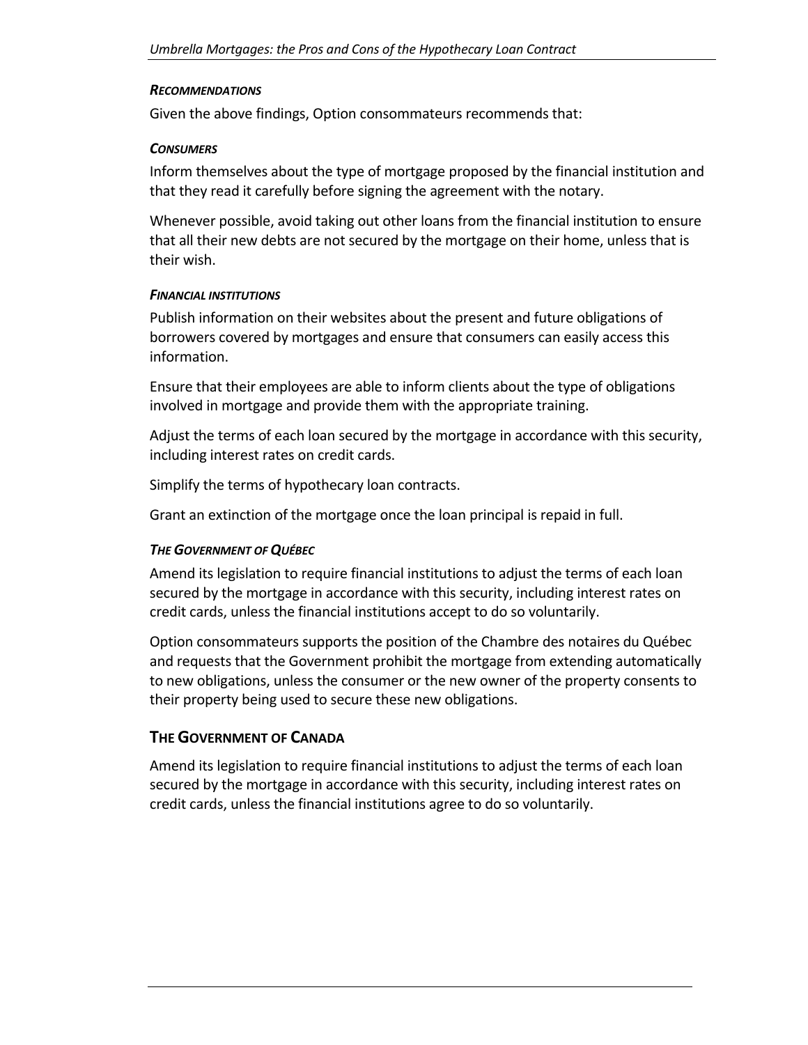### *RECOMMENDATIONS*

Given the above findings, Option consommateurs recommends that:

#### *CONSUMERS*

Inform themselves about the type of mortgage proposed by the financial institution and that they read it carefully before signing the agreement with the notary.

Whenever possible, avoid taking out other loans from the financial institution to ensure that all their new debts are not secured by the mortgage on their home, unless that is their wish.

#### *FINANCIAL INSTITUTIONS*

Publish information on their websites about the present and future obligations of borrowers covered by mortgages and ensure that consumers can easily access this information.

Ensure that their employees are able to inform clients about the type of obligations involved in mortgage and provide them with the appropriate training.

Adjust the terms of each loan secured by the mortgage in accordance with this security, including interest rates on credit cards.

Simplify the terms of hypothecary loan contracts.

Grant an extinction of the mortgage once the loan principal is repaid in full.

#### *THE GOVERNMENT OF QUÉBEC*

Amend its legislation to require financial institutions to adjust the terms of each loan secured by the mortgage in accordance with this security, including interest rates on credit cards, unless the financial institutions accept to do so voluntarily.

Option consommateurs supports the position of the Chambre des notaires du Québec and requests that the Government prohibit the mortgage from extending automatically to new obligations, unless the consumer or the new owner of the property consents to their property being used to secure these new obligations.

## THE GOVERNMENT OF CANADA

Amend its legislation to require financial institutions to adjust the terms of each loan secured by the mortgage in accordance with this security, including interest rates on credit cards, unless the financial institutions agree to do so voluntarily.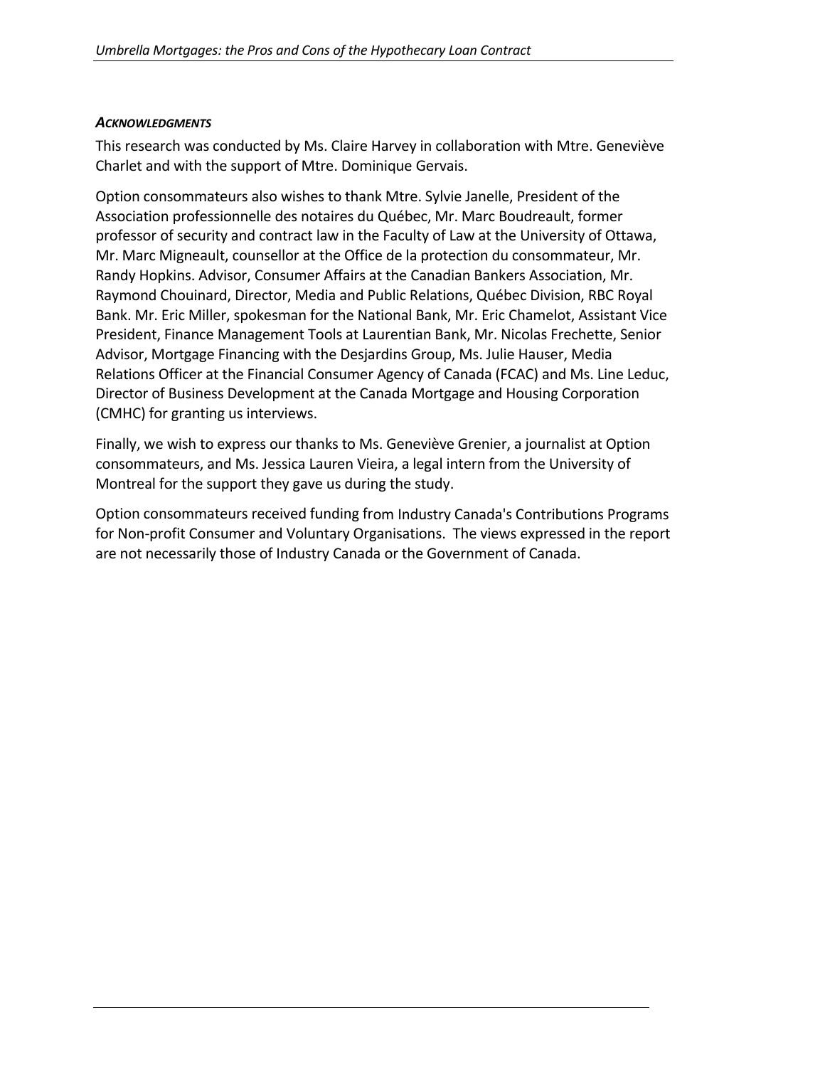### *ACKNOWLEDGMENTS*

This research was conducted by Ms. Claire Harvey in collaboration with Mtre. Geneviève Charlet and with the support of Mtre. Dominique Gervais.

Option consommateurs also wishes to thank Mtre. Sylvie Janelle, President of the Association professionnelle des notaires du Québec, Mr. Marc Boudreault, former professor of security and contract law in the Faculty of Law at the University of Ottawa, Mr. Marc Migneault, counsellor at the Office de la protection du consommateur, Mr. Randy Hopkins. Advisor, Consumer Affairs at the Canadian Bankers Association, Mr. Raymond Chouinard, Director, Media and Public Relations, Québec Division, RBC Royal Bank. Mr. Eric Miller, spokesman for the National Bank, Mr. Eric Chamelot, Assistant Vice President, Finance Management Tools at Laurentian Bank, Mr. Nicolas Frechette, Senior Advisor, Mortgage Financing with the Desjardins Group, Ms. Julie Hauser, Media Relations Officer at the Financial Consumer Agency of Canada (FCAC) and Ms. Line Leduc, Director of Business Development at the Canada Mortgage and Housing Corporation (CMHC) for granting us interviews.

Finally, we wish to express our thanks to Ms. Geneviève Grenier, a journalist at Option consommateurs, and Ms. Jessica Lauren Vieira, a legal intern from the University of Montreal for the support they gave us during the study.

Option consommateurs received funding from Industry Canada's Contributions Programs for Non-profit Consumer and Voluntary Organisations. The views expressed in the report are not necessarily those of Industry Canada or the Government of Canada.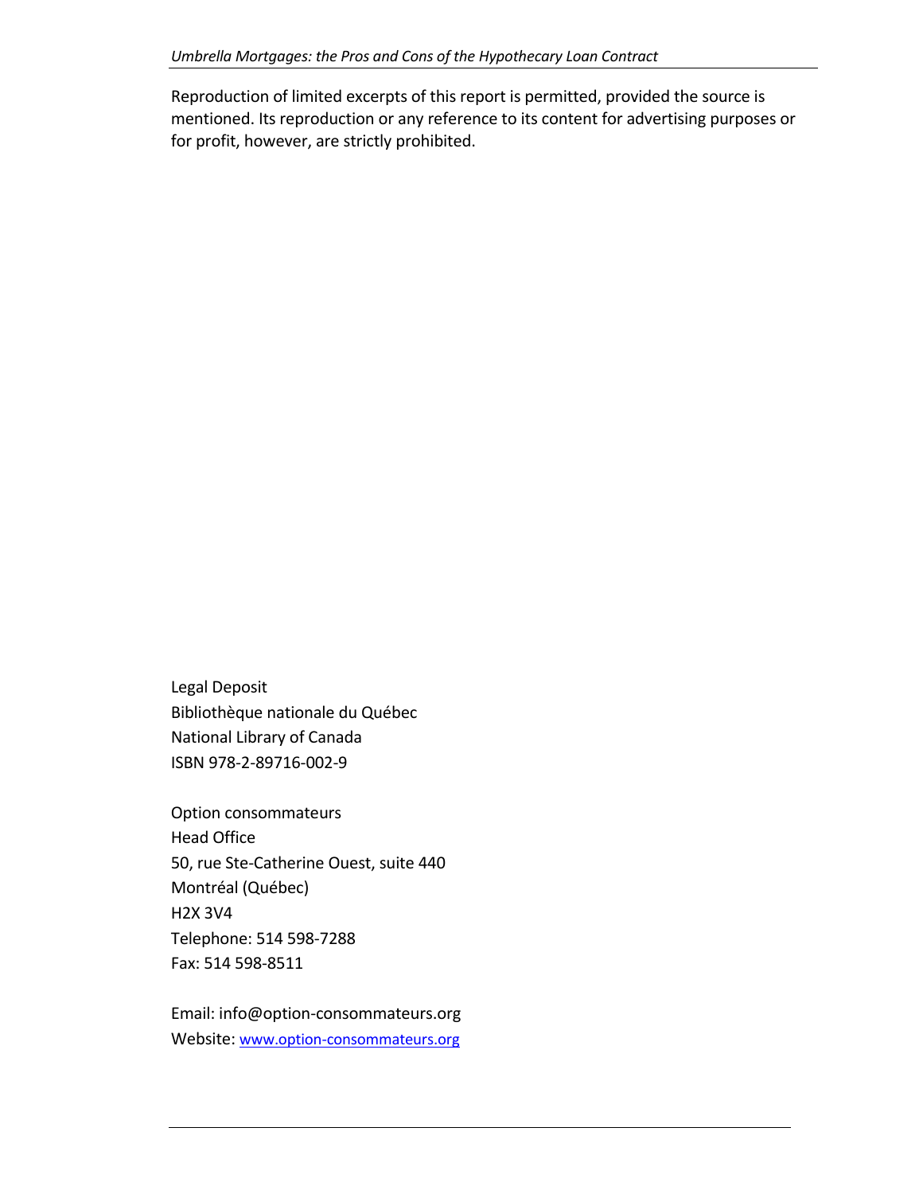Reproduction of limited excerpts of this report is permitted, provided the source is mentioned. Its reproduction or any reference to its content for advertising purposes or for profit, however, are strictly prohibited.

Legal Deposit
Bibliothèque nationale du Québec
National Library of Canada
ISBN 978-2-89716-002-9

Option consommateurs
Head Office
50, rue Ste-Catherine Ouest, suite 440
Montréal (Québec)
H2X 3V4
Telephone: 514 598-7288
Fax: 514 598-8511

Email: info@option-consommateurs.org
Website: www.option-consommateurs.org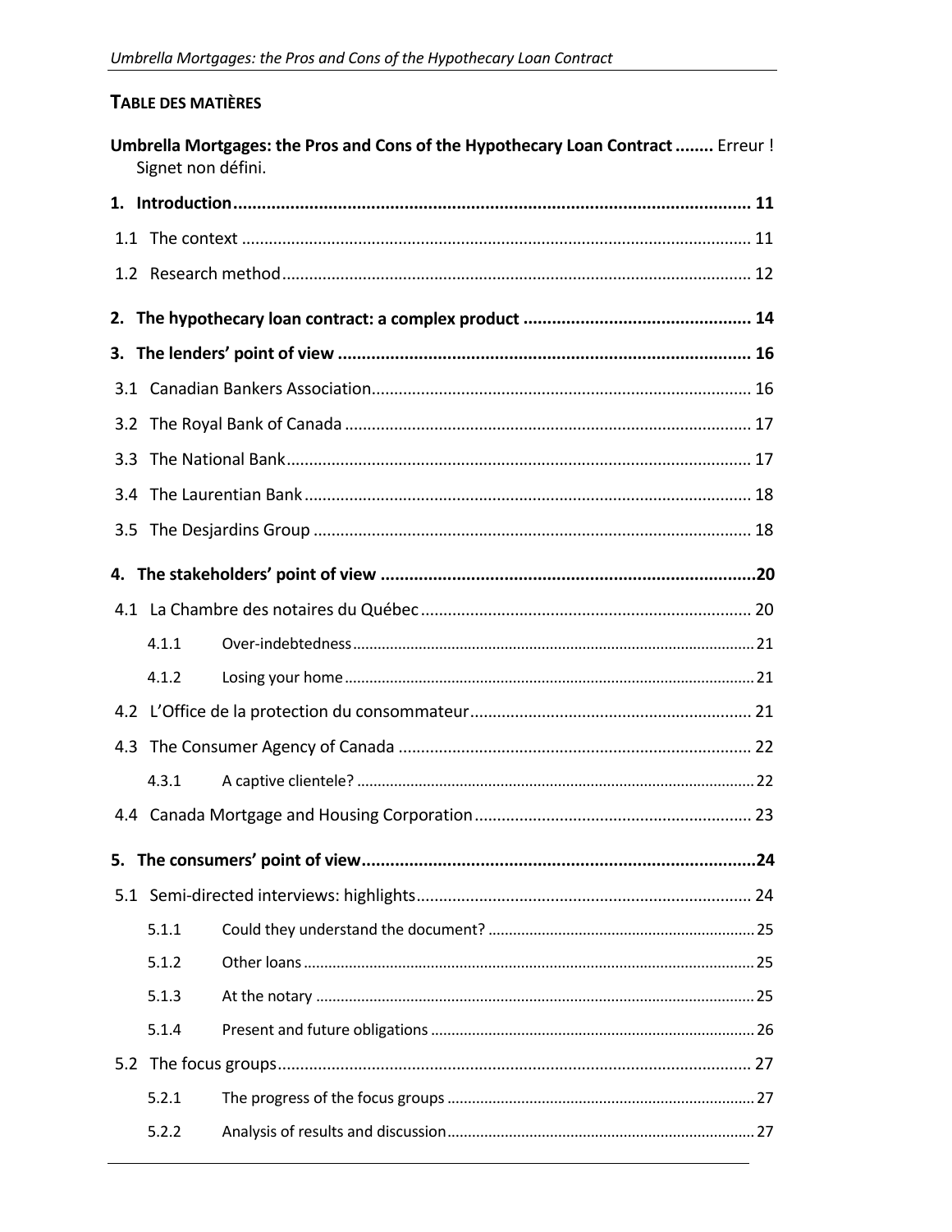## TABLE DES MATIÈRES

**Umbrella Mortgages: the Pros and Cons of the Hypothecary Loan Contract ........** Erreur ! Signet non défini.

**1. Introduction ........................................................................................................ 11**

1.1 The context ........................................................................................................ 11

1.2 Research method ................................................................................................ 12

**2. The hypothecary loan contract: a complex product ............................................ 14**

**3. The lenders' point of view .................................................................................. 16**

3.1 Canadian Bankers Association ........................................................................... 16

3.2 The Royal Bank of Canada ................................................................................. 17

3.3 The National Bank .............................................................................................. 17

3.4 The Laurentian Bank ........................................................................................... 18

3.5 The Desjardins Group ......................................................................................... 18

**4. The stakeholders' point of view .........................................................................20**

4.1 La Chambre des notaires du Québec ................................................................. 20

4.1.1 Over-indebtedness ........................................................................................ 21

4.1.2 Losing your home .......................................................................................... 21

4.2 L'Office de la protection du consommateur ........................................................ 21

4.3 The Consumer Agency of Canada ..................................................................... 22

4.3.1 A captive clientele? ........................................................................................ 22

4.4 Canada Mortgage and Housing Corporation ...................................................... 23

**5. The consumers' point of view .............................................................................24**

5.1 Semi-directed interviews: highlights ................................................................... 24

5.1.1 Could they understand the document? ......................................................... 25

5.1.2 Other loans .................................................................................................... 25

5.1.3 At the notary .................................................................................................. 25

5.1.4 Present and future obligations ...................................................................... 26

5.2 The focus groups ................................................................................................ 27

5.2.1 The progress of the focus groups .................................................................. 27

5.2.2 Analysis of results and discussion ................................................................. 27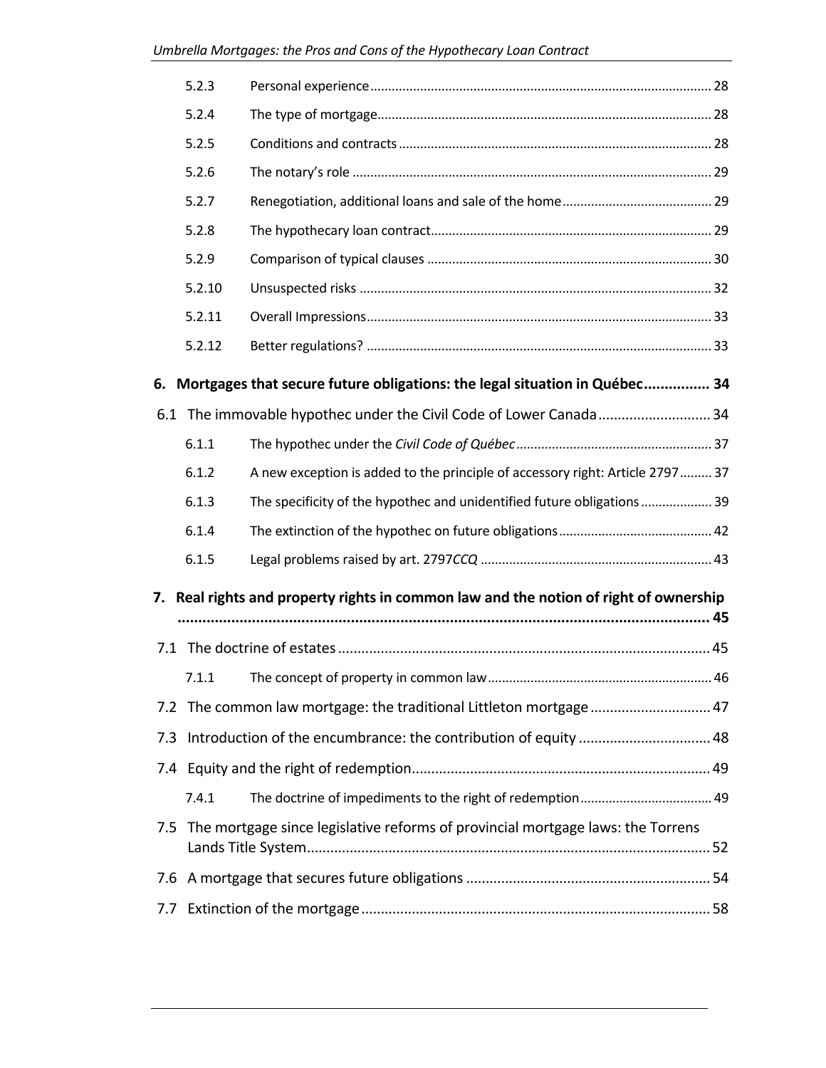| | | |
|---|---|---|
| 5.2.3 | Personal experience | 28 |
| 5.2.4 | The type of mortgage | 28 |
| 5.2.5 | Conditions and contracts | 28 |
| 5.2.6 | The notary's role | 29 |
| 5.2.7 | Renegotiation, additional loans and sale of the home | 29 |
| 5.2.8 | The hypothecary loan contract | 29 |
| 5.2.9 | Comparison of typical clauses | 30 |
| 5.2.10 | Unsuspected risks | 32 |
| 5.2.11 | Overall Impressions | 33 |
| 5.2.12 | Better regulations? | 33 |

**6. Mortgages that secure future obligations: the legal situation in Québec ................ 34**

6.1 The immovable hypothec under the Civil Code of Lower Canada ............................. 34

| | | |
|---|---|---|
| 6.1.1 | The hypothec under the *Civil Code of Québec* | 37 |
| 6.1.2 | A new exception is added to the principle of accessory right: Article 2797 | 37 |
| 6.1.3 | The specificity of the hypothec and unidentified future obligations | 39 |
| 6.1.4 | The extinction of the hypothec on future obligations | 42 |
| 6.1.5 | Legal problems raised by art. 2797*CCQ* | 43 |

**7. Real rights and property rights in common law and the notion of right of ownership ................................................................................................................ 45**

7.1 The doctrine of estates ................................................................................ 45

| | | |
|---|---|---|
| 7.1.1 | The concept of property in common law | 46 |

7.2 The common law mortgage: the traditional Littleton mortgage ............................... 47

7.3 Introduction of the encumbrance: the contribution of equity .................................. 48

7.4 Equity and the right of redemption............................................................................ 49

| | | |
|---|---|---|
| 7.4.1 | The doctrine of impediments to the right of redemption | 49 |

7.5 The mortgage since legislative reforms of provincial mortgage laws: the Torrens Lands Title System......................................................................................... 52

7.6 A mortgage that secures future obligations ............................................................... 54

7.7 Extinction of the mortgage ......................................................................................... 58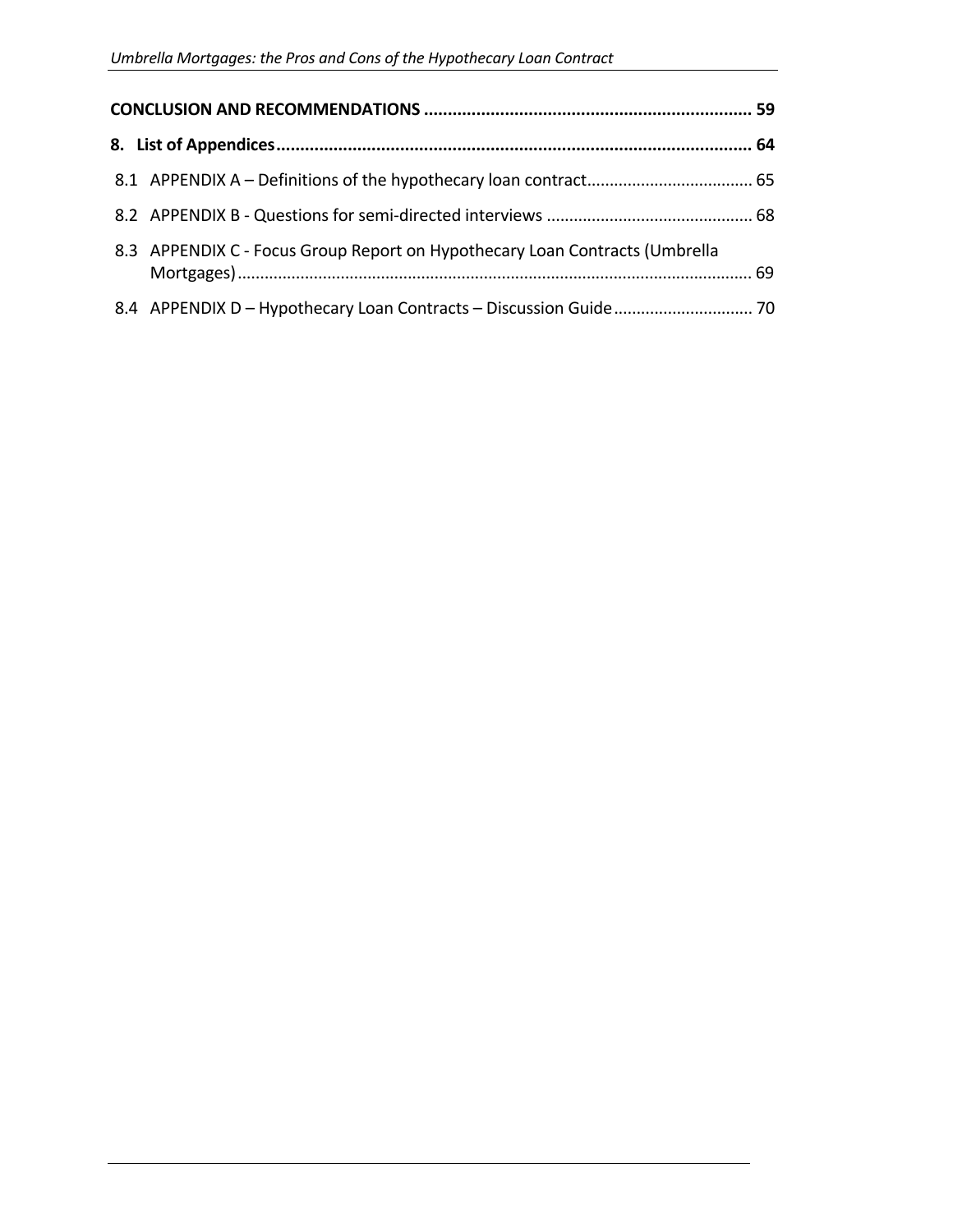**CONCLUSION AND RECOMMENDATIONS ..................................................................... 59**

**8. List of Appendices...................................................................................................... 64**

8.1 APPENDIX A – Definitions of the hypothecary loan contract.................................... 65

8.2 APPENDIX B - Questions for semi-directed interviews ............................................ 68

8.3 APPENDIX C - Focus Group Report on Hypothecary Loan Contracts (Umbrella Mortgages).................................................................................................................. 69

8.4 APPENDIX D – Hypothecary Loan Contracts – Discussion Guide.............................. 70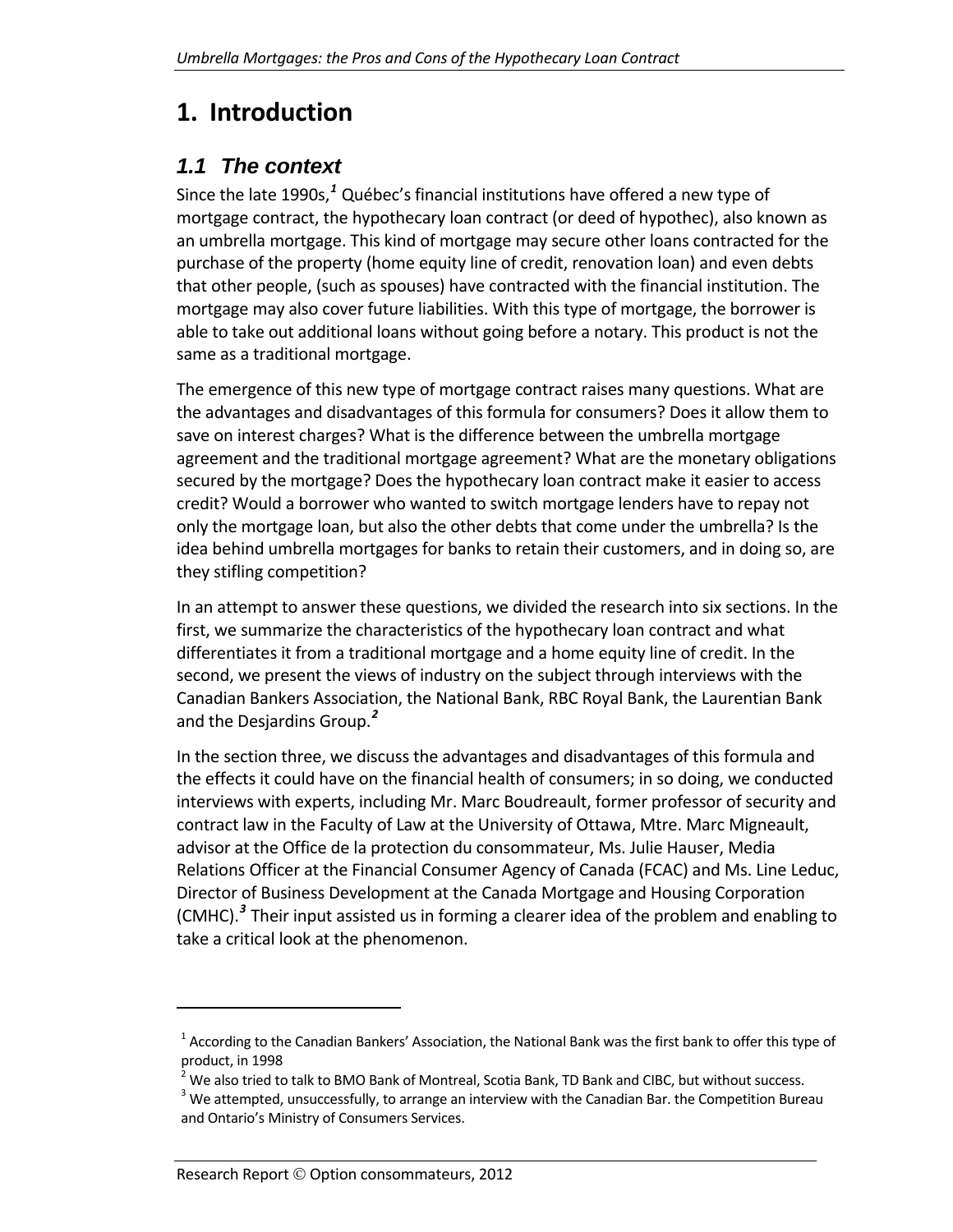# 1. Introduction

## 1.1 The context

Since the late 1990s,[1] Québec's financial institutions have offered a new type of mortgage contract, the hypothecary loan contract (or deed of hypothec), also known as an umbrella mortgage. This kind of mortgage may secure other loans contracted for the purchase of the property (home equity line of credit, renovation loan) and even debts that other people, (such as spouses) have contracted with the financial institution. The mortgage may also cover future liabilities. With this type of mortgage, the borrower is able to take out additional loans without going before a notary. This product is not the same as a traditional mortgage.

The emergence of this new type of mortgage contract raises many questions. What are the advantages and disadvantages of this formula for consumers? Does it allow them to save on interest charges? What is the difference between the umbrella mortgage agreement and the traditional mortgage agreement? What are the monetary obligations secured by the mortgage? Does the hypothecary loan contract make it easier to access credit? Would a borrower who wanted to switch mortgage lenders have to repay not only the mortgage loan, but also the other debts that come under the umbrella? Is the idea behind umbrella mortgages for banks to retain their customers, and in doing so, are they stifling competition?

In an attempt to answer these questions, we divided the research into six sections. In the first, we summarize the characteristics of the hypothecary loan contract and what differentiates it from a traditional mortgage and a home equity line of credit. In the second, we present the views of industry on the subject through interviews with the Canadian Bankers Association, the National Bank, RBC Royal Bank, the Laurentian Bank and the Desjardins Group.[2]

In the section three, we discuss the advantages and disadvantages of this formula and the effects it could have on the financial health of consumers; in so doing, we conducted interviews with experts, including Mr. Marc Boudreault, former professor of security and contract law in the Faculty of Law at the University of Ottawa, Mtre. Marc Migneault, advisor at the Office de la protection du consommateur, Ms. Julie Hauser, Media Relations Officer at the Financial Consumer Agency of Canada (FCAC) and Ms. Line Leduc, Director of Business Development at the Canada Mortgage and Housing Corporation (CMHC).[3] Their input assisted us in forming a clearer idea of the problem and enabling to take a critical look at the phenomenon.

---

[1] According to the Canadian Bankers' Association, the National Bank was the first bank to offer this type of product, in 1998

[2] We also tried to talk to BMO Bank of Montreal, Scotia Bank, TD Bank and CIBC, but without success.

[3] We attempted, unsuccessfully, to arrange an interview with the Canadian Bar. the Competition Bureau and Ontario's Ministry of Consumers Services.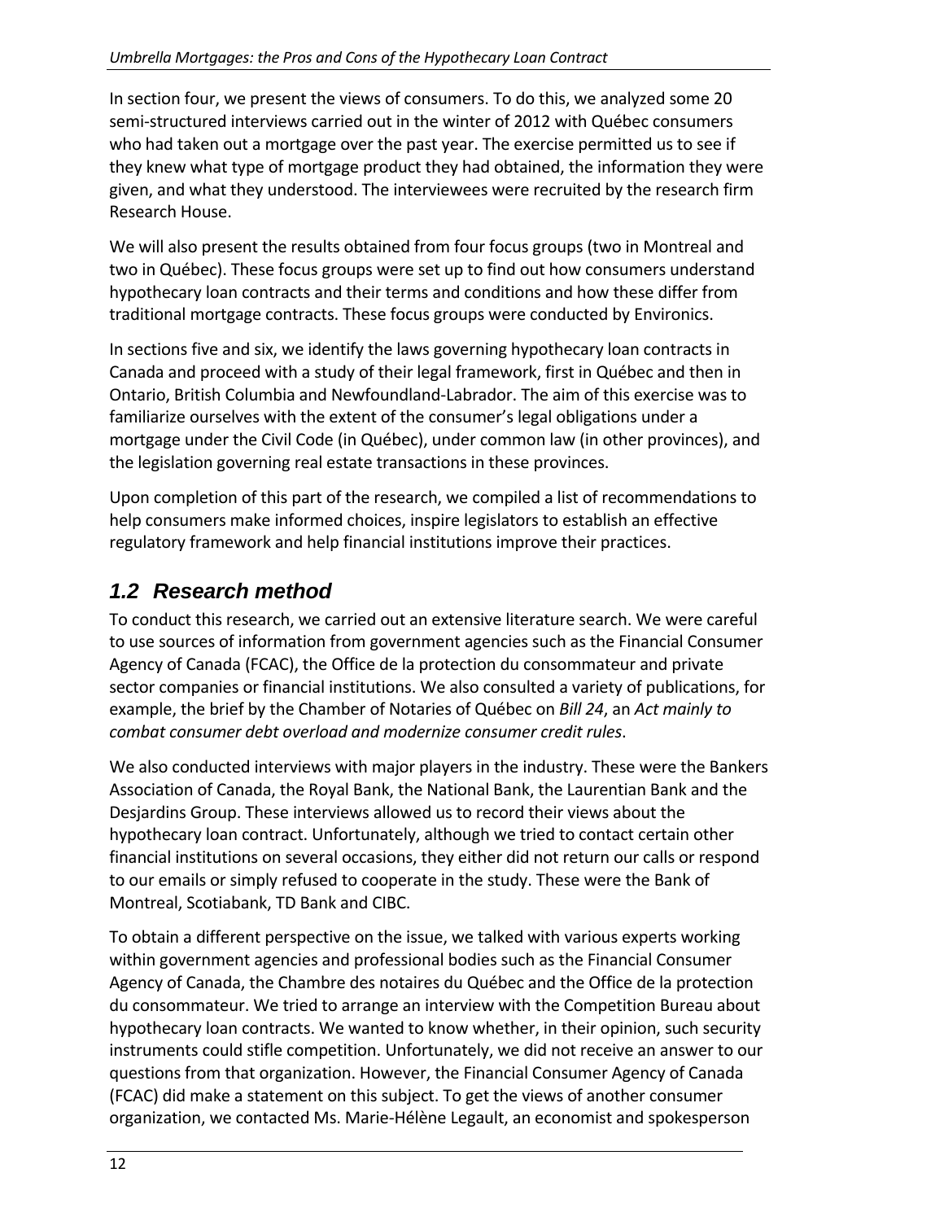In section four, we present the views of consumers. To do this, we analyzed some 20 semi-structured interviews carried out in the winter of 2012 with Québec consumers who had taken out a mortgage over the past year. The exercise permitted us to see if they knew what type of mortgage product they had obtained, the information they were given, and what they understood. The interviewees were recruited by the research firm Research House.

We will also present the results obtained from four focus groups (two in Montreal and two in Québec). These focus groups were set up to find out how consumers understand hypothecary loan contracts and their terms and conditions and how these differ from traditional mortgage contracts. These focus groups were conducted by Environics.

In sections five and six, we identify the laws governing hypothecary loan contracts in Canada and proceed with a study of their legal framework, first in Québec and then in Ontario, British Columbia and Newfoundland-Labrador. The aim of this exercise was to familiarize ourselves with the extent of the consumer's legal obligations under a mortgage under the Civil Code (in Québec), under common law (in other provinces), and the legislation governing real estate transactions in these provinces.

Upon completion of this part of the research, we compiled a list of recommendations to help consumers make informed choices, inspire legislators to establish an effective regulatory framework and help financial institutions improve their practices.

## 1.2 Research method

To conduct this research, we carried out an extensive literature search. We were careful to use sources of information from government agencies such as the Financial Consumer Agency of Canada (FCAC), the Office de la protection du consommateur and private sector companies or financial institutions. We also consulted a variety of publications, for example, the brief by the Chamber of Notaries of Québec on *Bill 24*, an *Act mainly to combat consumer debt overload and modernize consumer credit rules*.

We also conducted interviews with major players in the industry. These were the Bankers Association of Canada, the Royal Bank, the National Bank, the Laurentian Bank and the Desjardins Group. These interviews allowed us to record their views about the hypothecary loan contract. Unfortunately, although we tried to contact certain other financial institutions on several occasions, they either did not return our calls or respond to our emails or simply refused to cooperate in the study. These were the Bank of Montreal, Scotiabank, TD Bank and CIBC.

To obtain a different perspective on the issue, we talked with various experts working within government agencies and professional bodies such as the Financial Consumer Agency of Canada, the Chambre des notaires du Québec and the Office de la protection du consommateur. We tried to arrange an interview with the Competition Bureau about hypothecary loan contracts. We wanted to know whether, in their opinion, such security instruments could stifle competition. Unfortunately, we did not receive an answer to our questions from that organization. However, the Financial Consumer Agency of Canada (FCAC) did make a statement on this subject. To get the views of another consumer organization, we contacted Ms. Marie-Hélène Legault, an economist and spokesperson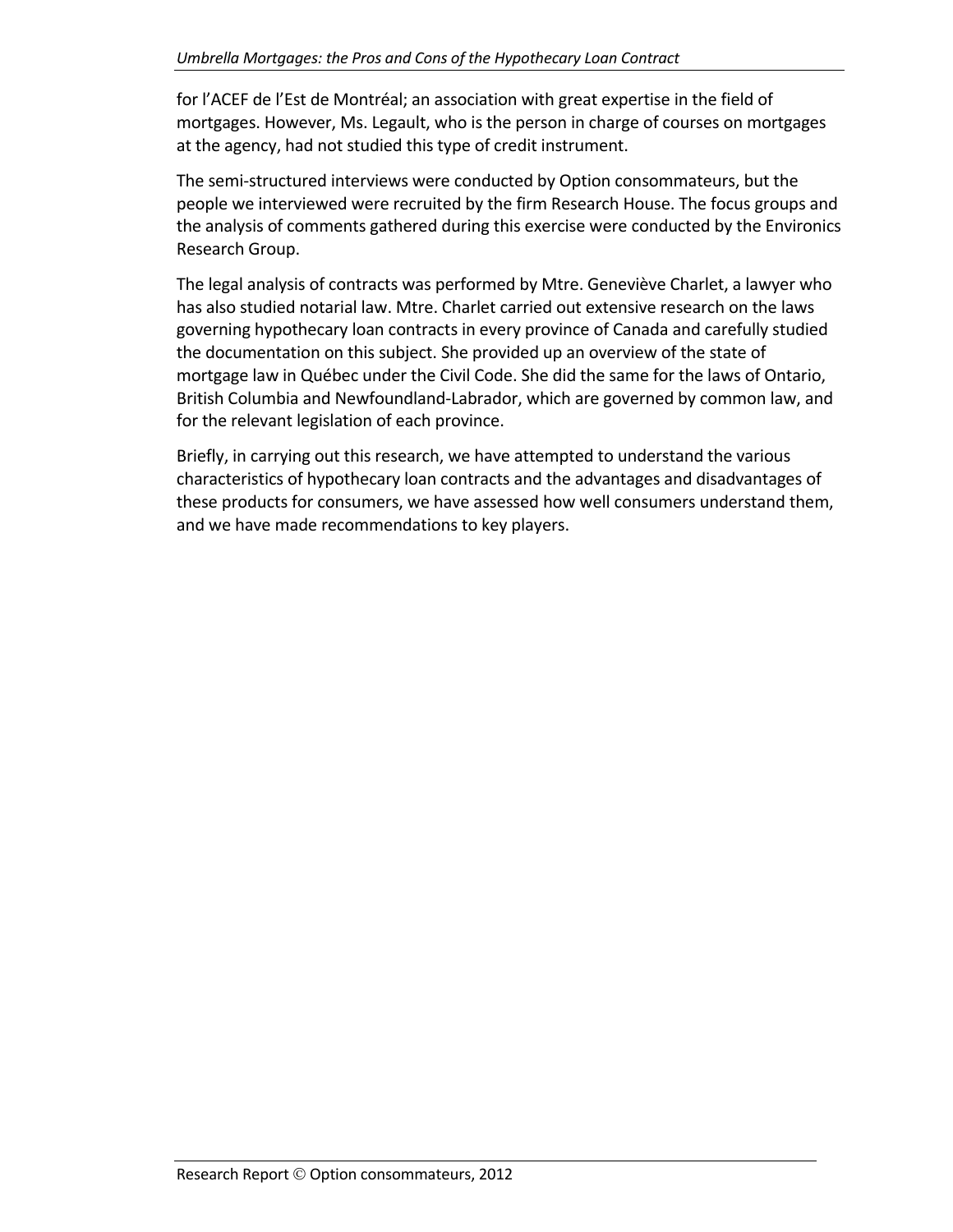for l'ACEF de l'Est de Montréal; an association with great expertise in the field of mortgages. However, Ms. Legault, who is the person in charge of courses on mortgages at the agency, had not studied this type of credit instrument.

The semi-structured interviews were conducted by Option consommateurs, but the people we interviewed were recruited by the firm Research House. The focus groups and the analysis of comments gathered during this exercise were conducted by the Environics Research Group.

The legal analysis of contracts was performed by Mtre. Geneviève Charlet, a lawyer who has also studied notarial law. Mtre. Charlet carried out extensive research on the laws governing hypothecary loan contracts in every province of Canada and carefully studied the documentation on this subject. She provided up an overview of the state of mortgage law in Québec under the Civil Code. She did the same for the laws of Ontario, British Columbia and Newfoundland-Labrador, which are governed by common law, and for the relevant legislation of each province.

Briefly, in carrying out this research, we have attempted to understand the various characteristics of hypothecary loan contracts and the advantages and disadvantages of these products for consumers, we have assessed how well consumers understand them, and we have made recommendations to key players.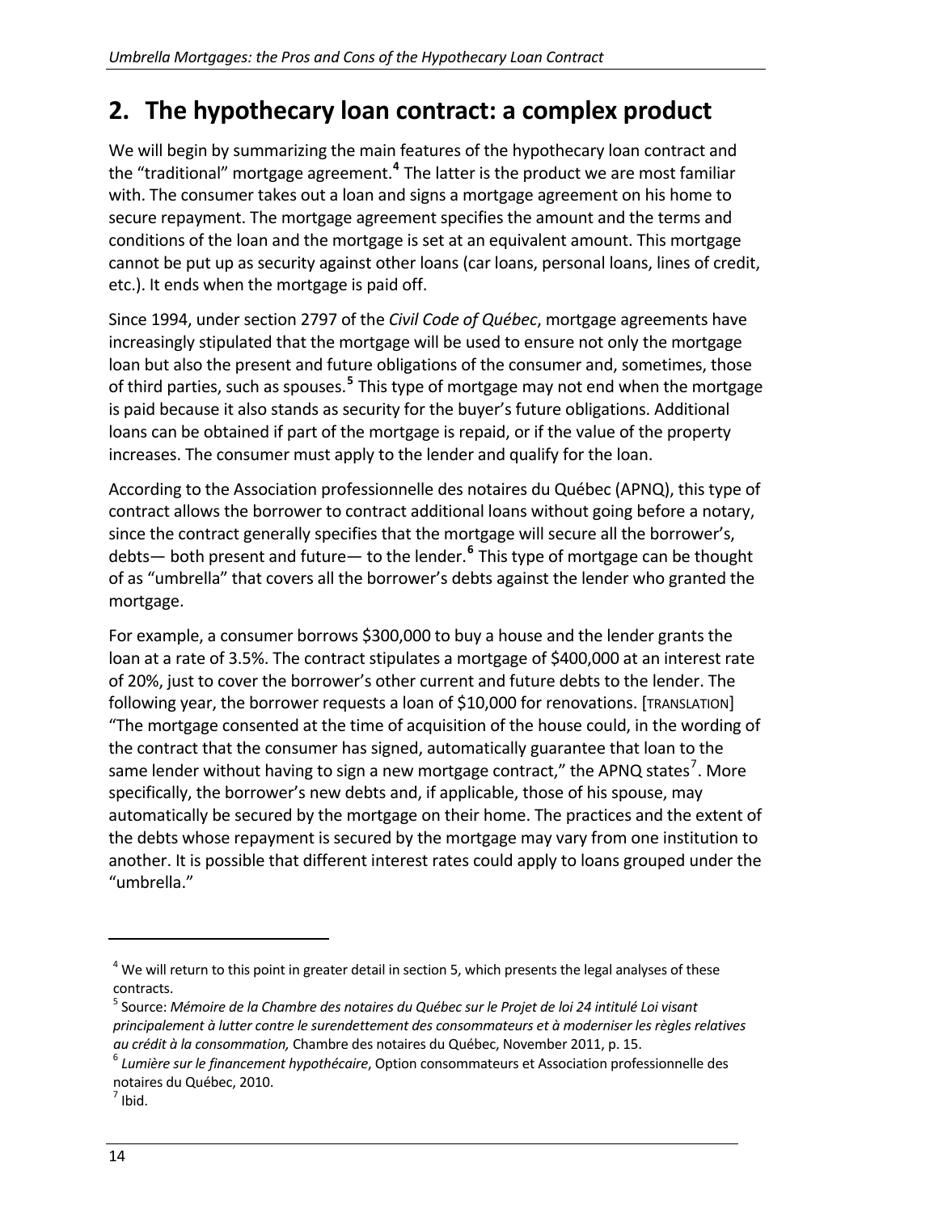## 2. The hypothecary loan contract: a complex product

We will begin by summarizing the main features of the hypothecary loan contract and the "traditional" mortgage agreement.[4] The latter is the product we are most familiar with. The consumer takes out a loan and signs a mortgage agreement on his home to secure repayment. The mortgage agreement specifies the amount and the terms and conditions of the loan and the mortgage is set at an equivalent amount. This mortgage cannot be put up as security against other loans (car loans, personal loans, lines of credit, etc.). It ends when the mortgage is paid off.

Since 1994, under section 2797 of the *Civil Code of Québec*, mortgage agreements have increasingly stipulated that the mortgage will be used to ensure not only the mortgage loan but also the present and future obligations of the consumer and, sometimes, those of third parties, such as spouses.[5] This type of mortgage may not end when the mortgage is paid because it also stands as security for the buyer's future obligations. Additional loans can be obtained if part of the mortgage is repaid, or if the value of the property increases. The consumer must apply to the lender and qualify for the loan.

According to the Association professionnelle des notaires du Québec (APNQ), this type of contract allows the borrower to contract additional loans without going before a notary, since the contract generally specifies that the mortgage will secure all the borrower's, debts— both present and future— to the lender.[6] This type of mortgage can be thought of as "umbrella" that covers all the borrower's debts against the lender who granted the mortgage.

For example, a consumer borrows $300,000 to buy a house and the lender grants the loan at a rate of 3.5%. The contract stipulates a mortgage of $400,000 at an interest rate of 20%, just to cover the borrower's other current and future debts to the lender. The following year, the borrower requests a loan of $10,000 for renovations. [TRANSLATION] "The mortgage consented at the time of acquisition of the house could, in the wording of the contract that the consumer has signed, automatically guarantee that loan to the same lender without having to sign a new mortgage contract," the APNQ states[7]. More specifically, the borrower's new debts and, if applicable, those of his spouse, may automatically be secured by the mortgage on their home. The practices and the extent of the debts whose repayment is secured by the mortgage may vary from one institution to another. It is possible that different interest rates could apply to loans grouped under the "umbrella."

---

[4] We will return to this point in greater detail in section 5, which presents the legal analyses of these contracts.

[5] Source: *Mémoire de la Chambre des notaires du Québec sur le Projet de loi 24 intitulé Loi visant principalement à lutter contre le surendettement des consommateurs et à moderniser les règles relatives au crédit à la consommation,* Chambre des notaires du Québec, November 2011, p. 15.

[6] *Lumière sur le financement hypothécaire*, Option consommateurs et Association professionnelle des notaires du Québec, 2010.

[7] Ibid.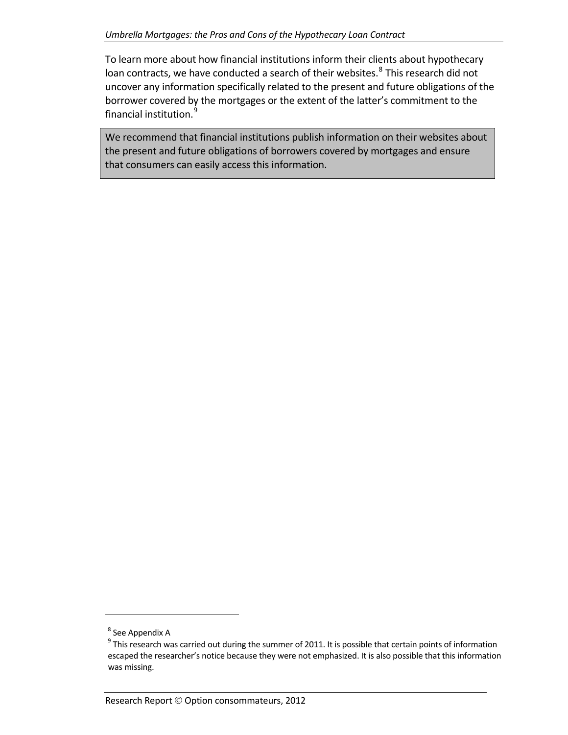To learn more about how financial institutions inform their clients about hypothecary loan contracts, we have conducted a search of their websites.[8] This research did not uncover any information specifically related to the present and future obligations of the borrower covered by the mortgages or the extent of the latter's commitment to the financial institution.[9]

> We recommend that financial institutions publish information on their websites about the present and future obligations of borrowers covered by mortgages and ensure that consumers can easily access this information.

---

[8] See Appendix A

[9] This research was carried out during the summer of 2011. It is possible that certain points of information escaped the researcher's notice because they were not emphasized. It is also possible that this information was missing.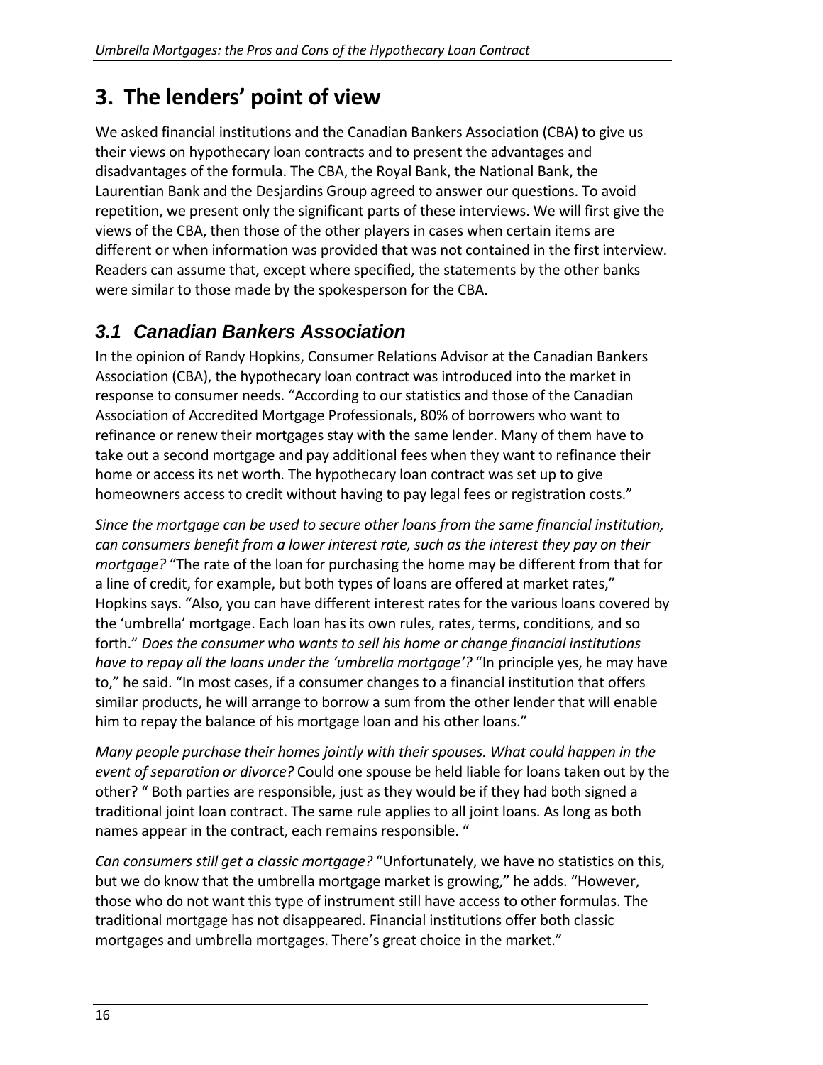# 3. The lenders' point of view

We asked financial institutions and the Canadian Bankers Association (CBA) to give us their views on hypothecary loan contracts and to present the advantages and disadvantages of the formula. The CBA, the Royal Bank, the National Bank, the Laurentian Bank and the Desjardins Group agreed to answer our questions. To avoid repetition, we present only the significant parts of these interviews. We will first give the views of the CBA, then those of the other players in cases when certain items are different or when information was provided that was not contained in the first interview. Readers can assume that, except where specified, the statements by the other banks were similar to those made by the spokesperson for the CBA.

## 3.1 Canadian Bankers Association

In the opinion of Randy Hopkins, Consumer Relations Advisor at the Canadian Bankers Association (CBA), the hypothecary loan contract was introduced into the market in response to consumer needs. "According to our statistics and those of the Canadian Association of Accredited Mortgage Professionals, 80% of borrowers who want to refinance or renew their mortgages stay with the same lender. Many of them have to take out a second mortgage and pay additional fees when they want to refinance their home or access its net worth. The hypothecary loan contract was set up to give homeowners access to credit without having to pay legal fees or registration costs."

*Since the mortgage can be used to secure other loans from the same financial institution, can consumers benefit from a lower interest rate, such as the interest they pay on their mortgage?* "The rate of the loan for purchasing the home may be different from that for a line of credit, for example, but both types of loans are offered at market rates," Hopkins says. "Also, you can have different interest rates for the various loans covered by the 'umbrella' mortgage. Each loan has its own rules, rates, terms, conditions, and so forth." *Does the consumer who wants to sell his home or change financial institutions have to repay all the loans under the 'umbrella mortgage'?* "In principle yes, he may have to," he said. "In most cases, if a consumer changes to a financial institution that offers similar products, he will arrange to borrow a sum from the other lender that will enable him to repay the balance of his mortgage loan and his other loans."

*Many people purchase their homes jointly with their spouses. What could happen in the event of separation or divorce?* Could one spouse be held liable for loans taken out by the other? " Both parties are responsible, just as they would be if they had both signed a traditional joint loan contract. The same rule applies to all joint loans. As long as both names appear in the contract, each remains responsible. "

*Can consumers still get a classic mortgage?* "Unfortunately, we have no statistics on this, but we do know that the umbrella mortgage market is growing," he adds. "However, those who do not want this type of instrument still have access to other formulas. The traditional mortgage has not disappeared. Financial institutions offer both classic mortgages and umbrella mortgages. There's great choice in the market."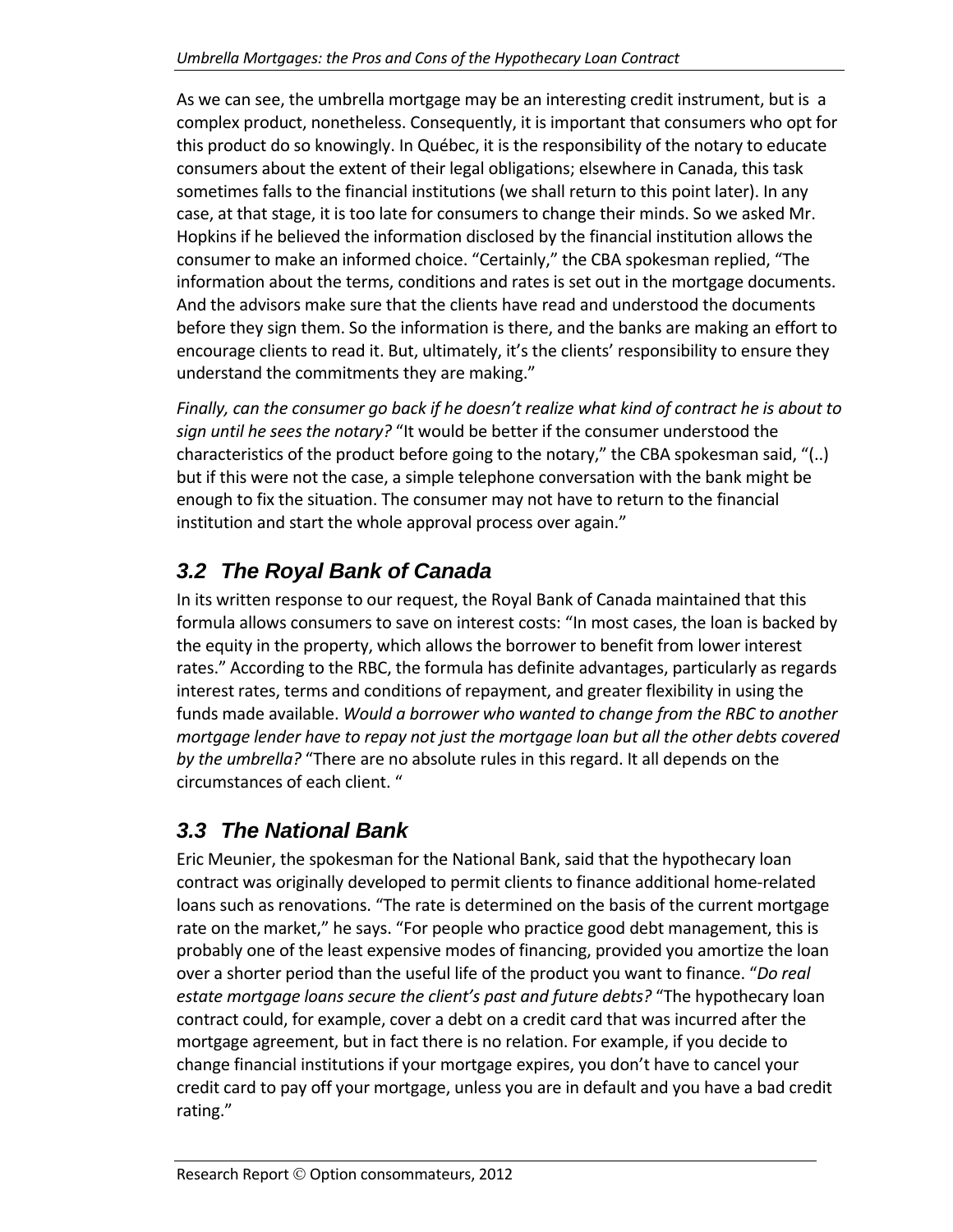As we can see, the umbrella mortgage may be an interesting credit instrument, but is a complex product, nonetheless. Consequently, it is important that consumers who opt for this product do so knowingly. In Québec, it is the responsibility of the notary to educate consumers about the extent of their legal obligations; elsewhere in Canada, this task sometimes falls to the financial institutions (we shall return to this point later). In any case, at that stage, it is too late for consumers to change their minds. So we asked Mr. Hopkins if he believed the information disclosed by the financial institution allows the consumer to make an informed choice. "Certainly," the CBA spokesman replied, "The information about the terms, conditions and rates is set out in the mortgage documents. And the advisors make sure that the clients have read and understood the documents before they sign them. So the information is there, and the banks are making an effort to encourage clients to read it. But, ultimately, it's the clients' responsibility to ensure they understand the commitments they are making."

*Finally, can the consumer go back if he doesn't realize what kind of contract he is about to sign until he sees the notary?* "It would be better if the consumer understood the characteristics of the product before going to the notary," the CBA spokesman said, "(..) but if this were not the case, a simple telephone conversation with the bank might be enough to fix the situation. The consumer may not have to return to the financial institution and start the whole approval process over again."

## *3.2 The Royal Bank of Canada*

In its written response to our request, the Royal Bank of Canada maintained that this formula allows consumers to save on interest costs: "In most cases, the loan is backed by the equity in the property, which allows the borrower to benefit from lower interest rates." According to the RBC, the formula has definite advantages, particularly as regards interest rates, terms and conditions of repayment, and greater flexibility in using the funds made available. *Would a borrower who wanted to change from the RBC to another mortgage lender have to repay not just the mortgage loan but all the other debts covered by the umbrella?* "There are no absolute rules in this regard. It all depends on the circumstances of each client. "

## *3.3 The National Bank*

Eric Meunier, the spokesman for the National Bank, said that the hypothecary loan contract was originally developed to permit clients to finance additional home-related loans such as renovations. "The rate is determined on the basis of the current mortgage rate on the market," he says. "For people who practice good debt management, this is probably one of the least expensive modes of financing, provided you amortize the loan over a shorter period than the useful life of the product you want to finance. "*Do real estate mortgage loans secure the client's past and future debts?* "The hypothecary loan contract could, for example, cover a debt on a credit card that was incurred after the mortgage agreement, but in fact there is no relation. For example, if you decide to change financial institutions if your mortgage expires, you don't have to cancel your credit card to pay off your mortgage, unless you are in default and you have a bad credit rating."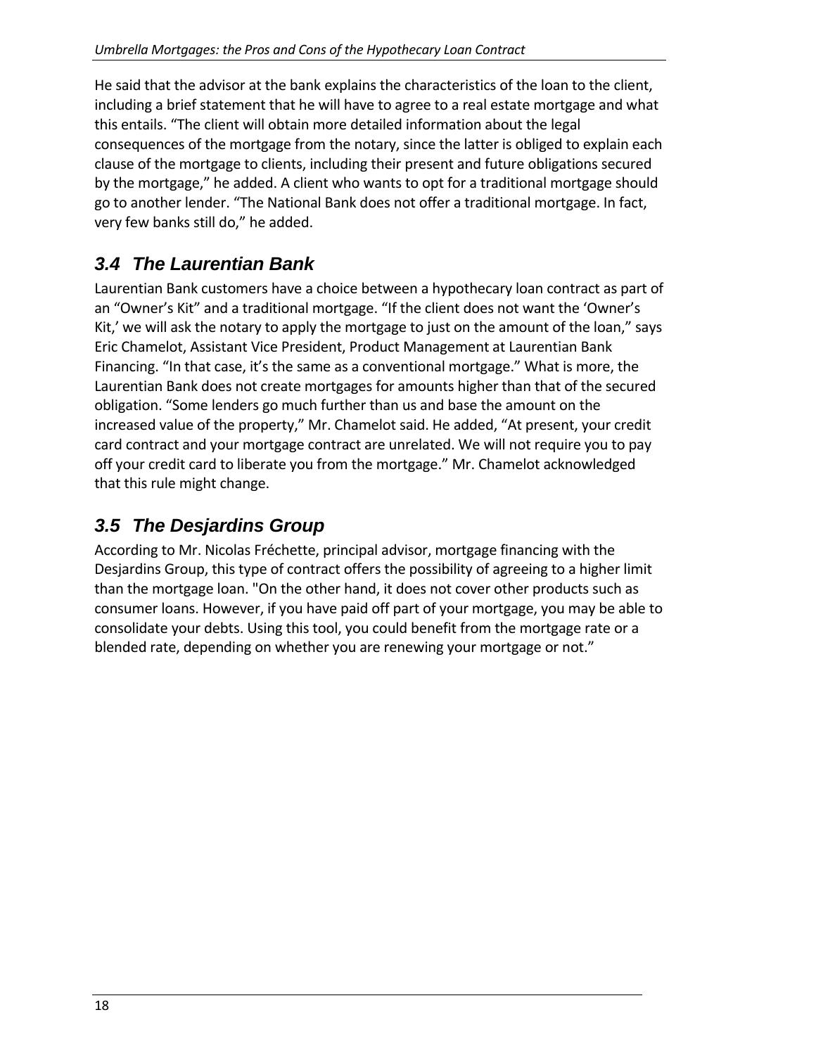He said that the advisor at the bank explains the characteristics of the loan to the client, including a brief statement that he will have to agree to a real estate mortgage and what this entails. “The client will obtain more detailed information about the legal consequences of the mortgage from the notary, since the latter is obliged to explain each clause of the mortgage to clients, including their present and future obligations secured by the mortgage,” he added. A client who wants to opt for a traditional mortgage should go to another lender. “The National Bank does not offer a traditional mortgage. In fact, very few banks still do,” he added.

### 3.4 The Laurentian Bank

Laurentian Bank customers have a choice between a hypothecary loan contract as part of an “Owner’s Kit” and a traditional mortgage. “If the client does not want the ‘Owner’s Kit,’ we will ask the notary to apply the mortgage to just on the amount of the loan,” says Eric Chamelot, Assistant Vice President, Product Management at Laurentian Bank Financing. “In that case, it’s the same as a conventional mortgage.” What is more, the Laurentian Bank does not create mortgages for amounts higher than that of the secured obligation. “Some lenders go much further than us and base the amount on the increased value of the property,” Mr. Chamelot said. He added, “At present, your credit card contract and your mortgage contract are unrelated. We will not require you to pay off your credit card to liberate you from the mortgage.” Mr. Chamelot acknowledged that this rule might change.

### 3.5 The Desjardins Group

According to Mr. Nicolas Fréchette, principal advisor, mortgage financing with the Desjardins Group, this type of contract offers the possibility of agreeing to a higher limit than the mortgage loan. "On the other hand, it does not cover other products such as consumer loans. However, if you have paid off part of your mortgage, you may be able to consolidate your debts. Using this tool, you could benefit from the mortgage rate or a blended rate, depending on whether you are renewing your mortgage or not.”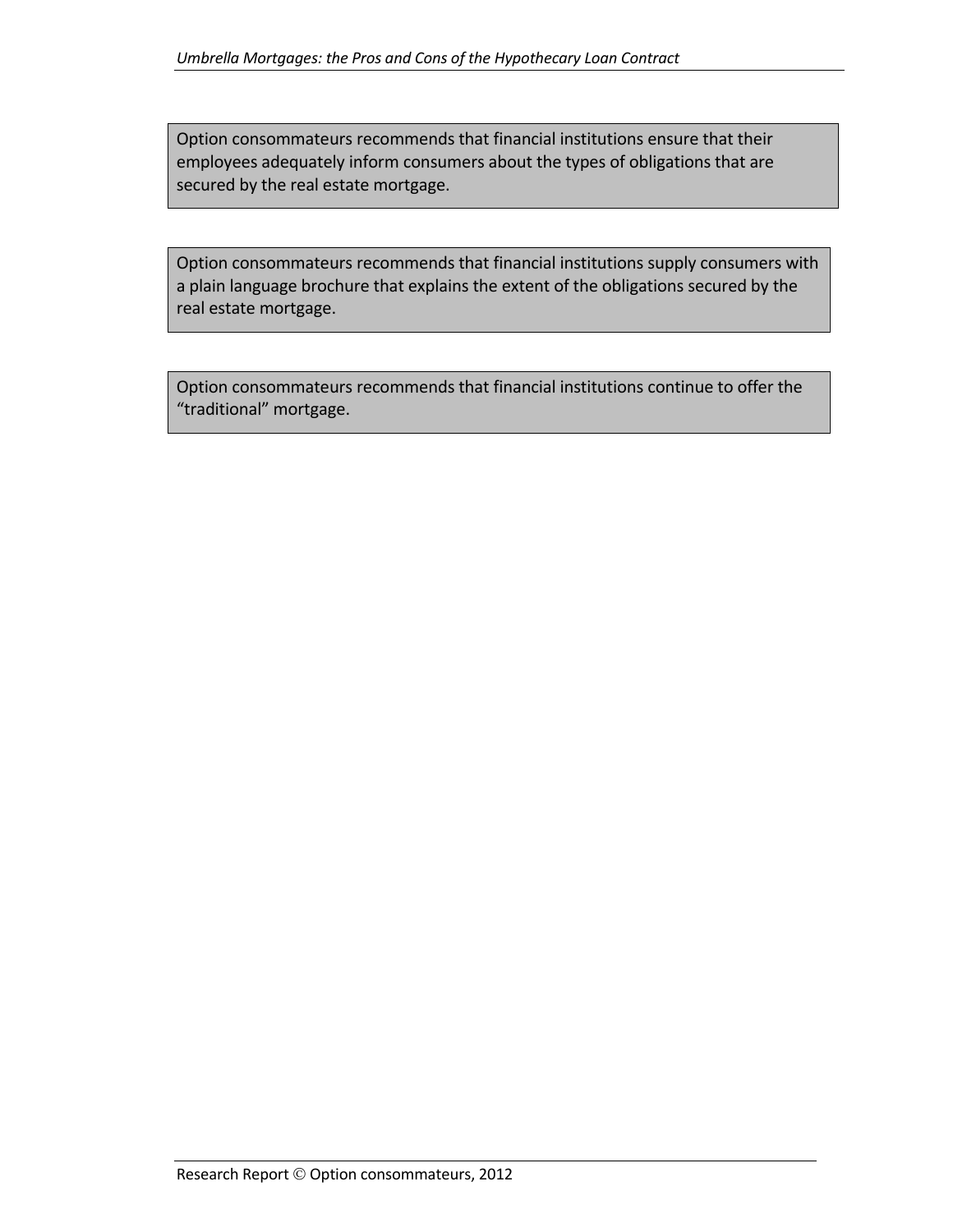Option consommateurs recommends that financial institutions ensure that their employees adequately inform consumers about the types of obligations that are secured by the real estate mortgage.

Option consommateurs recommends that financial institutions supply consumers with a plain language brochure that explains the extent of the obligations secured by the real estate mortgage.

Option consommateurs recommends that financial institutions continue to offer the "traditional" mortgage.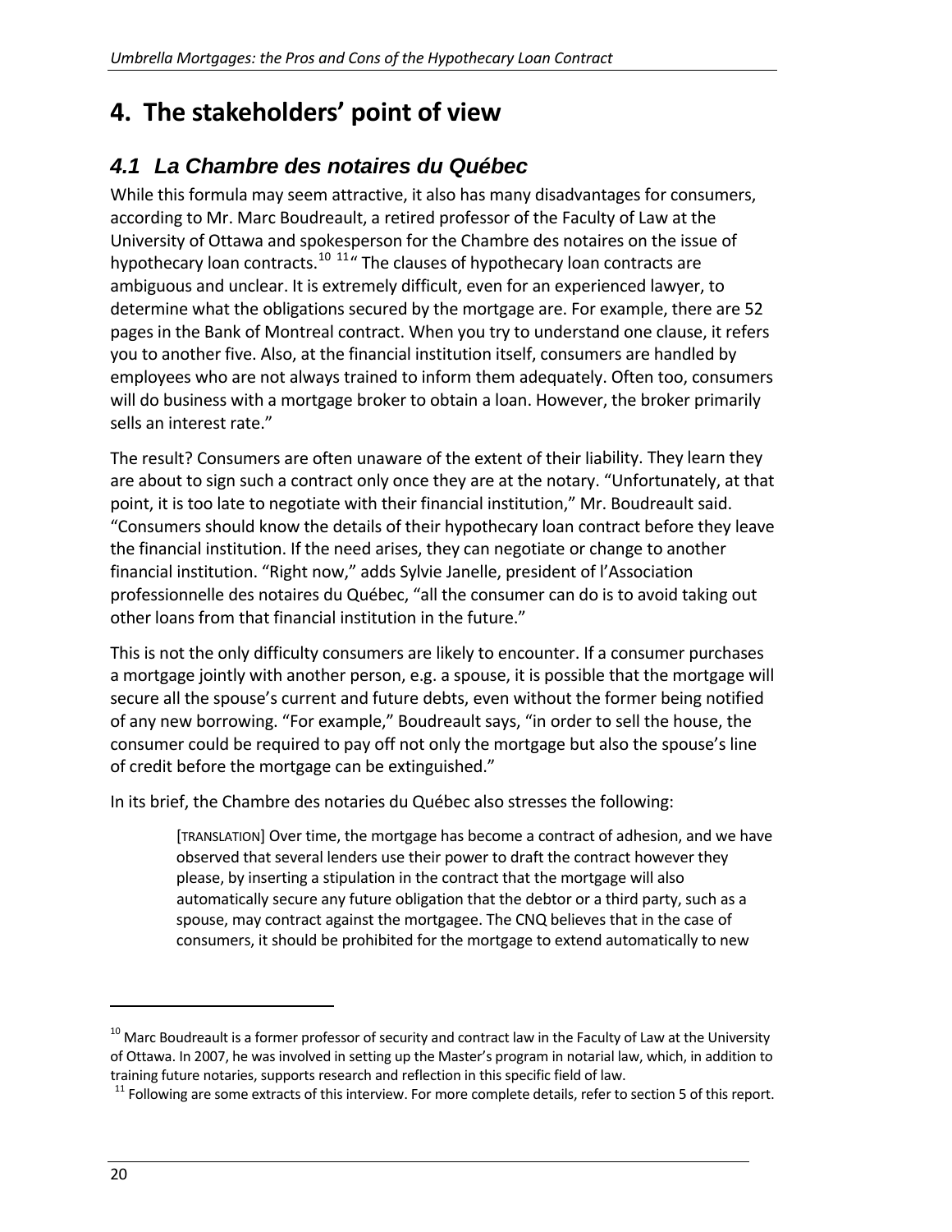# 4. The stakeholders' point of view

## *4.1 La Chambre des notaires du Québec*

While this formula may seem attractive, it also has many disadvantages for consumers, according to Mr. Marc Boudreault, a retired professor of the Faculty of Law at the University of Ottawa and spokesperson for the Chambre des notaires on the issue of hypothecary loan contracts.[10] [11] " The clauses of hypothecary loan contracts are ambiguous and unclear. It is extremely difficult, even for an experienced lawyer, to determine what the obligations secured by the mortgage are. For example, there are 52 pages in the Bank of Montreal contract. When you try to understand one clause, it refers you to another five. Also, at the financial institution itself, consumers are handled by employees who are not always trained to inform them adequately. Often too, consumers will do business with a mortgage broker to obtain a loan. However, the broker primarily sells an interest rate."

The result? Consumers are often unaware of the extent of their liability. They learn they are about to sign such a contract only once they are at the notary. "Unfortunately, at that point, it is too late to negotiate with their financial institution," Mr. Boudreault said. "Consumers should know the details of their hypothecary loan contract before they leave the financial institution. If the need arises, they can negotiate or change to another financial institution. "Right now," adds Sylvie Janelle, president of l'Association professionnelle des notaires du Québec, "all the consumer can do is to avoid taking out other loans from that financial institution in the future."

This is not the only difficulty consumers are likely to encounter. If a consumer purchases a mortgage jointly with another person, e.g. a spouse, it is possible that the mortgage will secure all the spouse's current and future debts, even without the former being notified of any new borrowing. "For example," Boudreault says, "in order to sell the house, the consumer could be required to pay off not only the mortgage but also the spouse's line of credit before the mortgage can be extinguished."

In its brief, the Chambre des notaries du Québec also stresses the following:

> [TRANSLATION] Over time, the mortgage has become a contract of adhesion, and we have observed that several lenders use their power to draft the contract however they please, by inserting a stipulation in the contract that the mortgage will also automatically secure any future obligation that the debtor or a third party, such as a spouse, may contract against the mortgagee. The CNQ believes that in the case of consumers, it should be prohibited for the mortgage to extend automatically to new

---

[10] Marc Boudreault is a former professor of security and contract law in the Faculty of Law at the University of Ottawa. In 2007, he was involved in setting up the Master's program in notarial law, which, in addition to training future notaries, supports research and reflection in this specific field of law.

[11] Following are some extracts of this interview. For more complete details, refer to section 5 of this report.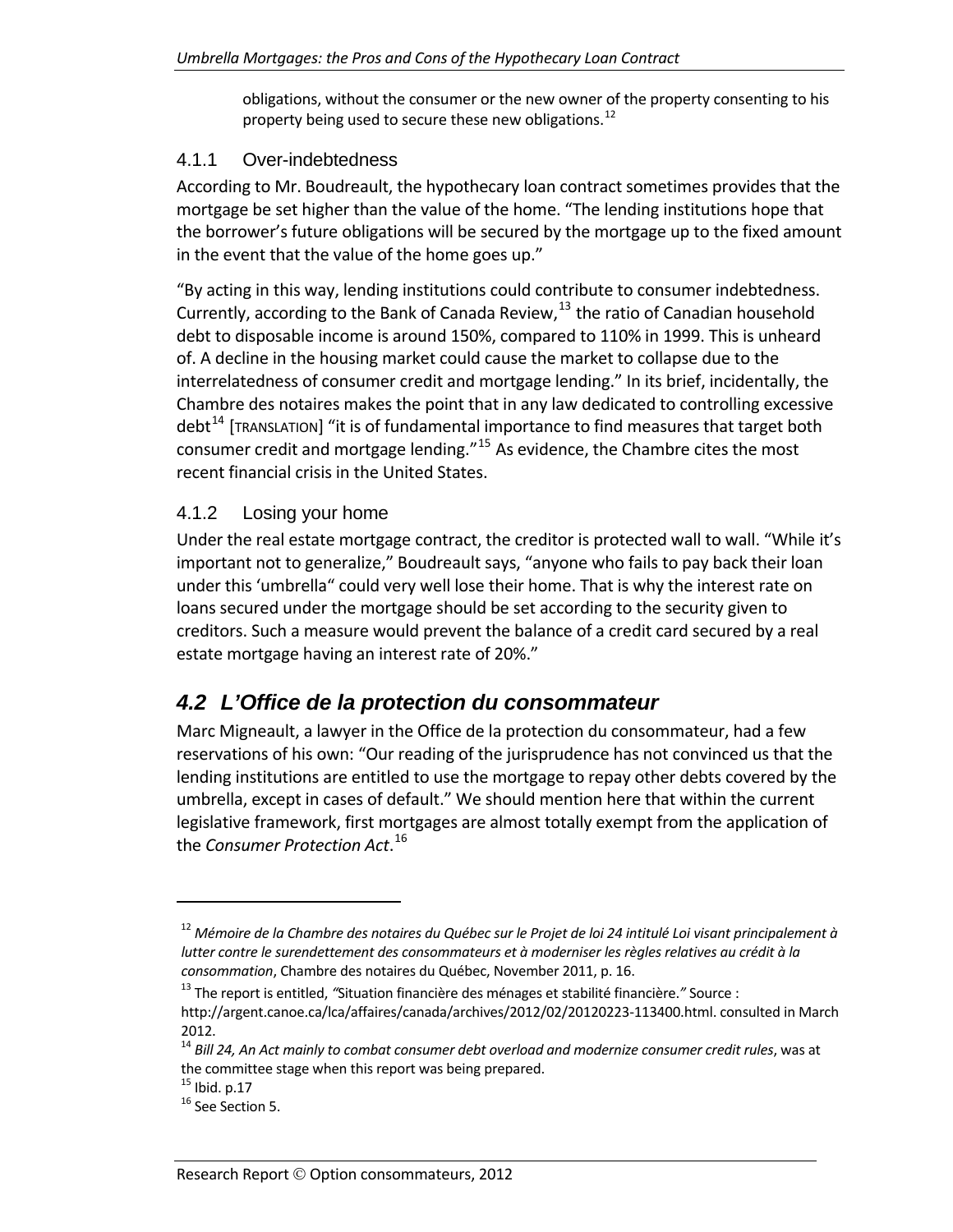obligations, without the consumer or the new owner of the property consenting to his property being used to secure these new obligations.[12]

### 4.1.1 Over-indebtedness

According to Mr. Boudreault, the hypothecary loan contract sometimes provides that the mortgage be set higher than the value of the home. "The lending institutions hope that the borrower's future obligations will be secured by the mortgage up to the fixed amount in the event that the value of the home goes up."

"By acting in this way, lending institutions could contribute to consumer indebtedness. Currently, according to the Bank of Canada Review,[13] the ratio of Canadian household debt to disposable income is around 150%, compared to 110% in 1999. This is unheard of. A decline in the housing market could cause the market to collapse due to the interrelatedness of consumer credit and mortgage lending." In its brief, incidentally, the Chambre des notaires makes the point that in any law dedicated to controlling excessive debt[14] [TRANSLATION] "it is of fundamental importance to find measures that target both consumer credit and mortgage lending."[15] As evidence, the Chambre cites the most recent financial crisis in the United States.

### 4.1.2 Losing your home

Under the real estate mortgage contract, the creditor is protected wall to wall. "While it's important not to generalize," Boudreault says, "anyone who fails to pay back their loan under this 'umbrella" could very well lose their home. That is why the interest rate on loans secured under the mortgage should be set according to the security given to creditors. Such a measure would prevent the balance of a credit card secured by a real estate mortgage having an interest rate of 20%."

## *4.2 L'Office de la protection du consommateur*

Marc Migneault, a lawyer in the Office de la protection du consommateur, had a few reservations of his own: "Our reading of the jurisprudence has not convinced us that the lending institutions are entitled to use the mortgage to repay other debts covered by the umbrella, except in cases of default." We should mention here that within the current legislative framework, first mortgages are almost totally exempt from the application of the *Consumer Protection Act*.[16]

---

[12] *Mémoire de la Chambre des notaires du Québec sur le Projet de loi 24 intitulé Loi visant principalement à lutter contre le surendettement des consommateurs et à moderniser les règles relatives au crédit à la consommation*, Chambre des notaires du Québec, November 2011, p. 16.

[13] The report is entitled, *"*Situation financière des ménages et stabilité financière.*"* Source : http://argent.canoe.ca/lca/affaires/canada/archives/2012/02/20120223-113400.html. consulted in March 2012.

[14] *Bill 24, An Act mainly to combat consumer debt overload and modernize consumer credit rules*, was at the committee stage when this report was being prepared.

[15] Ibid. p.17

[16] See Section 5.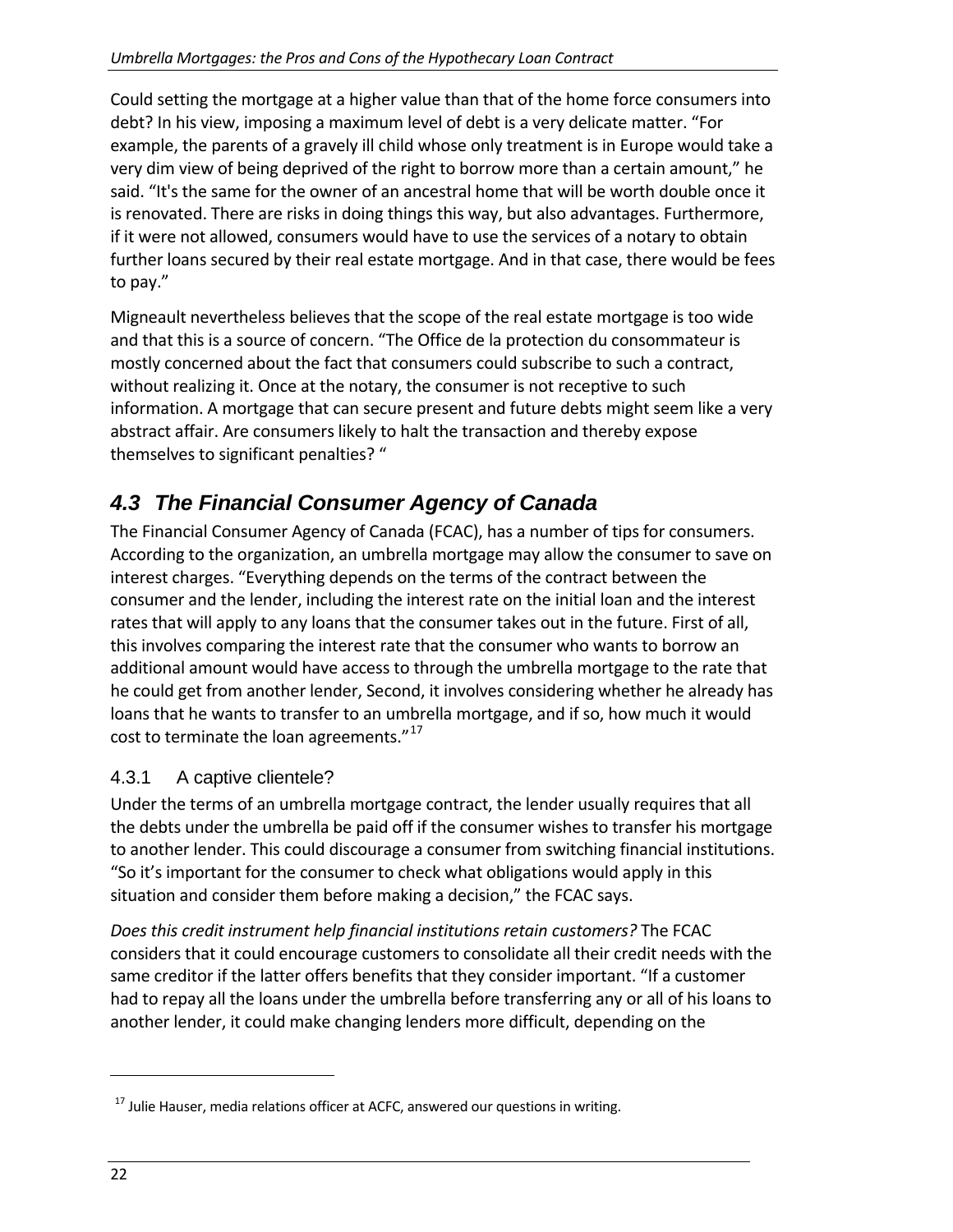Could setting the mortgage at a higher value than that of the home force consumers into debt? In his view, imposing a maximum level of debt is a very delicate matter. "For example, the parents of a gravely ill child whose only treatment is in Europe would take a very dim view of being deprived of the right to borrow more than a certain amount," he said. "It's the same for the owner of an ancestral home that will be worth double once it is renovated. There are risks in doing things this way, but also advantages. Furthermore, if it were not allowed, consumers would have to use the services of a notary to obtain further loans secured by their real estate mortgage. And in that case, there would be fees to pay."

Migneault nevertheless believes that the scope of the real estate mortgage is too wide and that this is a source of concern. "The Office de la protection du consommateur is mostly concerned about the fact that consumers could subscribe to such a contract, without realizing it. Once at the notary, the consumer is not receptive to such information. A mortgage that can secure present and future debts might seem like a very abstract affair. Are consumers likely to halt the transaction and thereby expose themselves to significant penalties? "

## 4.3 The Financial Consumer Agency of Canada

The Financial Consumer Agency of Canada (FCAC), has a number of tips for consumers. According to the organization, an umbrella mortgage may allow the consumer to save on interest charges. "Everything depends on the terms of the contract between the consumer and the lender, including the interest rate on the initial loan and the interest rates that will apply to any loans that the consumer takes out in the future. First of all, this involves comparing the interest rate that the consumer who wants to borrow an additional amount would have access to through the umbrella mortgage to the rate that he could get from another lender, Second, it involves considering whether he already has loans that he wants to transfer to an umbrella mortgage, and if so, how much it would cost to terminate the loan agreements."[17]

### 4.3.1 A captive clientele?

Under the terms of an umbrella mortgage contract, the lender usually requires that all the debts under the umbrella be paid off if the consumer wishes to transfer his mortgage to another lender. This could discourage a consumer from switching financial institutions. "So it's important for the consumer to check what obligations would apply in this situation and consider them before making a decision," the FCAC says.

*Does this credit instrument help financial institutions retain customers?* The FCAC considers that it could encourage customers to consolidate all their credit needs with the same creditor if the latter offers benefits that they consider important. "If a customer had to repay all the loans under the umbrella before transferring any or all of his loans to another lender, it could make changing lenders more difficult, depending on the

[17] Julie Hauser, media relations officer at ACFC, answered our questions in writing.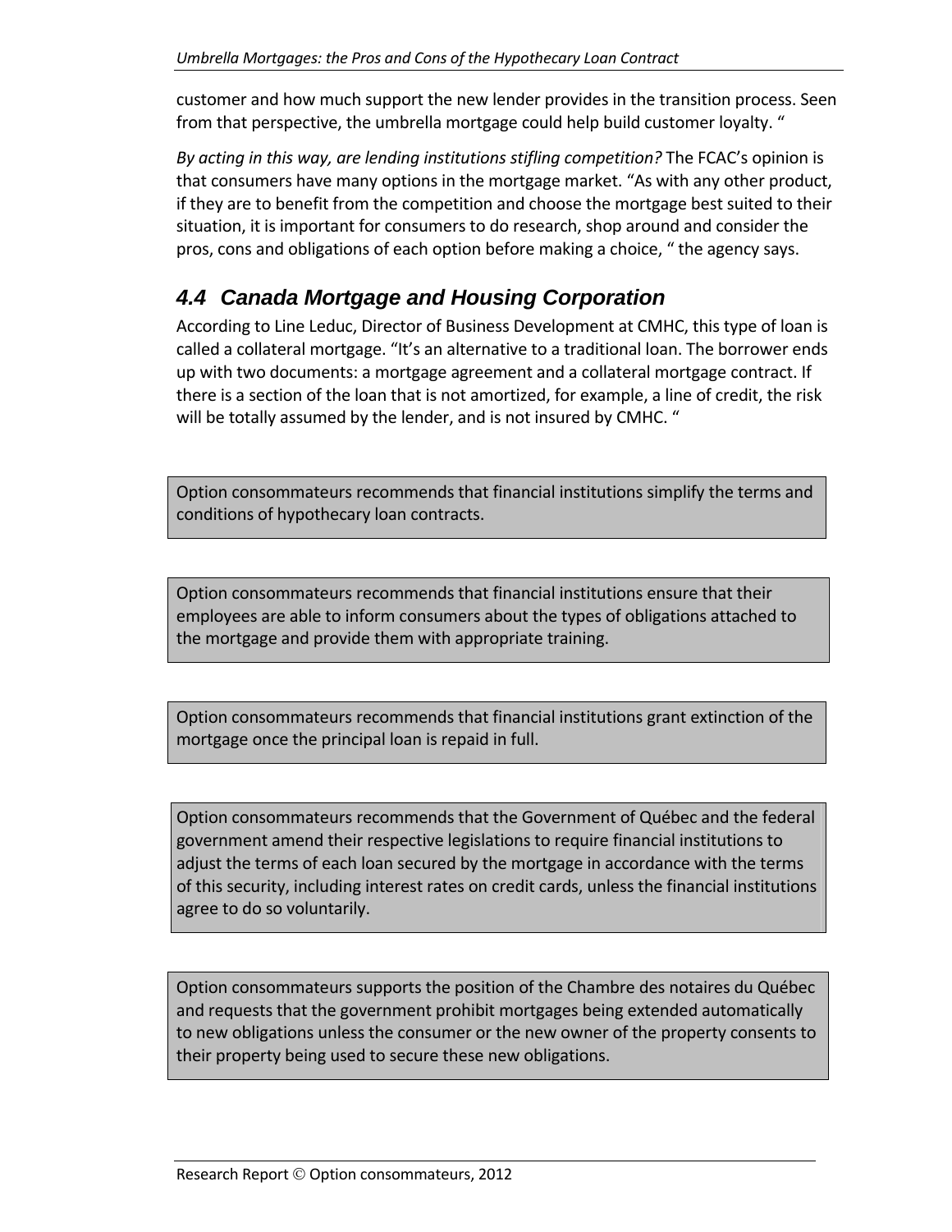customer and how much support the new lender provides in the transition process. Seen from that perspective, the umbrella mortgage could help build customer loyalty. “

*By acting in this way, are lending institutions stifling competition?* The FCAC’s opinion is that consumers have many options in the mortgage market. “As with any other product, if they are to benefit from the competition and choose the mortgage best suited to their situation, it is important for consumers to do research, shop around and consider the pros, cons and obligations of each option before making a choice, “ the agency says.

## 4.4 Canada Mortgage and Housing Corporation

According to Line Leduc, Director of Business Development at CMHC, this type of loan is called a collateral mortgage. “It’s an alternative to a traditional loan. The borrower ends up with two documents: a mortgage agreement and a collateral mortgage contract. If there is a section of the loan that is not amortized, for example, a line of credit, the risk will be totally assumed by the lender, and is not insured by CMHC. “

> Option consommateurs recommends that financial institutions simplify the terms and conditions of hypothecary loan contracts.

> Option consommateurs recommends that financial institutions ensure that their employees are able to inform consumers about the types of obligations attached to the mortgage and provide them with appropriate training.

> Option consommateurs recommends that financial institutions grant extinction of the mortgage once the principal loan is repaid in full.

> Option consommateurs recommends that the Government of Québec and the federal government amend their respective legislations to require financial institutions to adjust the terms of each loan secured by the mortgage in accordance with the terms of this security, including interest rates on credit cards, unless the financial institutions agree to do so voluntarily.

> Option consommateurs supports the position of the Chambre des notaires du Québec and requests that the government prohibit mortgages being extended automatically to new obligations unless the consumer or the new owner of the property consents to their property being used to secure these new obligations.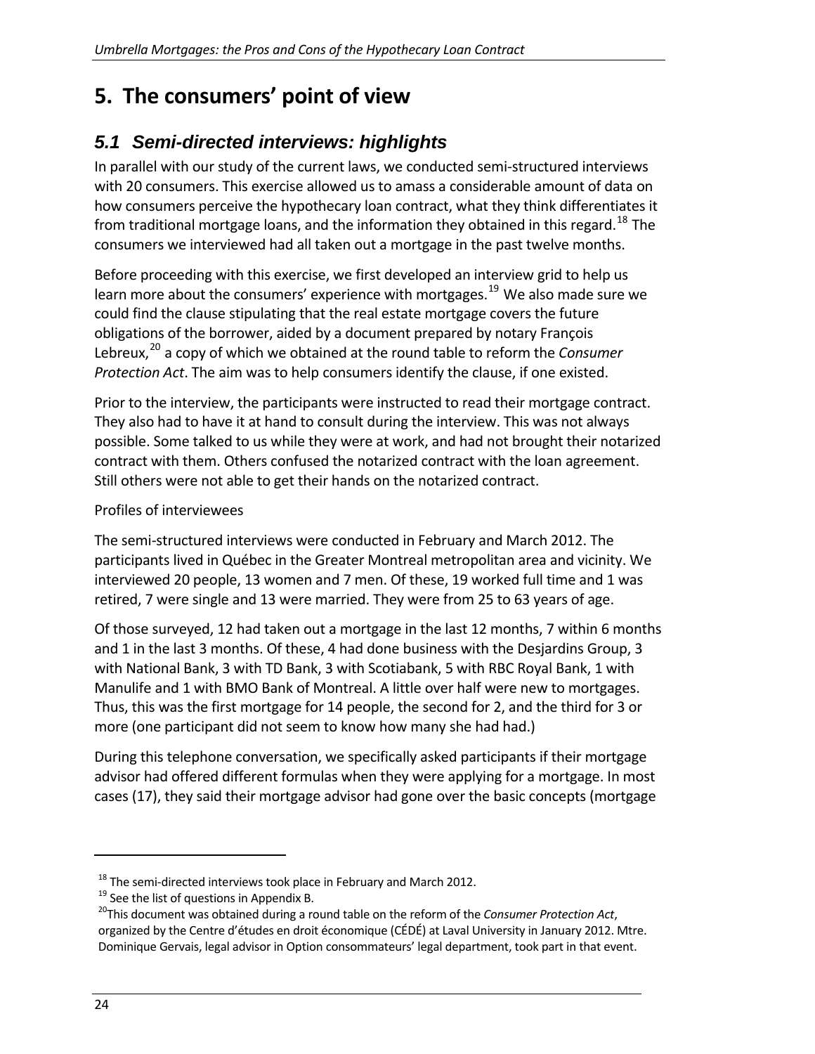# 5. The consumers' point of view

## 5.1 Semi-directed interviews: highlights

In parallel with our study of the current laws, we conducted semi-structured interviews with 20 consumers. This exercise allowed us to amass a considerable amount of data on how consumers perceive the hypothecary loan contract, what they think differentiates it from traditional mortgage loans, and the information they obtained in this regard.[18] The consumers we interviewed had all taken out a mortgage in the past twelve months.

Before proceeding with this exercise, we first developed an interview grid to help us learn more about the consumers' experience with mortgages.[19] We also made sure we could find the clause stipulating that the real estate mortgage covers the future obligations of the borrower, aided by a document prepared by notary François Lebreux,[20] a copy of which we obtained at the round table to reform the *Consumer Protection Act*. The aim was to help consumers identify the clause, if one existed.

Prior to the interview, the participants were instructed to read their mortgage contract. They also had to have it at hand to consult during the interview. This was not always possible. Some talked to us while they were at work, and had not brought their notarized contract with them. Others confused the notarized contract with the loan agreement. Still others were not able to get their hands on the notarized contract.

Profiles of interviewees

The semi-structured interviews were conducted in February and March 2012. The participants lived in Québec in the Greater Montreal metropolitan area and vicinity. We interviewed 20 people, 13 women and 7 men. Of these, 19 worked full time and 1 was retired, 7 were single and 13 were married. They were from 25 to 63 years of age.

Of those surveyed, 12 had taken out a mortgage in the last 12 months, 7 within 6 months and 1 in the last 3 months. Of these, 4 had done business with the Desjardins Group, 3 with National Bank, 3 with TD Bank, 3 with Scotiabank, 5 with RBC Royal Bank, 1 with Manulife and 1 with BMO Bank of Montreal. A little over half were new to mortgages. Thus, this was the first mortgage for 14 people, the second for 2, and the third for 3 or more (one participant did not seem to know how many she had had.)

During this telephone conversation, we specifically asked participants if their mortgage advisor had offered different formulas when they were applying for a mortgage. In most cases (17), they said their mortgage advisor had gone over the basic concepts (mortgage

---

[18] The semi-directed interviews took place in February and March 2012.

[19] See the list of questions in Appendix B.

[20] This document was obtained during a round table on the reform of the *Consumer Protection Act*, organized by the Centre d'études en droit économique (CÉDÉ) at Laval University in January 2012. Mtre. Dominique Gervais, legal advisor in Option consommateurs' legal department, took part in that event.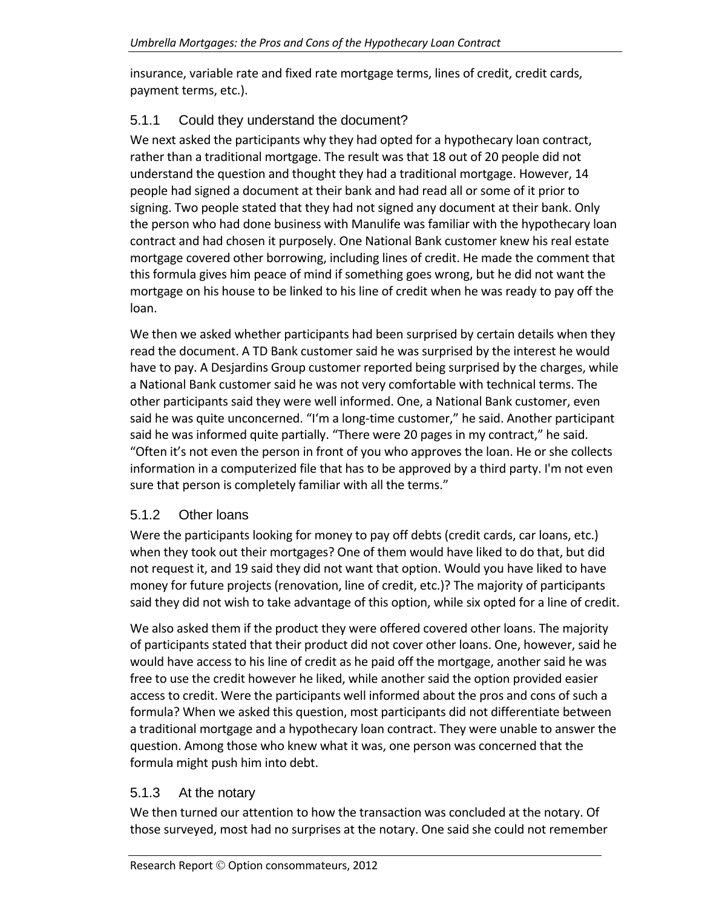insurance, variable rate and fixed rate mortgage terms, lines of credit, credit cards, payment terms, etc.).

### 5.1.1 Could they understand the document?

We next asked the participants why they had opted for a hypothecary loan contract, rather than a traditional mortgage. The result was that 18 out of 20 people did not understand the question and thought they had a traditional mortgage. However, 14 people had signed a document at their bank and had read all or some of it prior to signing. Two people stated that they had not signed any document at their bank. Only the person who had done business with Manulife was familiar with the hypothecary loan contract and had chosen it purposely. One National Bank customer knew his real estate mortgage covered other borrowing, including lines of credit. He made the comment that this formula gives him peace of mind if something goes wrong, but he did not want the mortgage on his house to be linked to his line of credit when he was ready to pay off the loan.

We then we asked whether participants had been surprised by certain details when they read the document. A TD Bank customer said he was surprised by the interest he would have to pay. A Desjardins Group customer reported being surprised by the charges, while a National Bank customer said he was not very comfortable with technical terms. The other participants said they were well informed. One, a National Bank customer, even said he was quite unconcerned. "I'm a long-time customer," he said. Another participant said he was informed quite partially. "There were 20 pages in my contract," he said. "Often it's not even the person in front of you who approves the loan. He or she collects information in a computerized file that has to be approved by a third party. I'm not even sure that person is completely familiar with all the terms."

### 5.1.2 Other loans

Were the participants looking for money to pay off debts (credit cards, car loans, etc.) when they took out their mortgages? One of them would have liked to do that, but did not request it, and 19 said they did not want that option. Would you have liked to have money for future projects (renovation, line of credit, etc.)? The majority of participants said they did not wish to take advantage of this option, while six opted for a line of credit.

We also asked them if the product they were offered covered other loans. The majority of participants stated that their product did not cover other loans. One, however, said he would have access to his line of credit as he paid off the mortgage, another said he was free to use the credit however he liked, while another said the option provided easier access to credit. Were the participants well informed about the pros and cons of such a formula? When we asked this question, most participants did not differentiate between a traditional mortgage and a hypothecary loan contract. They were unable to answer the question. Among those who knew what it was, one person was concerned that the formula might push him into debt.

### 5.1.3 At the notary

We then turned our attention to how the transaction was concluded at the notary. Of those surveyed, most had no surprises at the notary. One said she could not remember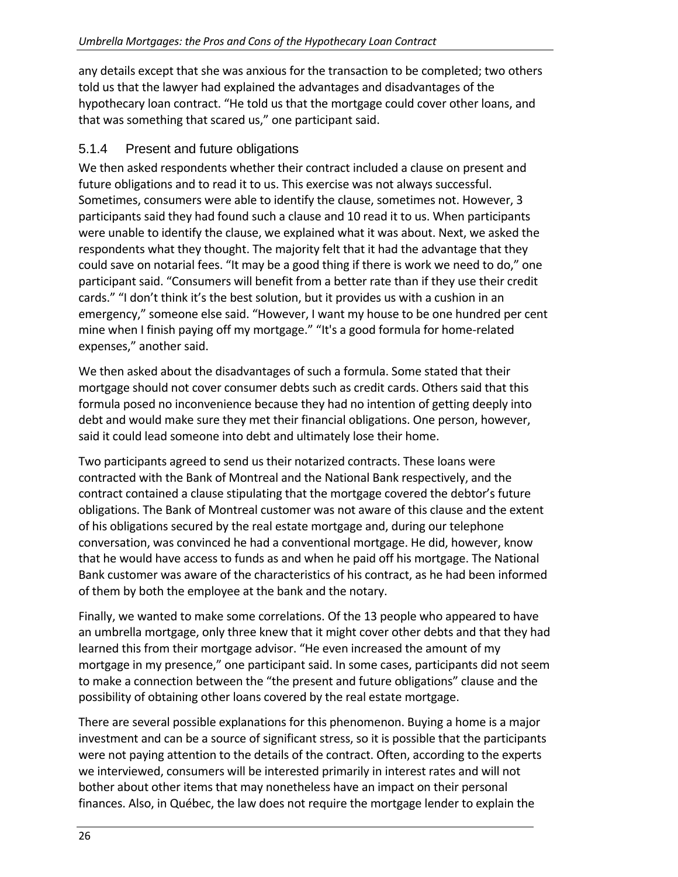any details except that she was anxious for the transaction to be completed; two others told us that the lawyer had explained the advantages and disadvantages of the hypothecary loan contract. "He told us that the mortgage could cover other loans, and that was something that scared us," one participant said.

### 5.1.4 Present and future obligations

We then asked respondents whether their contract included a clause on present and future obligations and to read it to us. This exercise was not always successful. Sometimes, consumers were able to identify the clause, sometimes not. However, 3 participants said they had found such a clause and 10 read it to us. When participants were unable to identify the clause, we explained what it was about. Next, we asked the respondents what they thought. The majority felt that it had the advantage that they could save on notarial fees. "It may be a good thing if there is work we need to do," one participant said. "Consumers will benefit from a better rate than if they use their credit cards." "I don't think it's the best solution, but it provides us with a cushion in an emergency," someone else said. "However, I want my house to be one hundred per cent mine when I finish paying off my mortgage." "It's a good formula for home-related expenses," another said.

We then asked about the disadvantages of such a formula. Some stated that their mortgage should not cover consumer debts such as credit cards. Others said that this formula posed no inconvenience because they had no intention of getting deeply into debt and would make sure they met their financial obligations. One person, however, said it could lead someone into debt and ultimately lose their home.

Two participants agreed to send us their notarized contracts. These loans were contracted with the Bank of Montreal and the National Bank respectively, and the contract contained a clause stipulating that the mortgage covered the debtor's future obligations. The Bank of Montreal customer was not aware of this clause and the extent of his obligations secured by the real estate mortgage and, during our telephone conversation, was convinced he had a conventional mortgage. He did, however, know that he would have access to funds as and when he paid off his mortgage. The National Bank customer was aware of the characteristics of his contract, as he had been informed of them by both the employee at the bank and the notary.

Finally, we wanted to make some correlations. Of the 13 people who appeared to have an umbrella mortgage, only three knew that it might cover other debts and that they had learned this from their mortgage advisor. "He even increased the amount of my mortgage in my presence," one participant said. In some cases, participants did not seem to make a connection between the "the present and future obligations" clause and the possibility of obtaining other loans covered by the real estate mortgage.

There are several possible explanations for this phenomenon. Buying a home is a major investment and can be a source of significant stress, so it is possible that the participants were not paying attention to the details of the contract. Often, according to the experts we interviewed, consumers will be interested primarily in interest rates and will not bother about other items that may nonetheless have an impact on their personal finances. Also, in Québec, the law does not require the mortgage lender to explain the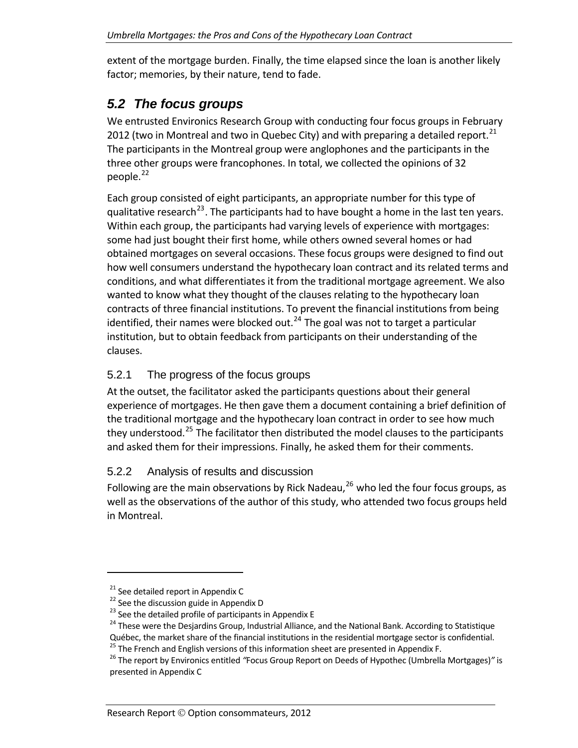extent of the mortgage burden. Finally, the time elapsed since the loan is another likely factor; memories, by their nature, tend to fade.

## *5.2 The focus groups*

We entrusted Environics Research Group with conducting four focus groups in February 2012 (two in Montreal and two in Quebec City) and with preparing a detailed report.[21] The participants in the Montreal group were anglophones and the participants in the three other groups were francophones. In total, we collected the opinions of 32 people.[22]

Each group consisted of eight participants, an appropriate number for this type of qualitative research[23]. The participants had to have bought a home in the last ten years. Within each group, the participants had varying levels of experience with mortgages: some had just bought their first home, while others owned several homes or had obtained mortgages on several occasions. These focus groups were designed to find out how well consumers understand the hypothecary loan contract and its related terms and conditions, and what differentiates it from the traditional mortgage agreement. We also wanted to know what they thought of the clauses relating to the hypothecary loan contracts of three financial institutions. To prevent the financial institutions from being identified, their names were blocked out.[24] The goal was not to target a particular institution, but to obtain feedback from participants on their understanding of the clauses.

### 5.2.1 The progress of the focus groups

At the outset, the facilitator asked the participants questions about their general experience of mortgages. He then gave them a document containing a brief definition of the traditional mortgage and the hypothecary loan contract in order to see how much they understood.[25] The facilitator then distributed the model clauses to the participants and asked them for their impressions. Finally, he asked them for their comments.

### 5.2.2 Analysis of results and discussion

Following are the main observations by Rick Nadeau,[26] who led the four focus groups, as well as the observations of the author of this study, who attended two focus groups held in Montreal.

---

[21] See detailed report in Appendix C

[22] See the discussion guide in Appendix D

[23] See the detailed profile of participants in Appendix E

[24] These were the Desjardins Group, Industrial Alliance, and the National Bank. According to Statistique Québec, the market share of the financial institutions in the residential mortgage sector is confidential.

[25] The French and English versions of this information sheet are presented in Appendix F.

[26] The report by Environics entitled *"Focus Group Report on Deeds of Hypothec (Umbrella Mortgages)"* is presented in Appendix C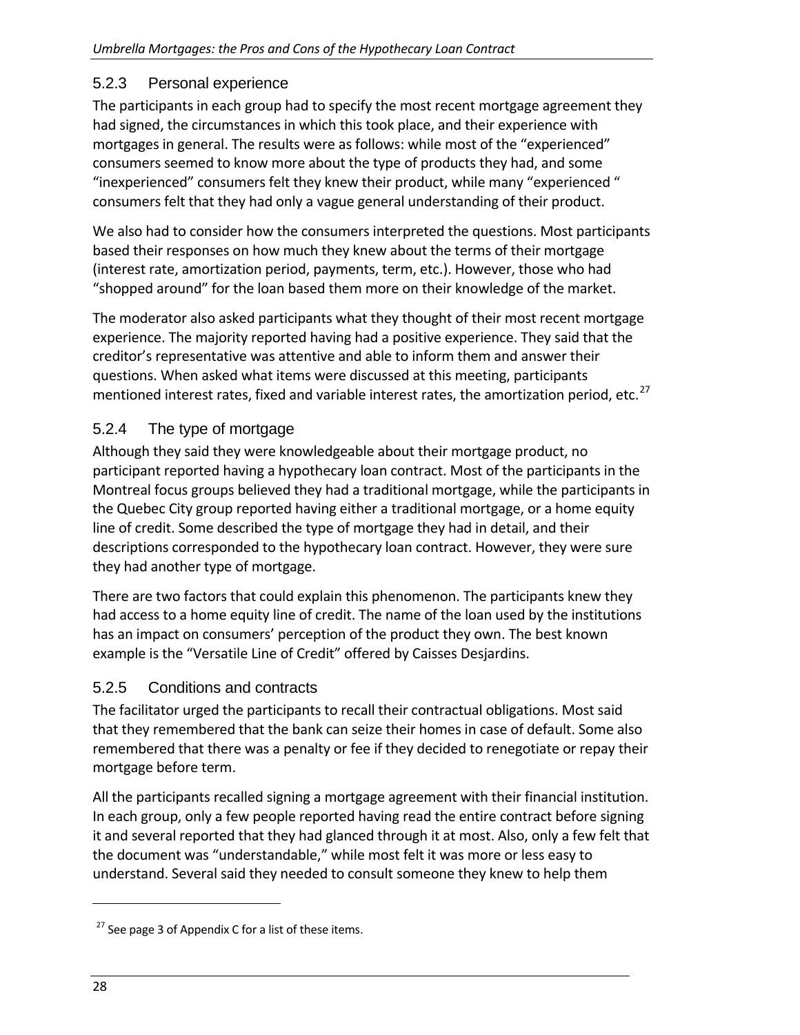### 5.2.3 Personal experience

The participants in each group had to specify the most recent mortgage agreement they had signed, the circumstances in which this took place, and their experience with mortgages in general. The results were as follows: while most of the "experienced" consumers seemed to know more about the type of products they had, and some "inexperienced" consumers felt they knew their product, while many "experienced " consumers felt that they had only a vague general understanding of their product.

We also had to consider how the consumers interpreted the questions. Most participants based their responses on how much they knew about the terms of their mortgage (interest rate, amortization period, payments, term, etc.). However, those who had "shopped around" for the loan based them more on their knowledge of the market.

The moderator also asked participants what they thought of their most recent mortgage experience. The majority reported having had a positive experience. They said that the creditor's representative was attentive and able to inform them and answer their questions. When asked what items were discussed at this meeting, participants mentioned interest rates, fixed and variable interest rates, the amortization period, etc.[27]

### 5.2.4 The type of mortgage

Although they said they were knowledgeable about their mortgage product, no participant reported having a hypothecary loan contract. Most of the participants in the Montreal focus groups believed they had a traditional mortgage, while the participants in the Quebec City group reported having either a traditional mortgage, or a home equity line of credit. Some described the type of mortgage they had in detail, and their descriptions corresponded to the hypothecary loan contract. However, they were sure they had another type of mortgage.

There are two factors that could explain this phenomenon. The participants knew they had access to a home equity line of credit. The name of the loan used by the institutions has an impact on consumers' perception of the product they own. The best known example is the "Versatile Line of Credit" offered by Caisses Desjardins.

### 5.2.5 Conditions and contracts

The facilitator urged the participants to recall their contractual obligations. Most said that they remembered that the bank can seize their homes in case of default. Some also remembered that there was a penalty or fee if they decided to renegotiate or repay their mortgage before term.

All the participants recalled signing a mortgage agreement with their financial institution. In each group, only a few people reported having read the entire contract before signing it and several reported that they had glanced through it at most. Also, only a few felt that the document was "understandable," while most felt it was more or less easy to understand. Several said they needed to consult someone they knew to help them

---

[27] See page 3 of Appendix C for a list of these items.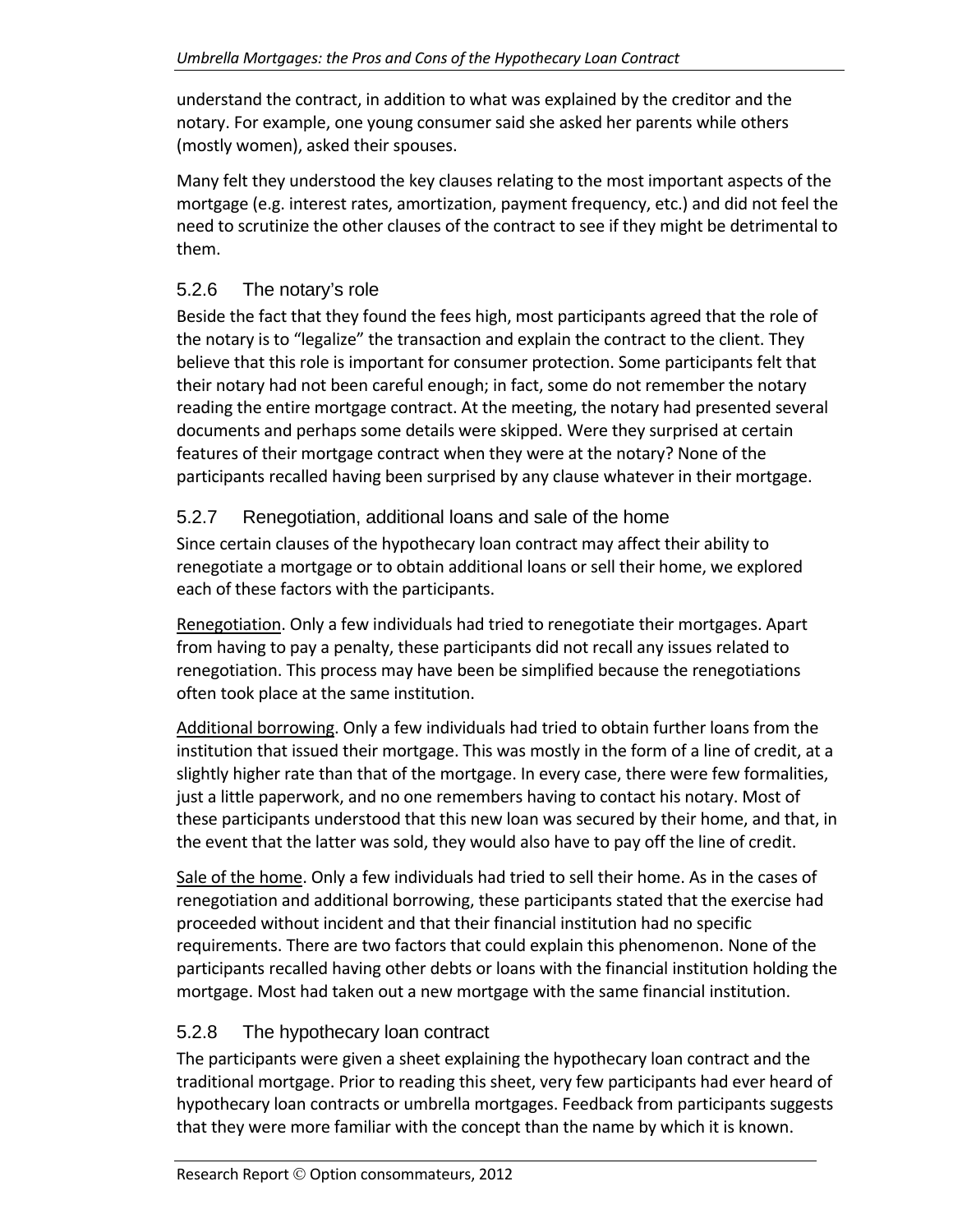understand the contract, in addition to what was explained by the creditor and the notary. For example, one young consumer said she asked her parents while others (mostly women), asked their spouses.

Many felt they understood the key clauses relating to the most important aspects of the mortgage (e.g. interest rates, amortization, payment frequency, etc.) and did not feel the need to scrutinize the other clauses of the contract to see if they might be detrimental to them.

### 5.2.6 The notary's role

Beside the fact that they found the fees high, most participants agreed that the role of the notary is to "legalize" the transaction and explain the contract to the client. They believe that this role is important for consumer protection. Some participants felt that their notary had not been careful enough; in fact, some do not remember the notary reading the entire mortgage contract. At the meeting, the notary had presented several documents and perhaps some details were skipped. Were they surprised at certain features of their mortgage contract when they were at the notary? None of the participants recalled having been surprised by any clause whatever in their mortgage.

### 5.2.7 Renegotiation, additional loans and sale of the home

Since certain clauses of the hypothecary loan contract may affect their ability to renegotiate a mortgage or to obtain additional loans or sell their home, we explored each of these factors with the participants.

Renegotiation. Only a few individuals had tried to renegotiate their mortgages. Apart from having to pay a penalty, these participants did not recall any issues related to renegotiation. This process may have been be simplified because the renegotiations often took place at the same institution.

Additional borrowing. Only a few individuals had tried to obtain further loans from the institution that issued their mortgage. This was mostly in the form of a line of credit, at a slightly higher rate than that of the mortgage. In every case, there were few formalities, just a little paperwork, and no one remembers having to contact his notary. Most of these participants understood that this new loan was secured by their home, and that, in the event that the latter was sold, they would also have to pay off the line of credit.

Sale of the home. Only a few individuals had tried to sell their home. As in the cases of renegotiation and additional borrowing, these participants stated that the exercise had proceeded without incident and that their financial institution had no specific requirements. There are two factors that could explain this phenomenon. None of the participants recalled having other debts or loans with the financial institution holding the mortgage. Most had taken out a new mortgage with the same financial institution.

### 5.2.8 The hypothecary loan contract

The participants were given a sheet explaining the hypothecary loan contract and the traditional mortgage. Prior to reading this sheet, very few participants had ever heard of hypothecary loan contracts or umbrella mortgages. Feedback from participants suggests that they were more familiar with the concept than the name by which it is known.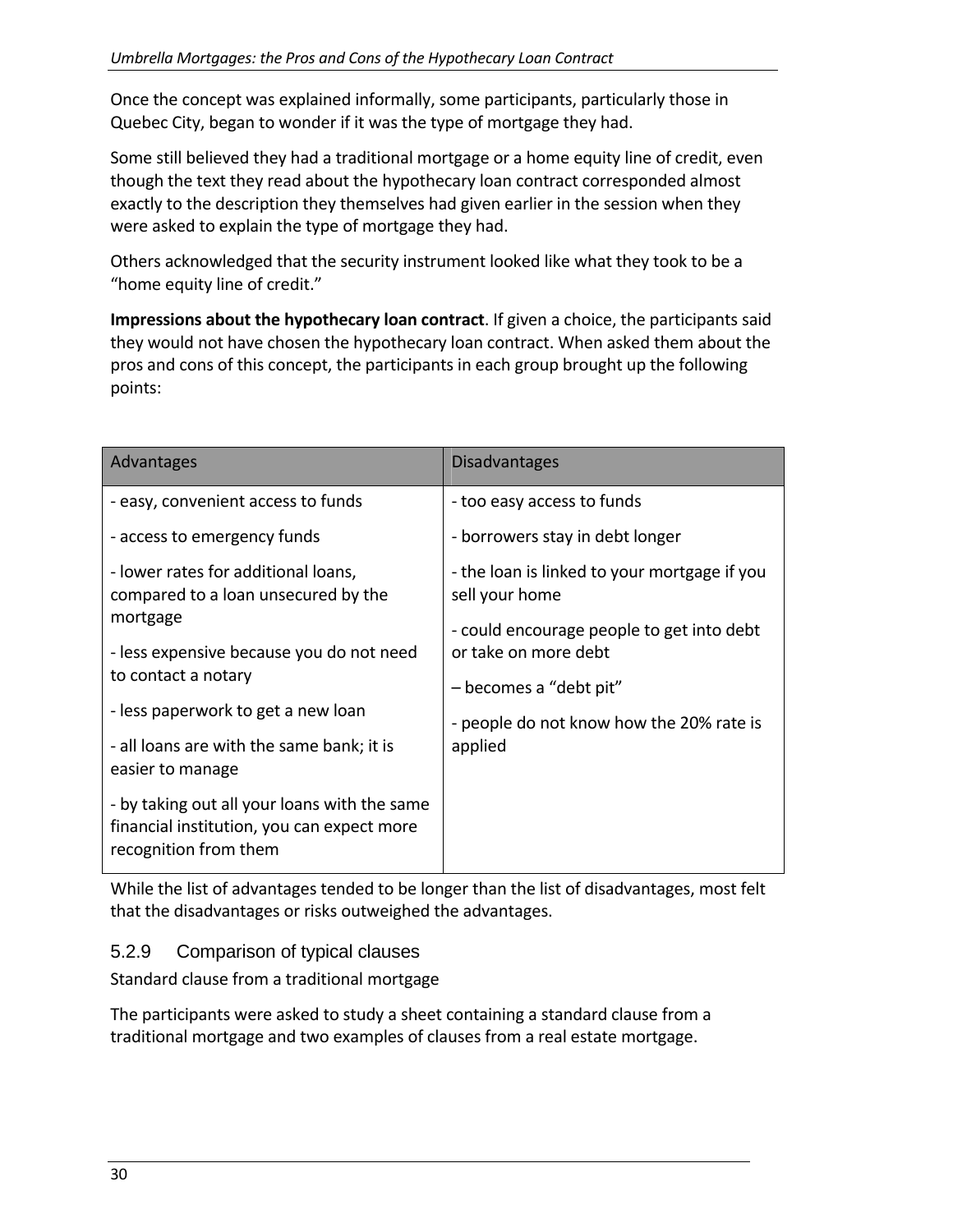Once the concept was explained informally, some participants, particularly those in Quebec City, began to wonder if it was the type of mortgage they had.

Some still believed they had a traditional mortgage or a home equity line of credit, even though the text they read about the hypothecary loan contract corresponded almost exactly to the description they themselves had given earlier in the session when they were asked to explain the type of mortgage they had.

Others acknowledged that the security instrument looked like what they took to be a "home equity line of credit."

**Impressions about the hypothecary loan contract**. If given a choice, the participants said they would not have chosen the hypothecary loan contract. When asked them about the pros and cons of this concept, the participants in each group brought up the following points:

| Advantages | Disadvantages |
|---|---|
| - easy, convenient access to funds<br>- access to emergency funds<br>- lower rates for additional loans, compared to a loan unsecured by the mortgage<br>- less expensive because you do not need to contact a notary<br>- less paperwork to get a new loan<br>- all loans are with the same bank; it is easier to manage<br>- by taking out all your loans with the same financial institution, you can expect more recognition from them | - too easy access to funds<br>- borrowers stay in debt longer<br>- the loan is linked to your mortgage if you sell your home<br>- could encourage people to get into debt or take on more debt<br>– becomes a "debt pit"<br>- people do not know how the 20% rate is applied |

While the list of advantages tended to be longer than the list of disadvantages, most felt that the disadvantages or risks outweighed the advantages.

### 5.2.9 Comparison of typical clauses

Standard clause from a traditional mortgage

The participants were asked to study a sheet containing a standard clause from a traditional mortgage and two examples of clauses from a real estate mortgage.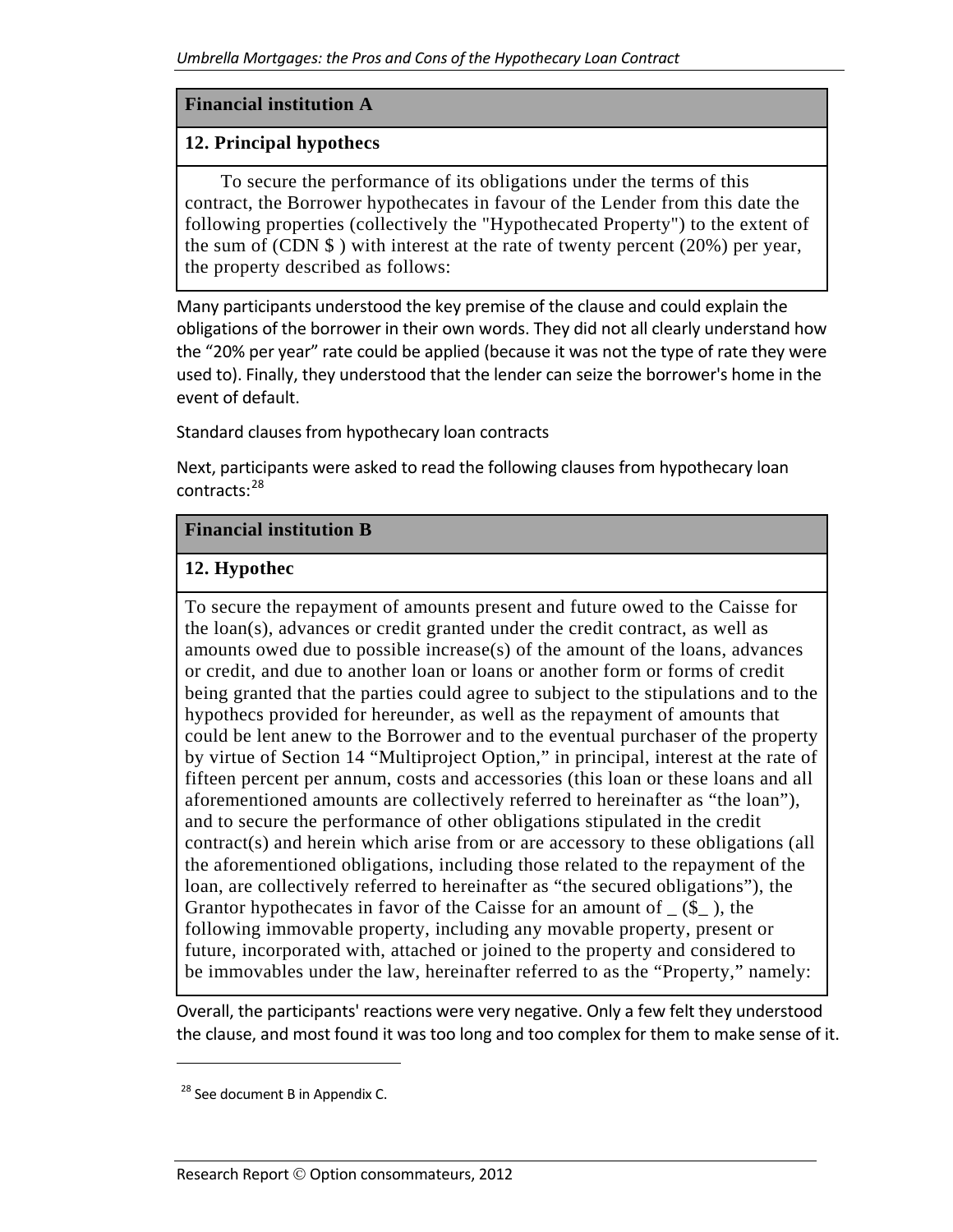| Financial institution A |
|---|
| **12. Principal hypothecs** |
| To secure the performance of its obligations under the terms of this contract, the Borrower hypothecates in favour of the Lender from this date the following properties (collectively the "Hypothecated Property") to the extent of the sum of (CDN $ ) with interest at the rate of twenty percent (20%) per year, the property described as follows: |

Many participants understood the key premise of the clause and could explain the obligations of the borrower in their own words. They did not all clearly understand how the “20% per year” rate could be applied (because it was not the type of rate they were used to). Finally, they understood that the lender can seize the borrower's home in the event of default.

Standard clauses from hypothecary loan contracts

Next, participants were asked to read the following clauses from hypothecary loan contracts:[28]

| Financial institution B |
|---|
| **12. Hypothec** |
| To secure the repayment of amounts present and future owed to the Caisse for the loan(s), advances or credit granted under the credit contract, as well as amounts owed due to possible increase(s) of the amount of the loans, advances or credit, and due to another loan or loans or another form or forms of credit being granted that the parties could agree to subject to the stipulations and to the hypothecs provided for hereunder, as well as the repayment of amounts that could be lent anew to the Borrower and to the eventual purchaser of the property by virtue of Section 14 “Multiproject Option,” in principal, interest at the rate of fifteen percent per annum, costs and accessories (this loan or these loans and all aforementioned amounts are collectively referred to hereinafter as “the loan”), and to secure the performance of other obligations stipulated in the credit contract(s) and herein which arise from or are accessory to these obligations (all the aforementioned obligations, including those related to the repayment of the loan, are collectively referred to hereinafter as “the secured obligations”), the Grantor hypothecates in favor of the Caisse for an amount of _ ($_ ), the following immovable property, including any movable property, present or future, incorporated with, attached or joined to the property and considered to be immovables under the law, hereinafter referred to as the “Property,” namely: |

Overall, the participants' reactions were very negative. Only a few felt they understood the clause, and most found it was too long and too complex for them to make sense of it.

[28] See document B in Appendix C.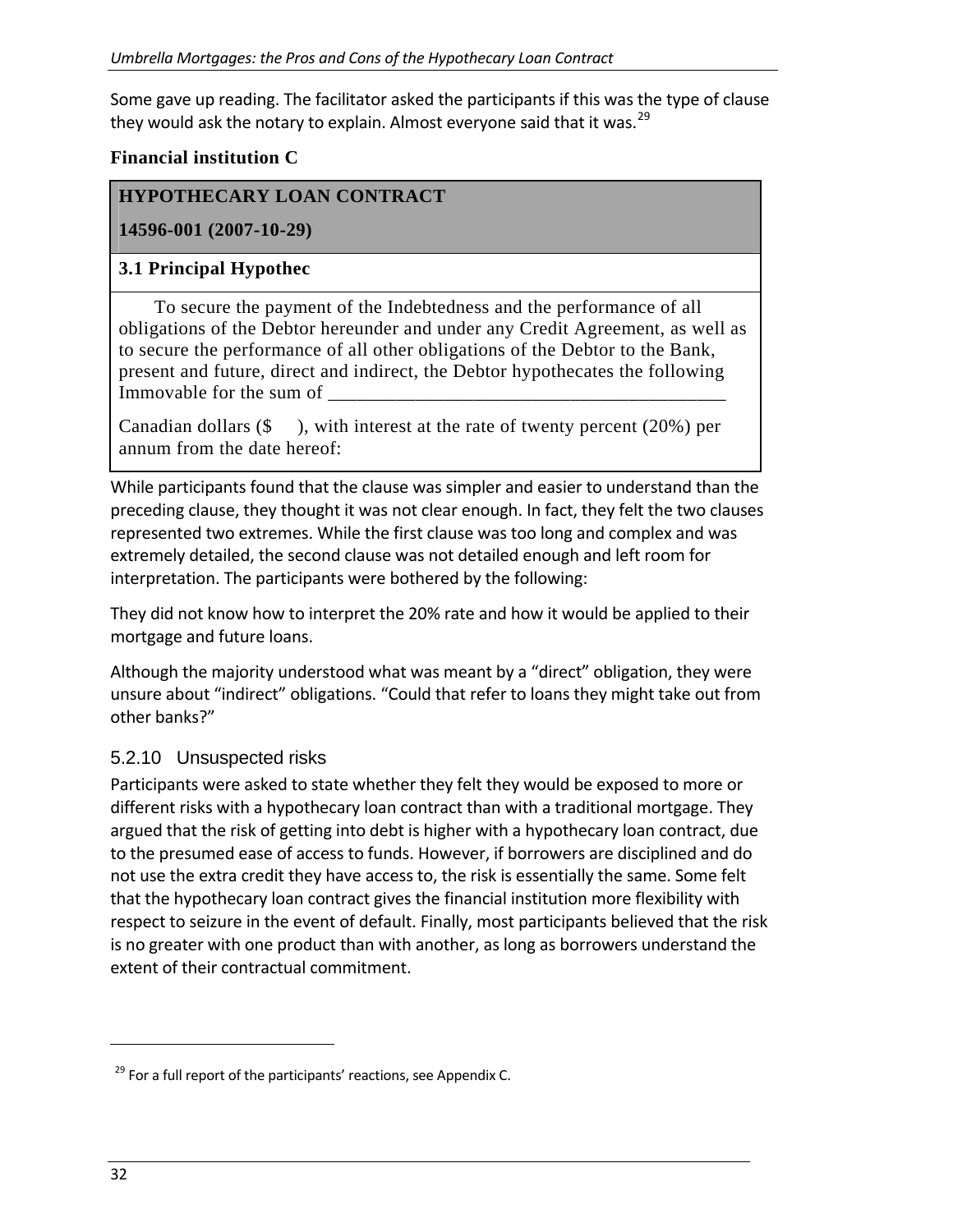Some gave up reading. The facilitator asked the participants if this was the type of clause they would ask the notary to explain. Almost everyone said that it was.[29]

**Financial institution C**

| **HYPOTHECARY LOAN CONTRACT**<br>**14596-001 (2007-10-29)** |
|---|
| **3.1 Principal Hypothec** |
| To secure the payment of the Indebtedness and the performance of all obligations of the Debtor hereunder and under any Credit Agreement, as well as to secure the performance of all other obligations of the Debtor to the Bank, present and future, direct and indirect, the Debtor hypothecates the following Immovable for the sum of ________________________________________<br><br>Canadian dollars ($ ), with interest at the rate of twenty percent (20%) per annum from the date hereof: |

While participants found that the clause was simpler and easier to understand than the preceding clause, they thought it was not clear enough. In fact, they felt the two clauses represented two extremes. While the first clause was too long and complex and was extremely detailed, the second clause was not detailed enough and left room for interpretation. The participants were bothered by the following:

They did not know how to interpret the 20% rate and how it would be applied to their mortgage and future loans.

Although the majority understood what was meant by a "direct" obligation, they were unsure about "indirect" obligations. "Could that refer to loans they might take out from other banks?"

### 5.2.10 Unsuspected risks

Participants were asked to state whether they felt they would be exposed to more or different risks with a hypothecary loan contract than with a traditional mortgage. They argued that the risk of getting into debt is higher with a hypothecary loan contract, due to the presumed ease of access to funds. However, if borrowers are disciplined and do not use the extra credit they have access to, the risk is essentially the same. Some felt that the hypothecary loan contract gives the financial institution more flexibility with respect to seizure in the event of default. Finally, most participants believed that the risk is no greater with one product than with another, as long as borrowers understand the extent of their contractual commitment.

---

[29] For a full report of the participants' reactions, see Appendix C.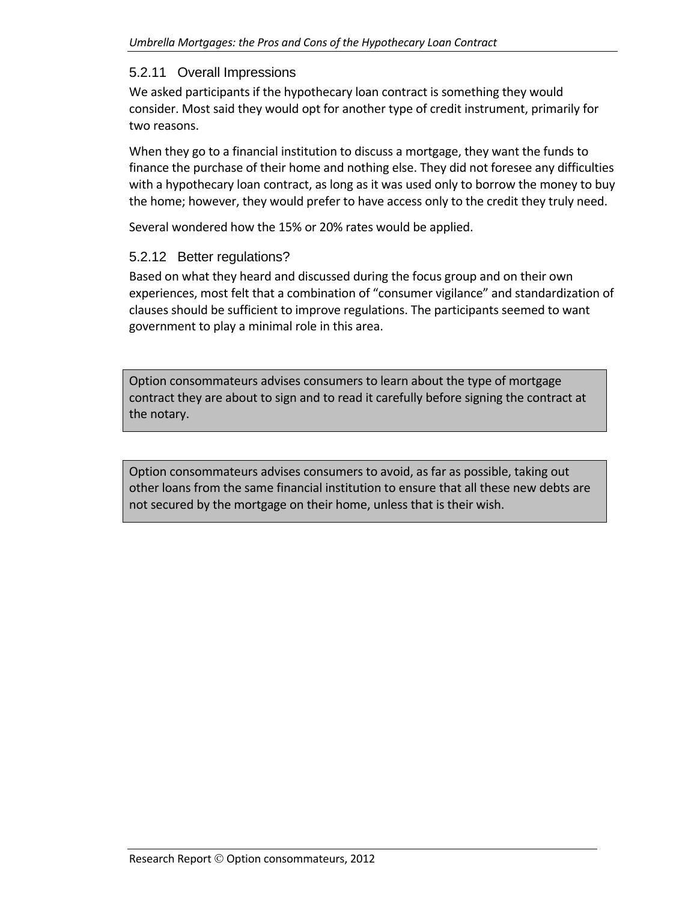#### 5.2.11 Overall Impressions

We asked participants if the hypothecary loan contract is something they would consider. Most said they would opt for another type of credit instrument, primarily for two reasons.

When they go to a financial institution to discuss a mortgage, they want the funds to finance the purchase of their home and nothing else. They did not foresee any difficulties with a hypothecary loan contract, as long as it was used only to borrow the money to buy the home; however, they would prefer to have access only to the credit they truly need.

Several wondered how the 15% or 20% rates would be applied.

#### 5.2.12 Better regulations?

Based on what they heard and discussed during the focus group and on their own experiences, most felt that a combination of “consumer vigilance” and standardization of clauses should be sufficient to improve regulations. The participants seemed to want government to play a minimal role in this area.

> Option consommateurs advises consumers to learn about the type of mortgage contract they are about to sign and to read it carefully before signing the contract at the notary.

> Option consommateurs advises consumers to avoid, as far as possible, taking out other loans from the same financial institution to ensure that all these new debts are not secured by the mortgage on their home, unless that is their wish.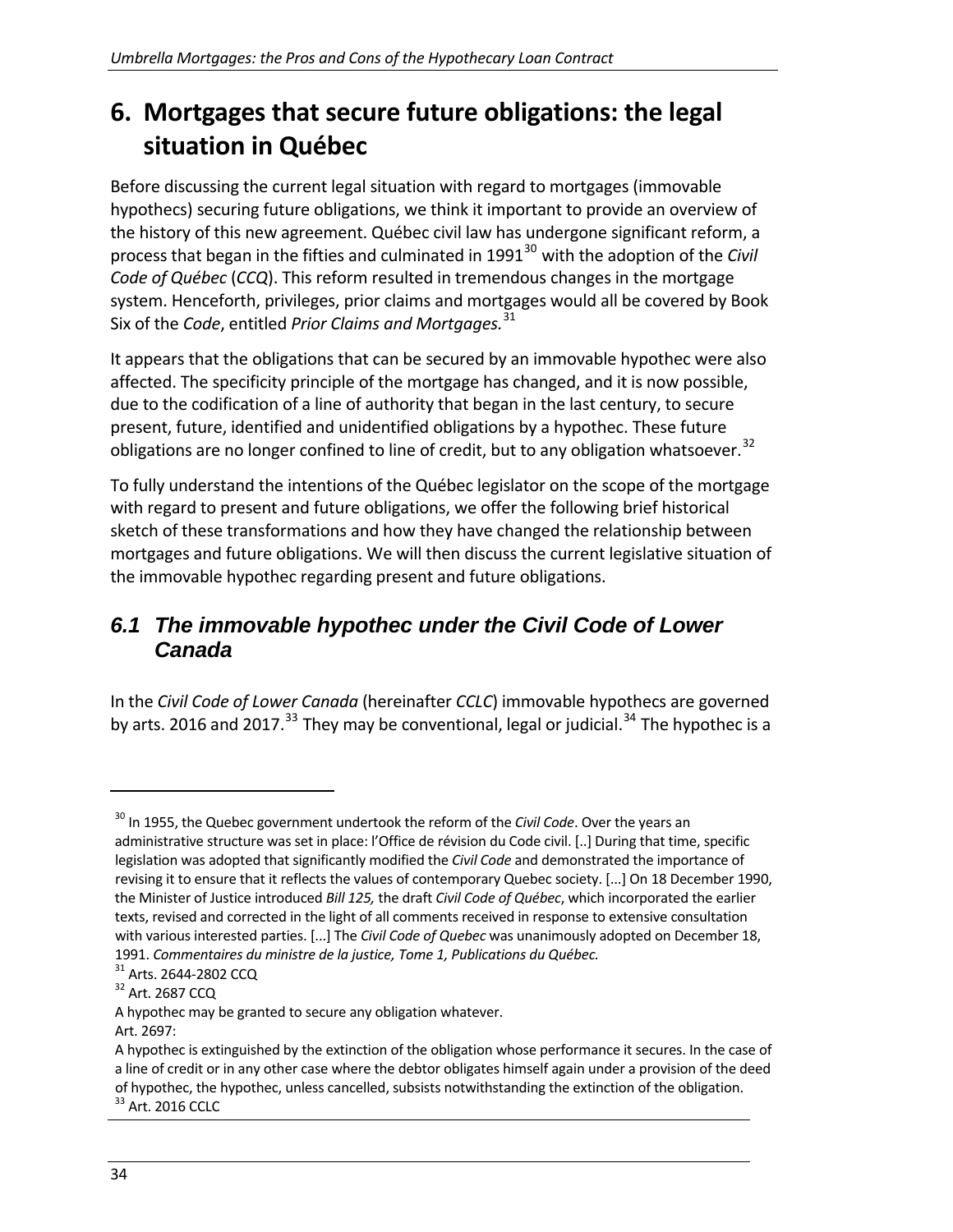# 6. Mortgages that secure future obligations: the legal situation in Québec

Before discussing the current legal situation with regard to mortgages (immovable hypothecs) securing future obligations, we think it important to provide an overview of the history of this new agreement. Québec civil law has undergone significant reform, a process that began in the fifties and culminated in 1991[30] with the adoption of the *Civil Code of Québec* (*CCQ*). This reform resulted in tremendous changes in the mortgage system. Henceforth, privileges, prior claims and mortgages would all be covered by Book Six of the *Code*, entitled *Prior Claims and Mortgages.*[31]

It appears that the obligations that can be secured by an immovable hypothec were also affected. The specificity principle of the mortgage has changed, and it is now possible, due to the codification of a line of authority that began in the last century, to secure present, future, identified and unidentified obligations by a hypothec. These future obligations are no longer confined to line of credit, but to any obligation whatsoever.[32]

To fully understand the intentions of the Québec legislator on the scope of the mortgage with regard to present and future obligations, we offer the following brief historical sketch of these transformations and how they have changed the relationship between mortgages and future obligations. We will then discuss the current legislative situation of the immovable hypothec regarding present and future obligations.

## *6.1 The immovable hypothec under the Civil Code of Lower Canada*

In the *Civil Code of Lower Canada* (hereinafter *CCLC*) immovable hypothecs are governed by arts. 2016 and 2017.[33] They may be conventional, legal or judicial.[34] The hypothec is a

---

[30] In 1955, the Quebec government undertook the reform of the *Civil Code*. Over the years an administrative structure was set in place: l'Office de révision du Code civil. [..] During that time, specific legislation was adopted that significantly modified the *Civil Code* and demonstrated the importance of revising it to ensure that it reflects the values of contemporary Quebec society. [...] On 18 December 1990, the Minister of Justice introduced *Bill 125,* the draft *Civil Code of Québec*, which incorporated the earlier texts, revised and corrected in the light of all comments received in response to extensive consultation with various interested parties. [...] The *Civil Code of Quebec* was unanimously adopted on December 18, 1991. *Commentaires du ministre de la justice, Tome 1, Publications du Québec.*

[31] Arts. 2644-2802 CCQ

[32] Art. 2687 CCQ

A hypothec may be granted to secure any obligation whatever.

Art. 2697:

A hypothec is extinguished by the extinction of the obligation whose performance it secures. In the case of a line of credit or in any other case where the debtor obligates himself again under a provision of the deed of hypothec, the hypothec, unless cancelled, subsists notwithstanding the extinction of the obligation.

[33] Art. 2016 CCLC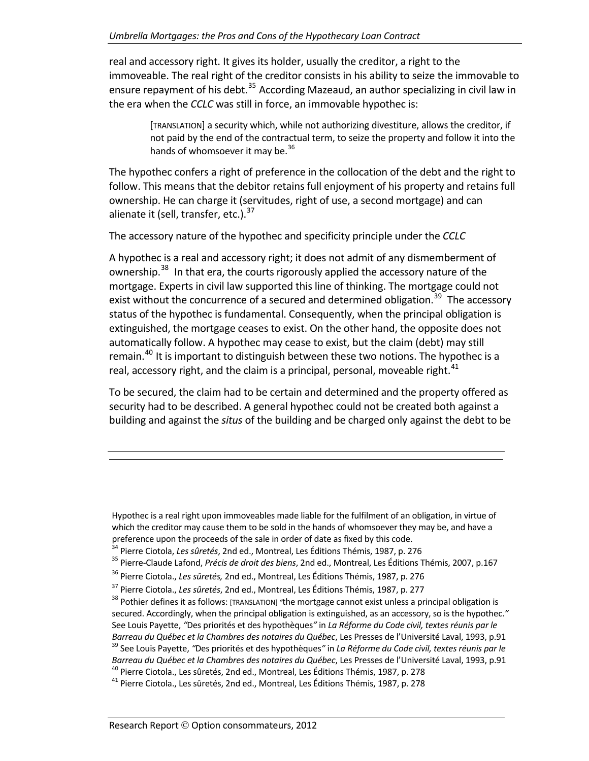real and accessory right. It gives its holder, usually the creditor, a right to the immoveable. The real right of the creditor consists in his ability to seize the immovable to ensure repayment of his debt.[35] According Mazeaud, an author specializing in civil law in the era when the *CCLC* was still in force, an immovable hypothec is:

> [TRANSLATION] a security which, while not authorizing divestiture, allows the creditor, if not paid by the end of the contractual term, to seize the property and follow it into the hands of whomsoever it may be.[36]

The hypothec confers a right of preference in the collocation of the debt and the right to follow. This means that the debitor retains full enjoyment of his property and retains full ownership. He can charge it (servitudes, right of use, a second mortgage) and can alienate it (sell, transfer, etc.).[37]

The accessory nature of the hypothec and specificity principle under the *CCLC*

A hypothec is a real and accessory right; it does not admit of any dismemberment of ownership.[38] In that era, the courts rigorously applied the accessory nature of the mortgage. Experts in civil law supported this line of thinking. The mortgage could not exist without the concurrence of a secured and determined obligation.[39] The accessory status of the hypothec is fundamental. Consequently, when the principal obligation is extinguished, the mortgage ceases to exist. On the other hand, the opposite does not automatically follow. A hypothec may cease to exist, but the claim (debt) may still remain.[40] It is important to distinguish between these two notions. The hypothec is a real, accessory right, and the claim is a principal, personal, moveable right.[41]

To be secured, the claim had to be certain and determined and the property offered as security had to be described. A general hypothec could not be created both against a building and against the *situs* of the building and be charged only against the debt to be

---

Hypothec is a real right upon immoveables made liable for the fulfilment of an obligation, in virtue of which the creditor may cause them to be sold in the hands of whomsoever they may be, and have a preference upon the proceeds of the sale in order of date as fixed by this code.

[34] Pierre Ciotola, *Les sûretés*, 2nd ed., Montreal, Les Éditions Thémis, 1987, p. 276

[35] Pierre-Claude Lafond, *Précis de droit des biens*, 2nd ed., Montreal, Les Éditions Thémis, 2007, p.167

[36] Pierre Ciotola., *Les sûretés,* 2nd ed., Montreal, Les Éditions Thémis, 1987, p. 276

[37] Pierre Ciotola., *Les sûretés*, 2nd ed., Montreal, Les Éditions Thémis, 1987, p. 277

[38] Pothier defines it as follows: [TRANSLATION] "the mortgage cannot exist unless a principal obligation is secured. Accordingly, when the principal obligation is extinguished, as an accessory, so is the hypothec." See Louis Payette, "Des priorités et des hypothèques" in *La Réforme du Code civil, textes réunis par le Barreau du Québec et la Chambres des notaires du Québec*, Les Presses de l'Université Laval, 1993, p.91

[39] See Louis Payette, "Des priorités et des hypothèques" in *La Réforme du Code civil, textes réunis par le Barreau du Québec et la Chambres des notaires du Québec*, Les Presses de l'Université Laval, 1993, p.91

[40] Pierre Ciotola., Les sûretés, 2nd ed., Montreal, Les Éditions Thémis, 1987, p. 278

[41] Pierre Ciotola., Les sûretés, 2nd ed., Montreal, Les Éditions Thémis, 1987, p. 278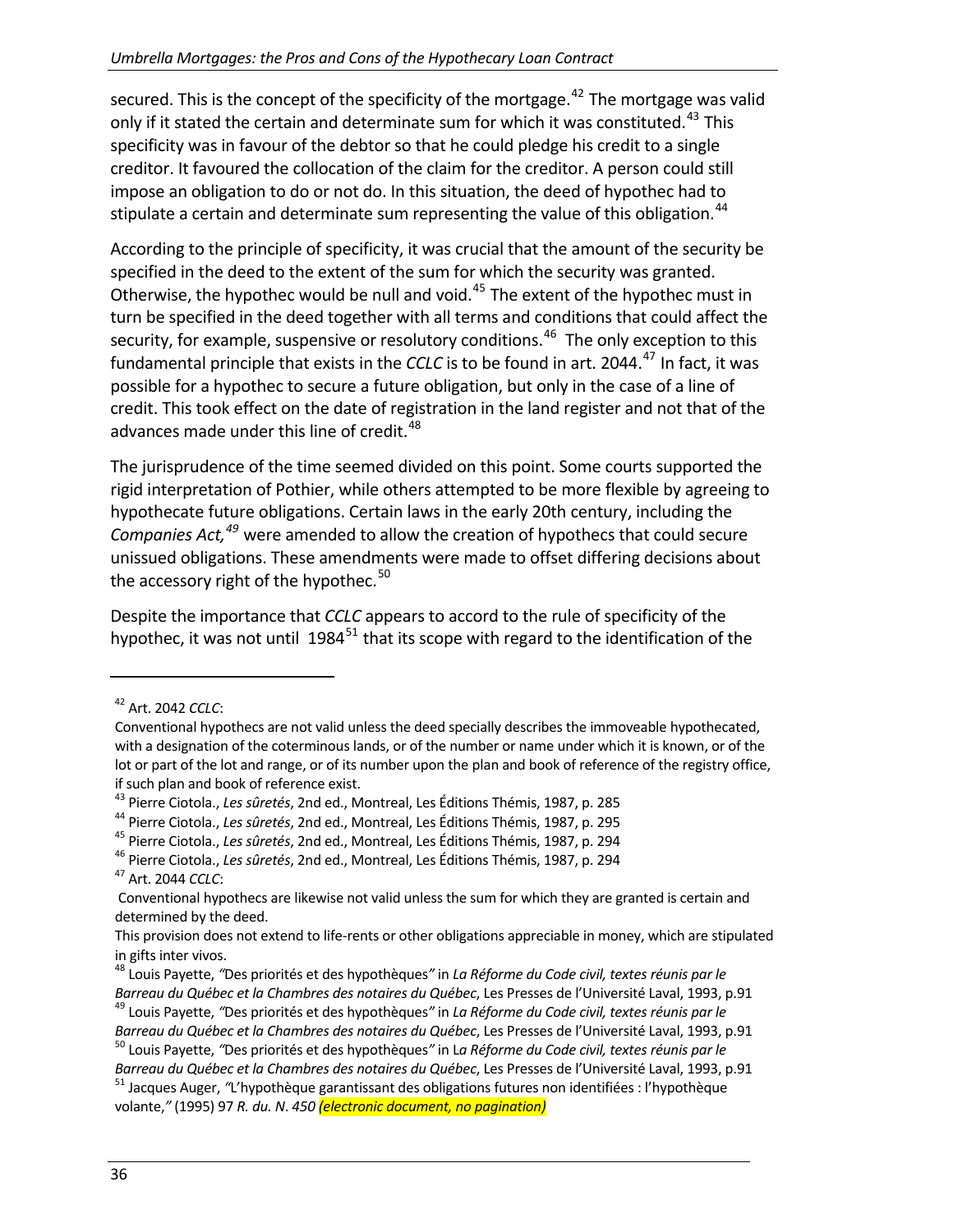secured. This is the concept of the specificity of the mortgage.[42] The mortgage was valid only if it stated the certain and determinate sum for which it was constituted.[43] This specificity was in favour of the debtor so that he could pledge his credit to a single creditor. It favoured the collocation of the claim for the creditor. A person could still impose an obligation to do or not do. In this situation, the deed of hypothec had to stipulate a certain and determinate sum representing the value of this obligation.[44]

According to the principle of specificity, it was crucial that the amount of the security be specified in the deed to the extent of the sum for which the security was granted. Otherwise, the hypothec would be null and void.[45] The extent of the hypothec must in turn be specified in the deed together with all terms and conditions that could affect the security, for example, suspensive or resolutory conditions.[46] The only exception to this fundamental principle that exists in the *CCLC* is to be found in art. 2044.[47] In fact, it was possible for a hypothec to secure a future obligation, but only in the case of a line of credit. This took effect on the date of registration in the land register and not that of the advances made under this line of credit.[48]

The jurisprudence of the time seemed divided on this point. Some courts supported the rigid interpretation of Pothier, while others attempted to be more flexible by agreeing to hypothecate future obligations. Certain laws in the early 20th century, including the *Companies Act,*[49] were amended to allow the creation of hypothecs that could secure unissued obligations. These amendments were made to offset differing decisions about the accessory right of the hypothec.[50]

Despite the importance that *CCLC* appears to accord to the rule of specificity of the hypothec, it was not until 1984[51] that its scope with regard to the identification of the

---

[42] Art. 2042 *CCLC*:
Conventional hypothecs are not valid unless the deed specially describes the immoveable hypothecated, with a designation of the coterminous lands, or of the number or name under which it is known, or of the lot or part of the lot and range, or of its number upon the plan and book of reference of the registry office, if such plan and book of reference exist.

[43] Pierre Ciotola., *Les sûretés*, 2nd ed., Montreal, Les Éditions Thémis, 1987, p. 285

[44] Pierre Ciotola., *Les sûretés*, 2nd ed., Montreal, Les Éditions Thémis, 1987, p. 295

[45] Pierre Ciotola., *Les sûretés*, 2nd ed., Montreal, Les Éditions Thémis, 1987, p. 294

[46] Pierre Ciotola., *Les sûretés*, 2nd ed., Montreal, Les Éditions Thémis, 1987, p. 294

[47] Art. 2044 *CCLC*:
Conventional hypothecs are likewise not valid unless the sum for which they are granted is certain and determined by the deed.
This provision does not extend to life-rents or other obligations appreciable in money, which are stipulated in gifts inter vivos.

[48] Louis Payette, *"*Des priorités et des hypothèques*"* in *La Réforme du Code civil, textes réunis par le Barreau du Québec et la Chambres des notaires du Québec*, Les Presses de l'Université Laval, 1993, p.91

[49] Louis Payette, *"*Des priorités et des hypothèques*"* in *La Réforme du Code civil, textes réunis par le Barreau du Québec et la Chambres des notaires du Québec*, Les Presses de l'Université Laval, 1993, p.91

[50] Louis Payette, *"*Des priorités et des hypothèques*"* in *La Réforme du Code civil, textes réunis par le Barreau du Québec et la Chambres des notaires du Québec*, Les Presses de l'Université Laval, 1993, p.91

[51] Jacques Auger, *"*L'hypothèque garantissant des obligations futures non identifiées : l'hypothèque volante,*"* (1995) 97 *R. du. N. 450* ***(electronic document, no pagination)***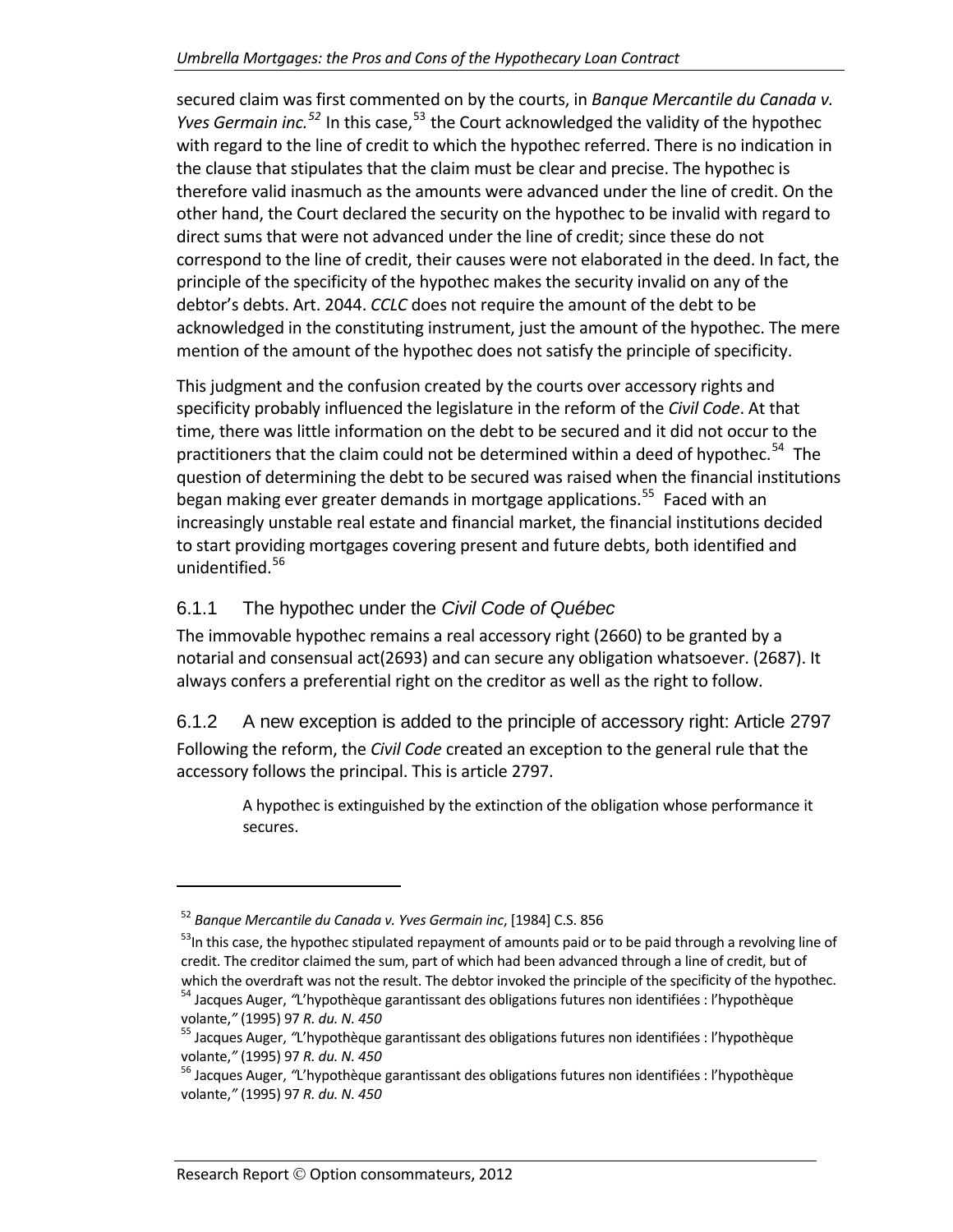secured claim was first commented on by the courts, in *Banque Mercantile du Canada v. Yves Germain inc.*[52] In this case,[53] the Court acknowledged the validity of the hypothec with regard to the line of credit to which the hypothec referred. There is no indication in the clause that stipulates that the claim must be clear and precise. The hypothec is therefore valid inasmuch as the amounts were advanced under the line of credit. On the other hand, the Court declared the security on the hypothec to be invalid with regard to direct sums that were not advanced under the line of credit; since these do not correspond to the line of credit, their causes were not elaborated in the deed. In fact, the principle of the specificity of the hypothec makes the security invalid on any of the debtor's debts. Art. 2044. *CCLC* does not require the amount of the debt to be acknowledged in the constituting instrument, just the amount of the hypothec. The mere mention of the amount of the hypothec does not satisfy the principle of specificity.

This judgment and the confusion created by the courts over accessory rights and specificity probably influenced the legislature in the reform of the *Civil Code*. At that time, there was little information on the debt to be secured and it did not occur to the practitioners that the claim could not be determined within a deed of hypothec.[54] The question of determining the debt to be secured was raised when the financial institutions began making ever greater demands in mortgage applications.[55] Faced with an increasingly unstable real estate and financial market, the financial institutions decided to start providing mortgages covering present and future debts, both identified and unidentified.[56]

### 6.1.1 The hypothec under the *Civil Code of Québec*

The immovable hypothec remains a real accessory right (2660) to be granted by a notarial and consensual act(2693) and can secure any obligation whatsoever. (2687). It always confers a preferential right on the creditor as well as the right to follow.

### 6.1.2 A new exception is added to the principle of accessory right: Article 2797

Following the reform, the *Civil Code* created an exception to the general rule that the accessory follows the principal. This is article 2797.

> A hypothec is extinguished by the extinction of the obligation whose performance it secures.

---

[52] *Banque Mercantile du Canada v. Yves Germain inc*, [1984] C.S. 856

[53] In this case, the hypothec stipulated repayment of amounts paid or to be paid through a revolving line of credit. The creditor claimed the sum, part of which had been advanced through a line of credit, but of which the overdraft was not the result. The debtor invoked the principle of the specificity of the hypothec.

[54] Jacques Auger, *"L'hypothèque garantissant des obligations futures non identifiées : l'hypothèque volante,"* (1995) 97 *R. du. N. 450*

[55] Jacques Auger, *"L'hypothèque garantissant des obligations futures non identifiées : l'hypothèque volante,"* (1995) 97 *R. du. N. 450*

[56] Jacques Auger, *"L'hypothèque garantissant des obligations futures non identifiées : l'hypothèque volante,"* (1995) 97 *R. du. N. 450*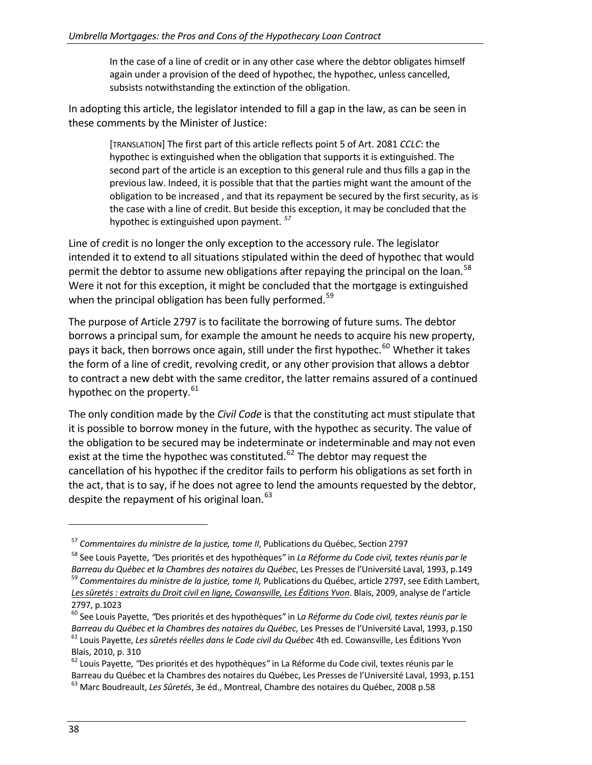> In the case of a line of credit or in any other case where the debtor obligates himself again under a provision of the deed of hypothec, the hypothec, unless cancelled, subsists notwithstanding the extinction of the obligation.

In adopting this article, the legislator intended to fill a gap in the law, as can be seen in these comments by the Minister of Justice:

> [TRANSLATION] The first part of this article reflects point 5 of Art. 2081 *CCLC*: the hypothec is extinguished when the obligation that supports it is extinguished. The second part of the article is an exception to this general rule and thus fills a gap in the previous law. Indeed, it is possible that that the parties might want the amount of the obligation to be increased , and that its repayment be secured by the first security, as is the case with a line of credit. But beside this exception, it may be concluded that the hypothec is extinguished upon payment. [57]

Line of credit is no longer the only exception to the accessory rule. The legislator intended it to extend to all situations stipulated within the deed of hypothec that would permit the debtor to assume new obligations after repaying the principal on the loan.[58] Were it not for this exception, it might be concluded that the mortgage is extinguished when the principal obligation has been fully performed.[59]

The purpose of Article 2797 is to facilitate the borrowing of future sums. The debtor borrows a principal sum, for example the amount he needs to acquire his new property, pays it back, then borrows once again, still under the first hypothec.[60] Whether it takes the form of a line of credit, revolving credit, or any other provision that allows a debtor to contract a new debt with the same creditor, the latter remains assured of a continued hypothec on the property.[61]

The only condition made by the *Civil Code* is that the constituting act must stipulate that it is possible to borrow money in the future, with the hypothec as security. The value of the obligation to be secured may be indeterminate or indeterminable and may not even exist at the time the hypothec was constituted.[62] The debtor may request the cancellation of his hypothec if the creditor fails to perform his obligations as set forth in the act, that is to say, if he does not agree to lend the amounts requested by the debtor, despite the repayment of his original loan.[63]

---

[57] *Commentaires du ministre de la justice, tome II*, Publications du Québec, Section 2797

[58] See Louis Payette, *"*Des priorités et des hypothèques*"* in *La Réforme du Code civil, textes réunis par le Barreau du Québec et la Chambres des notaires du Québec*, Les Presses de l'Université Laval, 1993, p.149

[59] *Commentaires du ministre de la justice, tome II,* Publications du Québec, article 2797, see Edith Lambert, *Les sûretés : extraits du Droit civil en ligne, Cowansville, Les Éditions Yvon*. Blais, 2009, analyse de l'article 2797, p.1023

[60] See Louis Payette, *"*Des priorités et des hypothèques*"* in L*a Réforme du Code civil, textes réunis par le Barreau du Québec et la Chambres des notaires du Québec*, Les Presses de l'Université Laval, 1993, p.150

[61] Louis Payette, *Les sûretés réelles dans le Code civil du Québec* 4th ed. Cowansville, Les Éditions Yvon Blais, 2010, p. 310

[62] Louis Payette, *"*Des priorités et des hypothèques*"* in La Réforme du Code civil, textes réunis par le Barreau du Québec et la Chambres des notaires du Québec, Les Presses de l'Université Laval, 1993, p.151

[63] Marc Boudreault, *Les Sûretés*, 3e éd., Montreal, Chambre des notaires du Québec, 2008 p.58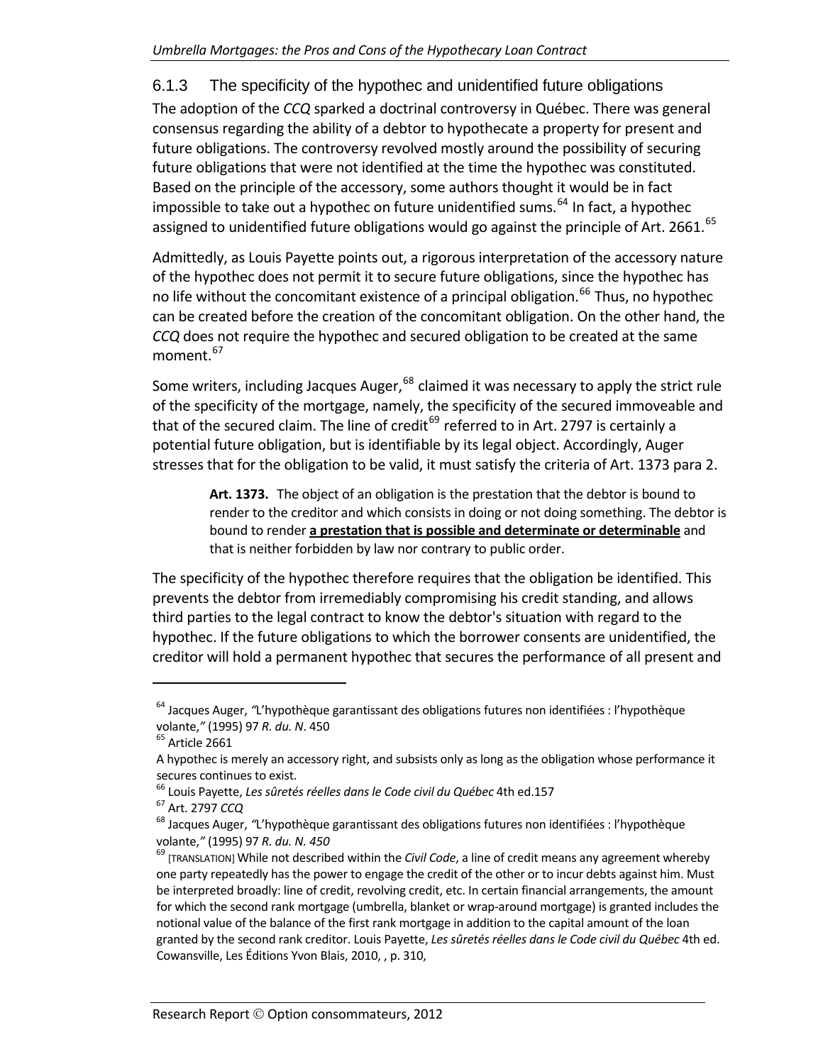### 6.1.3 The specificity of the hypothec and unidentified future obligations

The adoption of the *CCQ* sparked a doctrinal controversy in Québec. There was general consensus regarding the ability of a debtor to hypothecate a property for present and future obligations. The controversy revolved mostly around the possibility of securing future obligations that were not identified at the time the hypothec was constituted. Based on the principle of the accessory, some authors thought it would be in fact impossible to take out a hypothec on future unidentified sums.[64] In fact, a hypothec assigned to unidentified future obligations would go against the principle of Art. 2661.[65]

Admittedly, as Louis Payette points out, a rigorous interpretation of the accessory nature of the hypothec does not permit it to secure future obligations, since the hypothec has no life without the concomitant existence of a principal obligation.[66] Thus, no hypothec can be created before the creation of the concomitant obligation. On the other hand, the *CCQ* does not require the hypothec and secured obligation to be created at the same moment.[67]

Some writers, including Jacques Auger,[68] claimed it was necessary to apply the strict rule of the specificity of the mortgage, namely, the specificity of the secured immoveable and that of the secured claim. The line of credit[69] referred to in Art. 2797 is certainly a potential future obligation, but is identifiable by its legal object. Accordingly, Auger stresses that for the obligation to be valid, it must satisfy the criteria of Art. 1373 para 2.

> **Art. 1373.** The object of an obligation is the prestation that the debtor is bound to render to the creditor and which consists in doing or not doing something. The debtor is bound to render **a prestation that is possible and determinate or determinable** and that is neither forbidden by law nor contrary to public order.

The specificity of the hypothec therefore requires that the obligation be identified. This prevents the debtor from irremediably compromising his credit standing, and allows third parties to the legal contract to know the debtor's situation with regard to the hypothec. If the future obligations to which the borrower consents are unidentified, the creditor will hold a permanent hypothec that secures the performance of all present and

---

[64] Jacques Auger, *"*L'hypothèque garantissant des obligations futures non identifiées : l'hypothèque volante,*"* (1995) 97 *R. du. N*. 450

[65] Article 2661

A hypothec is merely an accessory right, and subsists only as long as the obligation whose performance it secures continues to exist.

[66] Louis Payette, *Les sûretés réelles dans le Code civil du Québec* 4th ed.157

[67] Art. 2797 *CCQ*

[68] Jacques Auger, *"*L'hypothèque garantissant des obligations futures non identifiées : l'hypothèque volante,*"* (1995) 97 *R. du. N. 450*

[69] [TRANSLATION] While not described within the *Civil Code*, a line of credit means any agreement whereby one party repeatedly has the power to engage the credit of the other or to incur debts against him. Must be interpreted broadly: line of credit, revolving credit, etc. In certain financial arrangements, the amount for which the second rank mortgage (umbrella, blanket or wrap-around mortgage) is granted includes the notional value of the balance of the first rank mortgage in addition to the capital amount of the loan granted by the second rank creditor. Louis Payette, *Les sûretés réelles dans le Code civil du Québec* 4th ed. Cowansville, Les Éditions Yvon Blais, 2010, , p. 310,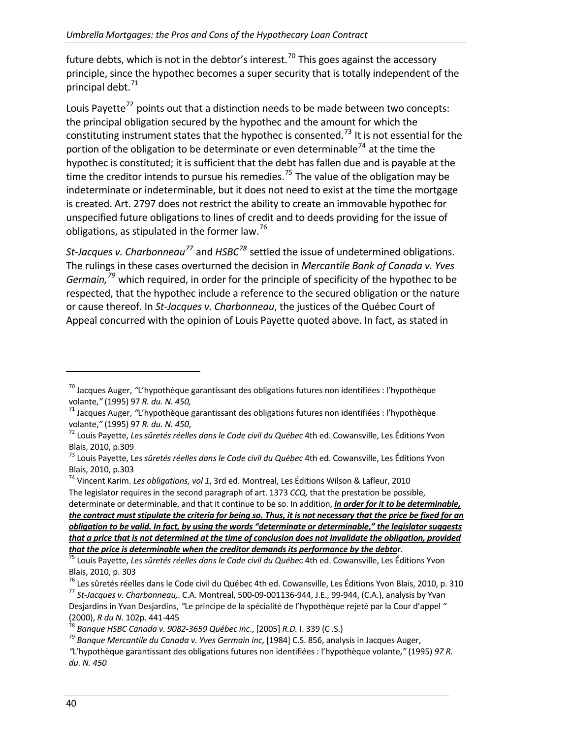future debts, which is not in the debtor's interest.[70] This goes against the accessory principle, since the hypothec becomes a super security that is totally independent of the principal debt.[71]

Louis Payette[72] points out that a distinction needs to be made between two concepts: the principal obligation secured by the hypothec and the amount for which the constituting instrument states that the hypothec is consented.[73] It is not essential for the portion of the obligation to be determinate or even determinable[74] at the time the hypothec is constituted; it is sufficient that the debt has fallen due and is payable at the time the creditor intends to pursue his remedies.[75] The value of the obligation may be indeterminate or indeterminable, but it does not need to exist at the time the mortgage is created. Art. 2797 does not restrict the ability to create an immovable hypothec for unspecified future obligations to lines of credit and to deeds providing for the issue of obligations, as stipulated in the former law.[76]

*St-Jacques v. Charbonneau*[77] and *HSBC*[78] settled the issue of undetermined obligations. The rulings in these cases overturned the decision in *Mercantile Bank of Canada v. Yves Germain,*[79] which required, in order for the principle of specificity of the hypothec to be respected, that the hypothec include a reference to the secured obligation or the nature or cause thereof. In *St-Jacques v. Charbonneau*, the justices of the Québec Court of Appeal concurred with the opinion of Louis Payette quoted above. In fact, as stated in

---

[70] Jacques Auger, *"*L'hypothèque garantissant des obligations futures non identifiées : l'hypothèque volante,*"* (1995) 97 *R. du. N. 450,*

[71] Jacques Auger, *"*L'hypothèque garantissant des obligations futures non identifiées : l'hypothèque volante,*"* (1995) 97 *R. du. N. 450*,

[72] Louis Payette, *Les sûretés réelles dans le Code civil du Québec* 4th ed. Cowansville, Les Éditions Yvon Blais, 2010, p.309

[73] Louis Payette, L*es sûretés réelles dans le Code civil du Québec* 4th ed. Cowansville, Les Éditions Yvon Blais, 2010, p.303

[74] Vincent Karim. *Les obligations, vol 1*, 3rd ed. Montreal, Les Éditions Wilson & Lafleur, 2010
The legislator requires in the second paragraph of art. 1373 *CCQ,* that the prestation be possible, determinate or determinable, and that it continue to be so. In addition, ***in order for it to be determinable, the contract must stipulate the criteria for being so. Thus, it is not necessary that the price be fixed for an obligation to be valid. In fact, by using the words "determinate or determinable," the legislator suggests that a price that is not determined at the time of conclusion does not invalidate the obligation, provided that the price is determinable when the creditor demands its performance by the debto***r.

[75] Louis Payette, *Les sûretés réelles dans le Code civil du Québe*c 4th ed. Cowansville, Les Éditions Yvon Blais, 2010, p. 303

[76] Les sûretés réelles dans le Code civil du Québec 4th ed. Cowansville, Les Éditions Yvon Blais, 2010, p. 310

[77] *St-Jacques v. Charbonneau,*. C.A. Montreal, 500-09-001136-944, J.E., 99-944, (C.A.), analysis by Yvan Desjardins in Yvan Desjardins, *"*Le principe de la spécialité de l'hypothèque rejeté par la Cour d'appel *"* (2000), *R du N*. 102p. 441-445

[78] *Banque HSBC Canada v. 9082-3659 Québec inc*., [2005] *R.D.* I. 339 (C .S.)

[79] *Banque Mercantile du Canada v. Yves Germain inc*, [1984] C.S. 856, analysis in Jacques Auger, *"*L'hypothèque garantissant des obligations futures non identifiées : l'hypothèque volante,*"* (1995) *97 R. du. N. 450*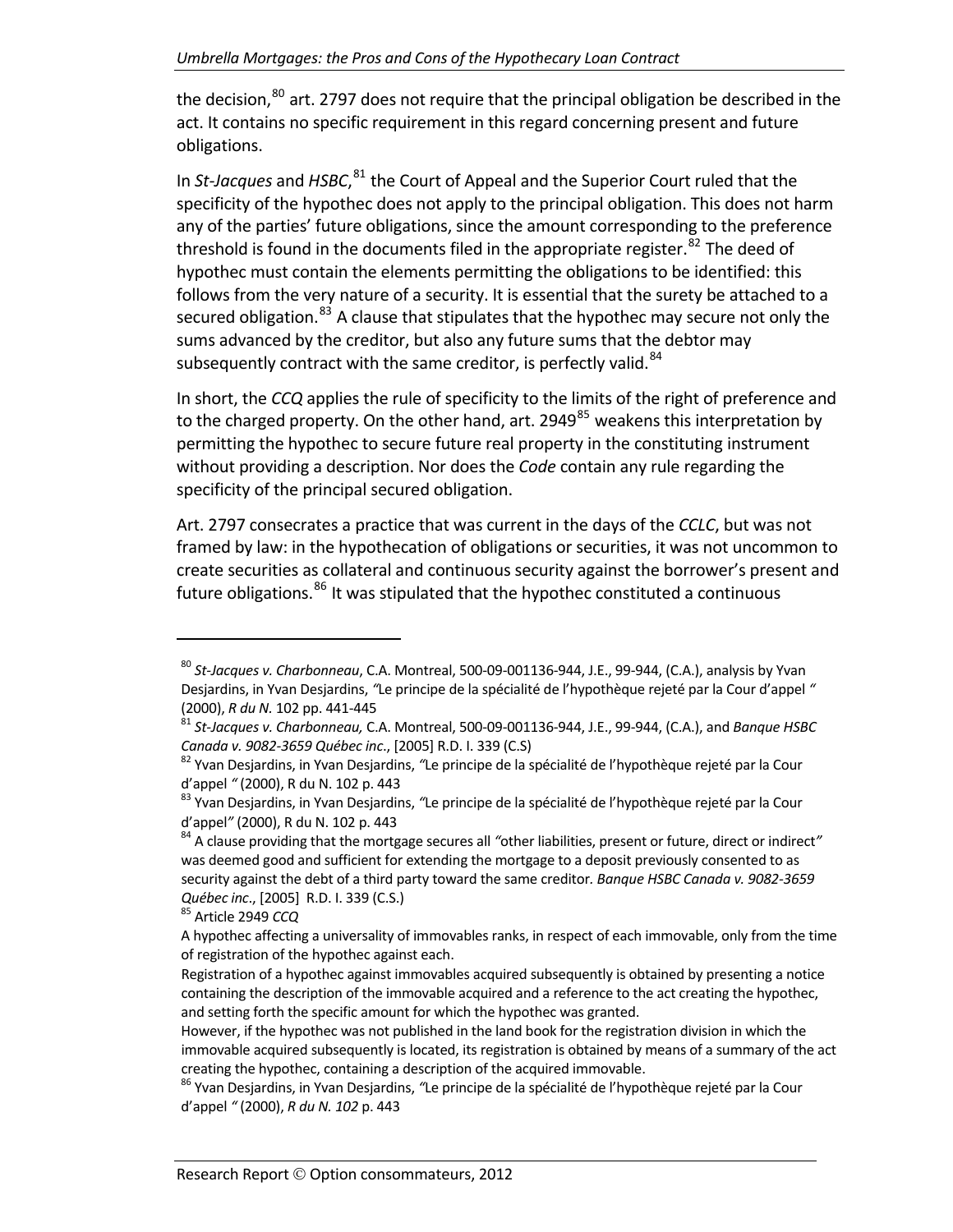the decision,[80] art. 2797 does not require that the principal obligation be described in the act. It contains no specific requirement in this regard concerning present and future obligations.

In *St-Jacques* and *HSBC*,[81] the Court of Appeal and the Superior Court ruled that the specificity of the hypothec does not apply to the principal obligation. This does not harm any of the parties' future obligations, since the amount corresponding to the preference threshold is found in the documents filed in the appropriate register.[82] The deed of hypothec must contain the elements permitting the obligations to be identified: this follows from the very nature of a security. It is essential that the surety be attached to a secured obligation.[83] A clause that stipulates that the hypothec may secure not only the sums advanced by the creditor, but also any future sums that the debtor may subsequently contract with the same creditor, is perfectly valid.[84]

In short, the *CCQ* applies the rule of specificity to the limits of the right of preference and to the charged property. On the other hand, art. 2949[85] weakens this interpretation by permitting the hypothec to secure future real property in the constituting instrument without providing a description. Nor does the *Code* contain any rule regarding the specificity of the principal secured obligation.

Art. 2797 consecrates a practice that was current in the days of the *CCLC*, but was not framed by law: in the hypothecation of obligations or securities, it was not uncommon to create securities as collateral and continuous security against the borrower's present and future obligations.[86] It was stipulated that the hypothec constituted a continuous

---

[80] *St-Jacques v. Charbonneau*, C.A. Montreal, 500-09-001136-944, J.E., 99-944, (C.A.), analysis by Yvan Desjardins, in Yvan Desjardins, *"*Le principe de la spécialité de l'hypothèque rejeté par la Cour d'appel *"* (2000), *R du N.* 102 pp. 441-445

[81] *St-Jacques v. Charbonneau,* C.A. Montreal, 500-09-001136-944, J.E., 99-944, (C.A.), and *Banque HSBC Canada v. 9082-3659 Québec inc*., [2005] R.D. I. 339 (C.S)

[82] Yvan Desjardins, in Yvan Desjardins, *"*Le principe de la spécialité de l'hypothèque rejeté par la Cour d'appel *"* (2000), R du N. 102 p. 443

[83] Yvan Desjardins, in Yvan Desjardins, *"*Le principe de la spécialité de l'hypothèque rejeté par la Cour d'appel*"* (2000), R du N. 102 p. 443

[84] A clause providing that the mortgage secures all *"*other liabilities, present or future, direct or indirect*"* was deemed good and sufficient for extending the mortgage to a deposit previously consented to as security against the debt of a third party toward the same creditor*. Banque HSBC Canada v. 9082-3659 Québec inc*., [2005] R.D. I. 339 (C.S.)

[85] Article 2949 *CCQ*

A hypothec affecting a universality of immovables ranks, in respect of each immovable, only from the time of registration of the hypothec against each.

Registration of a hypothec against immovables acquired subsequently is obtained by presenting a notice containing the description of the immovable acquired and a reference to the act creating the hypothec, and setting forth the specific amount for which the hypothec was granted.

However, if the hypothec was not published in the land book for the registration division in which the immovable acquired subsequently is located, its registration is obtained by means of a summary of the act creating the hypothec, containing a description of the acquired immovable.

[86] Yvan Desjardins, in Yvan Desjardins, *"*Le principe de la spécialité de l'hypothèque rejeté par la Cour d'appel *"* (2000), *R du N. 102* p. 443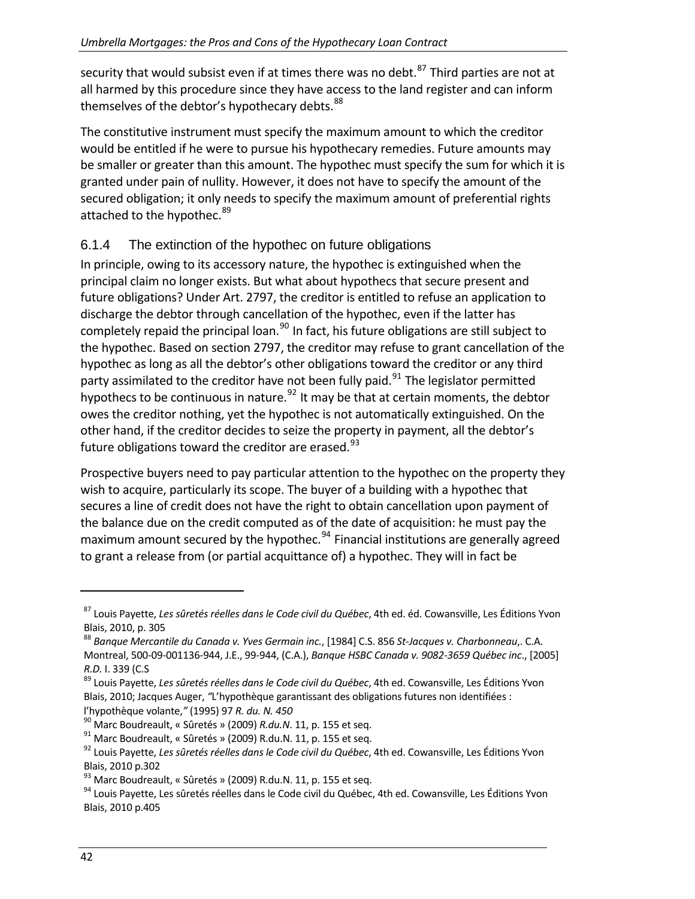security that would subsist even if at times there was no debt.[87] Third parties are not at all harmed by this procedure since they have access to the land register and can inform themselves of the debtor's hypothecary debts.[88]

The constitutive instrument must specify the maximum amount to which the creditor would be entitled if he were to pursue his hypothecary remedies. Future amounts may be smaller or greater than this amount. The hypothec must specify the sum for which it is granted under pain of nullity. However, it does not have to specify the amount of the secured obligation; it only needs to specify the maximum amount of preferential rights attached to the hypothec.[89]

### 6.1.4 The extinction of the hypothec on future obligations

In principle, owing to its accessory nature, the hypothec is extinguished when the principal claim no longer exists. But what about hypothecs that secure present and future obligations? Under Art. 2797, the creditor is entitled to refuse an application to discharge the debtor through cancellation of the hypothec, even if the latter has completely repaid the principal loan.[90] In fact, his future obligations are still subject to the hypothec. Based on section 2797, the creditor may refuse to grant cancellation of the hypothec as long as all the debtor's other obligations toward the creditor or any third party assimilated to the creditor have not been fully paid.[91] The legislator permitted hypothecs to be continuous in nature.[92] It may be that at certain moments, the debtor owes the creditor nothing, yet the hypothec is not automatically extinguished. On the other hand, if the creditor decides to seize the property in payment, all the debtor's future obligations toward the creditor are erased.[93]

Prospective buyers need to pay particular attention to the hypothec on the property they wish to acquire, particularly its scope. The buyer of a building with a hypothec that secures a line of credit does not have the right to obtain cancellation upon payment of the balance due on the credit computed as of the date of acquisition: he must pay the maximum amount secured by the hypothec.[94] Financial institutions are generally agreed to grant a release from (or partial acquittance of) a hypothec. They will in fact be

---

[87] Louis Payette, *Les sûretés réelles dans le Code civil du Québec*, 4th ed. éd. Cowansville, Les Éditions Yvon Blais, 2010, p. 305

[88] *Banque Mercantile du Canada v. Yves Germain inc.*, [1984] C.S. 856 *St-Jacques v. Charbonneau*,. C.A. Montreal, 500-09-001136-944, J.E., 99-944, (C.A.), *Banque HSBC Canada v. 9082-3659 Québec inc*., [2005] *R.D.* I. 339 (C.S

[89] Louis Payette, *Les sûretés réelles dans le Code civil du Québec*, 4th ed. Cowansville, Les Éditions Yvon Blais, 2010; Jacques Auger, *"*L'hypothèque garantissant des obligations futures non identifiées : l'hypothèque volante,*"* (1995) 97 *R. du. N. 450*

[90] Marc Boudreault, « Sûretés » (2009) *R.du.N*. 11, p. 155 et seq.

[91] Marc Boudreault, « Sûretés » (2009) R.du.N. 11, p. 155 et seq.

[92] Louis Payette, *Les sûretés réelles dans le Code civil du Québec*, 4th ed. Cowansville, Les Éditions Yvon Blais, 2010 p.302

[93] Marc Boudreault, « Sûretés » (2009) R.du.N. 11, p. 155 et seq.

[94] Louis Payette, Les sûretés réelles dans le Code civil du Québec, 4th ed. Cowansville, Les Éditions Yvon Blais, 2010 p.405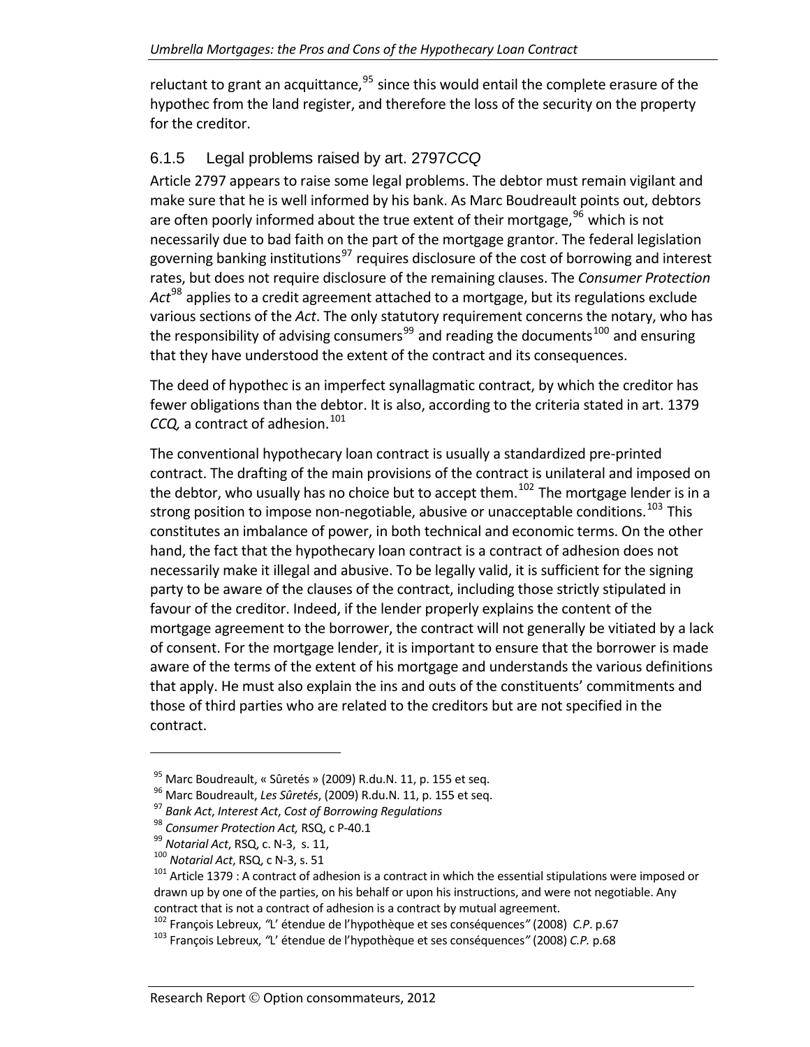reluctant to grant an acquittance,[95] since this would entail the complete erasure of the hypothec from the land register, and therefore the loss of the security on the property for the creditor.

### 6.1.5 Legal problems raised by art. 2797*CCQ*

Article 2797 appears to raise some legal problems. The debtor must remain vigilant and make sure that he is well informed by his bank. As Marc Boudreault points out, debtors are often poorly informed about the true extent of their mortgage,[96] which is not necessarily due to bad faith on the part of the mortgage grantor. The federal legislation governing banking institutions[97] requires disclosure of the cost of borrowing and interest rates, but does not require disclosure of the remaining clauses. The *Consumer Protection Act*[98] applies to a credit agreement attached to a mortgage, but its regulations exclude various sections of the *Act*. The only statutory requirement concerns the notary, who has the responsibility of advising consumers[99] and reading the documents[100] and ensuring that they have understood the extent of the contract and its consequences.

The deed of hypothec is an imperfect synallagmatic contract, by which the creditor has fewer obligations than the debtor. It is also, according to the criteria stated in art. 1379 *CCQ,* a contract of adhesion.[101]

The conventional hypothecary loan contract is usually a standardized pre-printed contract. The drafting of the main provisions of the contract is unilateral and imposed on the debtor, who usually has no choice but to accept them.[102] The mortgage lender is in a strong position to impose non-negotiable, abusive or unacceptable conditions.[103] This constitutes an imbalance of power, in both technical and economic terms. On the other hand, the fact that the hypothecary loan contract is a contract of adhesion does not necessarily make it illegal and abusive. To be legally valid, it is sufficient for the signing party to be aware of the clauses of the contract, including those strictly stipulated in favour of the creditor. Indeed, if the lender properly explains the content of the mortgage agreement to the borrower, the contract will not generally be vitiated by a lack of consent. For the mortgage lender, it is important to ensure that the borrower is made aware of the terms of the extent of his mortgage and understands the various definitions that apply. He must also explain the ins and outs of the constituents' commitments and those of third parties who are related to the creditors but are not specified in the contract.

---

[95] Marc Boudreault, « Sûretés » (2009) R.du.N. 11, p. 155 et seq.

[96] Marc Boudreault, *Les Sûretés*, (2009) R.du.N. 11, p. 155 et seq.

[97] *Bank Act*, *Interest Act*, *Cost of Borrowing Regulations*

[98] *Consumer Protection Act,* RSQ, c P-40.1

[99] *Notarial Act*, RSQ, c. N-3, s. 11,

[100] *Notarial Act*, RSQ, c N-3, s. 51

[101] Article 1379 : A contract of adhesion is a contract in which the essential stipulations were imposed or drawn up by one of the parties, on his behalf or upon his instructions, and were not negotiable. Any contract that is not a contract of adhesion is a contract by mutual agreement.

[102] François Lebreux, *"*L' étendue de l'hypothèque et ses conséquences*"* (2008) *C.P.* p.67

[103] François Lebreux, *"*L' étendue de l'hypothèque et ses conséquences*"* (2008) *C.P.* p.68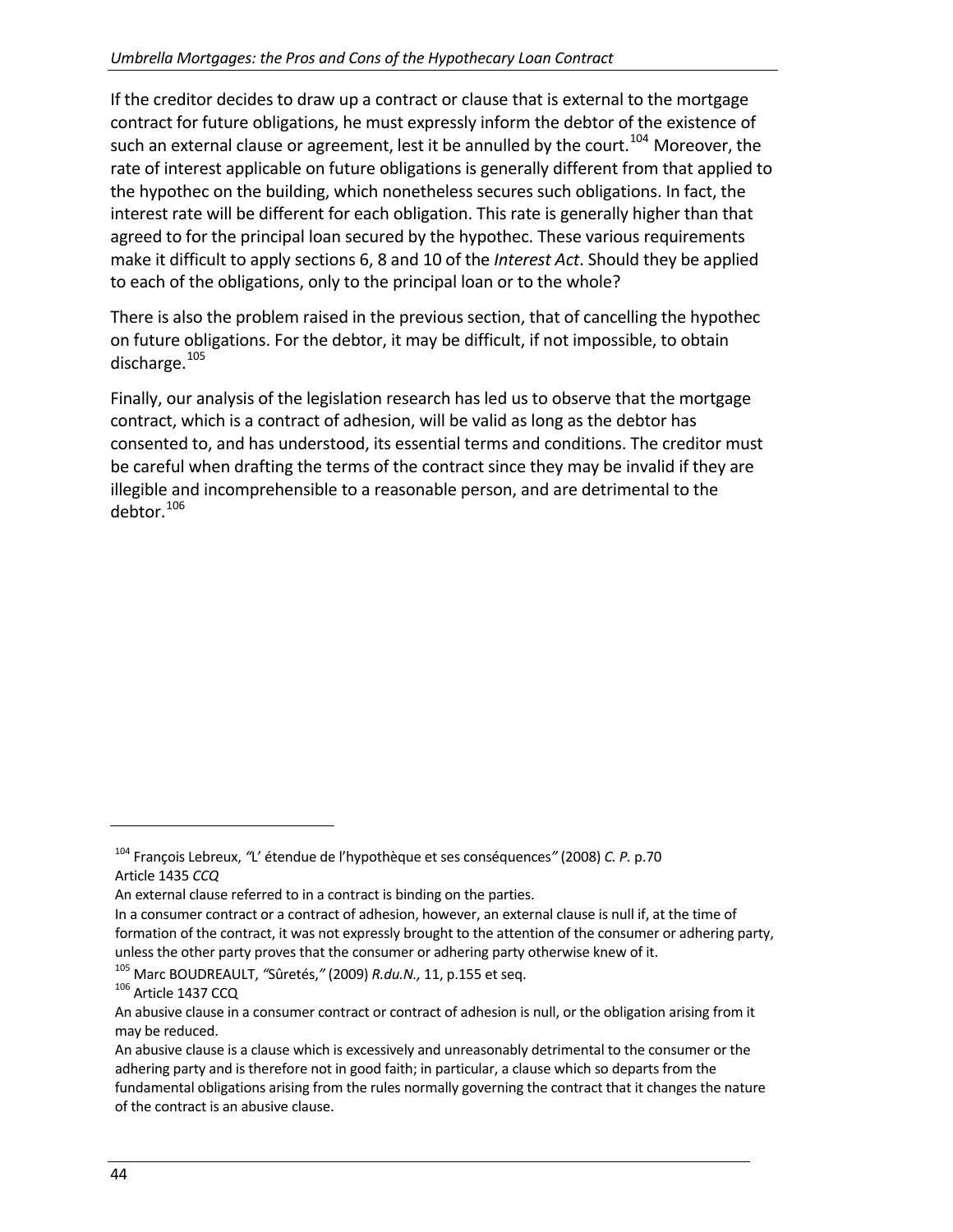If the creditor decides to draw up a contract or clause that is external to the mortgage contract for future obligations, he must expressly inform the debtor of the existence of such an external clause or agreement, lest it be annulled by the court.[104] Moreover, the rate of interest applicable on future obligations is generally different from that applied to the hypothec on the building, which nonetheless secures such obligations. In fact, the interest rate will be different for each obligation. This rate is generally higher than that agreed to for the principal loan secured by the hypothec. These various requirements make it difficult to apply sections 6, 8 and 10 of the *Interest Act*. Should they be applied to each of the obligations, only to the principal loan or to the whole?

There is also the problem raised in the previous section, that of cancelling the hypothec on future obligations. For the debtor, it may be difficult, if not impossible, to obtain discharge.[105]

Finally, our analysis of the legislation research has led us to observe that the mortgage contract, which is a contract of adhesion, will be valid as long as the debtor has consented to, and has understood, its essential terms and conditions. The creditor must be careful when drafting the terms of the contract since they may be invalid if they are illegible and incomprehensible to a reasonable person, and are detrimental to the debtor.[106]

---

[104] François Lebreux, *"*L' étendue de l'hypothèque et ses conséquences*"* (2008) *C. P.* p.70
Article 1435 *CCQ*
An external clause referred to in a contract is binding on the parties.
In a consumer contract or a contract of adhesion, however, an external clause is null if, at the time of formation of the contract, it was not expressly brought to the attention of the consumer or adhering party, unless the other party proves that the consumer or adhering party otherwise knew of it.

[105] Marc BOUDREAULT, *"*Sûretés,*"* (2009) *R.du.N.,* 11, p.155 et seq.

[106] Article 1437 CCQ
An abusive clause in a consumer contract or contract of adhesion is null, or the obligation arising from it may be reduced.
An abusive clause is a clause which is excessively and unreasonably detrimental to the consumer or the adhering party and is therefore not in good faith; in particular, a clause which so departs from the fundamental obligations arising from the rules normally governing the contract that it changes the nature of the contract is an abusive clause.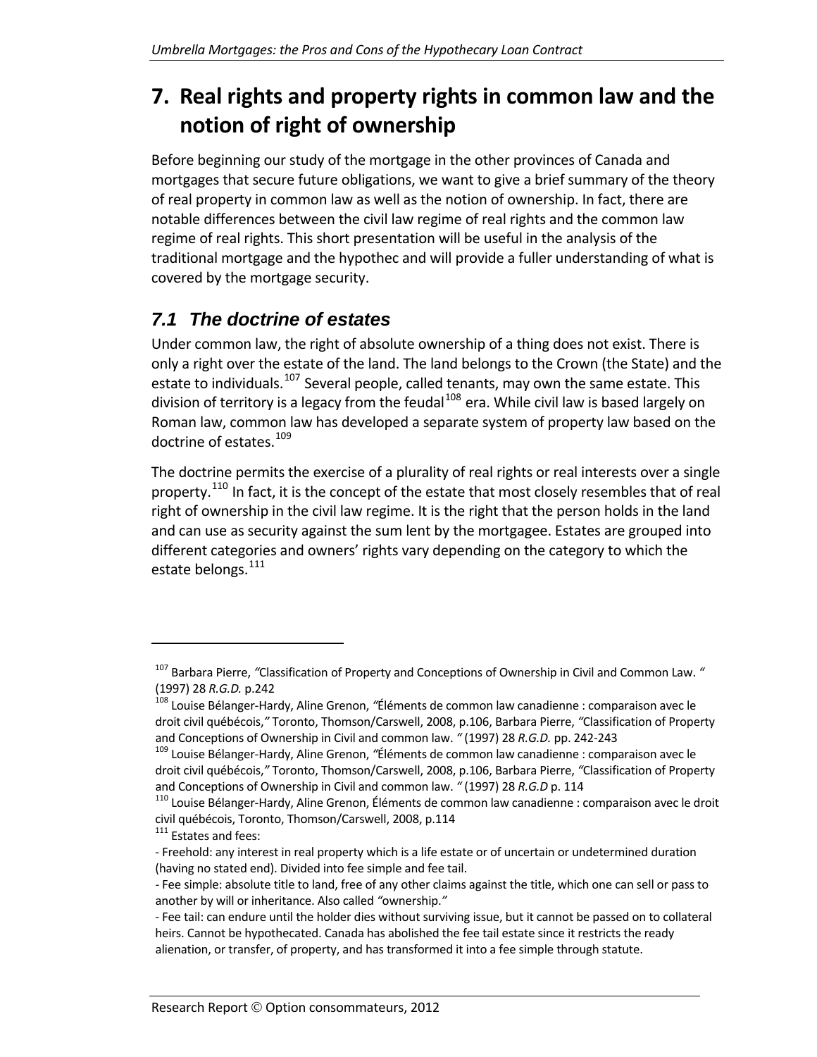# 7. Real rights and property rights in common law and the notion of right of ownership

Before beginning our study of the mortgage in the other provinces of Canada and mortgages that secure future obligations, we want to give a brief summary of the theory of real property in common law as well as the notion of ownership. In fact, there are notable differences between the civil law regime of real rights and the common law regime of real rights. This short presentation will be useful in the analysis of the traditional mortgage and the hypothec and will provide a fuller understanding of what is covered by the mortgage security.

## *7.1 The doctrine of estates*

Under common law, the right of absolute ownership of a thing does not exist. There is only a right over the estate of the land. The land belongs to the Crown (the State) and the estate to individuals.[107] Several people, called tenants, may own the same estate. This division of territory is a legacy from the feudal[108] era. While civil law is based largely on Roman law, common law has developed a separate system of property law based on the doctrine of estates.[109]

The doctrine permits the exercise of a plurality of real rights or real interests over a single property.[110] In fact, it is the concept of the estate that most closely resembles that of real right of ownership in the civil law regime. It is the right that the person holds in the land and can use as security against the sum lent by the mortgagee. Estates are grouped into different categories and owners' rights vary depending on the category to which the estate belongs.[111]

---

[107] Barbara Pierre, *"*Classification of Property and Conceptions of Ownership in Civil and Common Law. *"* (1997) 28 *R.G.D.* p.242

[108] Louise Bélanger-Hardy, Aline Grenon, *"*Éléments de common law canadienne : comparaison avec le droit civil québécois,*"* Toronto, Thomson/Carswell, 2008, p.106, Barbara Pierre, *"*Classification of Property and Conceptions of Ownership in Civil and common law. *"* (1997) 28 *R.G.D.* pp. 242-243

[109] Louise Bélanger-Hardy, Aline Grenon, *"*Éléments de common law canadienne : comparaison avec le droit civil québécois,*"* Toronto, Thomson/Carswell, 2008, p.106, Barbara Pierre, *"*Classification of Property and Conceptions of Ownership in Civil and common law. *"* (1997) 28 *R.G.D* p. 114

[110] Louise Bélanger-Hardy, Aline Grenon, Éléments de common law canadienne : comparaison avec le droit civil québécois, Toronto, Thomson/Carswell, 2008, p.114

[111] Estates and fees:

- Freehold: any interest in real property which is a life estate or of uncertain or undetermined duration (having no stated end). Divided into fee simple and fee tail.
- Fee simple: absolute title to land, free of any other claims against the title, which one can sell or pass to another by will or inheritance. Also called *"*ownership.*"*
- Fee tail: can endure until the holder dies without surviving issue, but it cannot be passed on to collateral heirs. Cannot be hypothecated. Canada has abolished the fee tail estate since it restricts the ready alienation, or transfer, of property, and has transformed it into a fee simple through statute.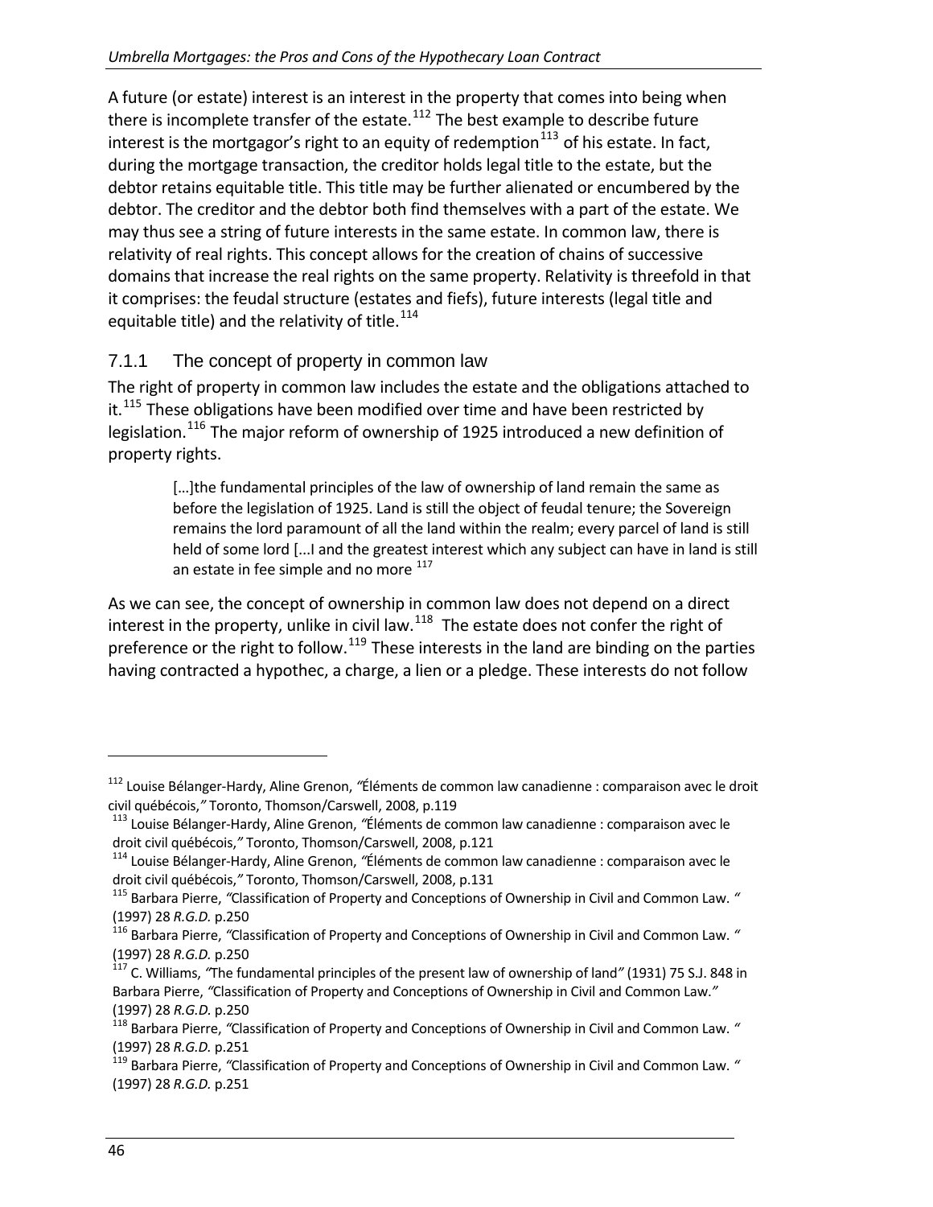A future (or estate) interest is an interest in the property that comes into being when there is incomplete transfer of the estate.[112] The best example to describe future interest is the mortgagor's right to an equity of redemption[113] of his estate. In fact, during the mortgage transaction, the creditor holds legal title to the estate, but the debtor retains equitable title. This title may be further alienated or encumbered by the debtor. The creditor and the debtor both find themselves with a part of the estate. We may thus see a string of future interests in the same estate. In common law, there is relativity of real rights. This concept allows for the creation of chains of successive domains that increase the real rights on the same property. Relativity is threefold in that it comprises: the feudal structure (estates and fiefs), future interests (legal title and equitable title) and the relativity of title.[114]

### 7.1.1 The concept of property in common law

The right of property in common law includes the estate and the obligations attached to it.[115] These obligations have been modified over time and have been restricted by legislation.[116] The major reform of ownership of 1925 introduced a new definition of property rights.

> […]the fundamental principles of the law of ownership of land remain the same as before the legislation of 1925. Land is still the object of feudal tenure; the Sovereign remains the lord paramount of all the land within the realm; every parcel of land is still held of some lord [...I and the greatest interest which any subject can have in land is still an estate in fee simple and no more [117]

As we can see, the concept of ownership in common law does not depend on a direct interest in the property, unlike in civil law.[118] The estate does not confer the right of preference or the right to follow.[119] These interests in the land are binding on the parties having contracted a hypothec, a charge, a lien or a pledge. These interests do not follow

---

[112] Louise Bélanger-Hardy, Aline Grenon, *"Éléments de common law canadienne : comparaison avec le droit civil québécois,"* Toronto, Thomson/Carswell, 2008, p.119

[113] Louise Bélanger-Hardy, Aline Grenon, *"Éléments de common law canadienne : comparaison avec le droit civil québécois,"* Toronto, Thomson/Carswell, 2008, p.121

[114] Louise Bélanger-Hardy, Aline Grenon, *"Éléments de common law canadienne : comparaison avec le droit civil québécois,"* Toronto, Thomson/Carswell, 2008, p.131

[115] Barbara Pierre, *"Classification of Property and Conceptions of Ownership in Civil and Common Law. "* (1997) 28 *R.G.D.* p.250

[116] Barbara Pierre, *"Classification of Property and Conceptions of Ownership in Civil and Common Law. "* (1997) 28 *R.G.D.* p.250

[117] C. Williams, *"The fundamental principles of the present law of ownership of land"* (1931) 75 S.J. 848 in Barbara Pierre, *"Classification of Property and Conceptions of Ownership in Civil and Common Law."* (1997) 28 *R.G.D.* p.250

[118] Barbara Pierre, *"Classification of Property and Conceptions of Ownership in Civil and Common Law. "* (1997) 28 *R.G.D.* p.251

[119] Barbara Pierre, *"Classification of Property and Conceptions of Ownership in Civil and Common Law. "* (1997) 28 *R.G.D.* p.251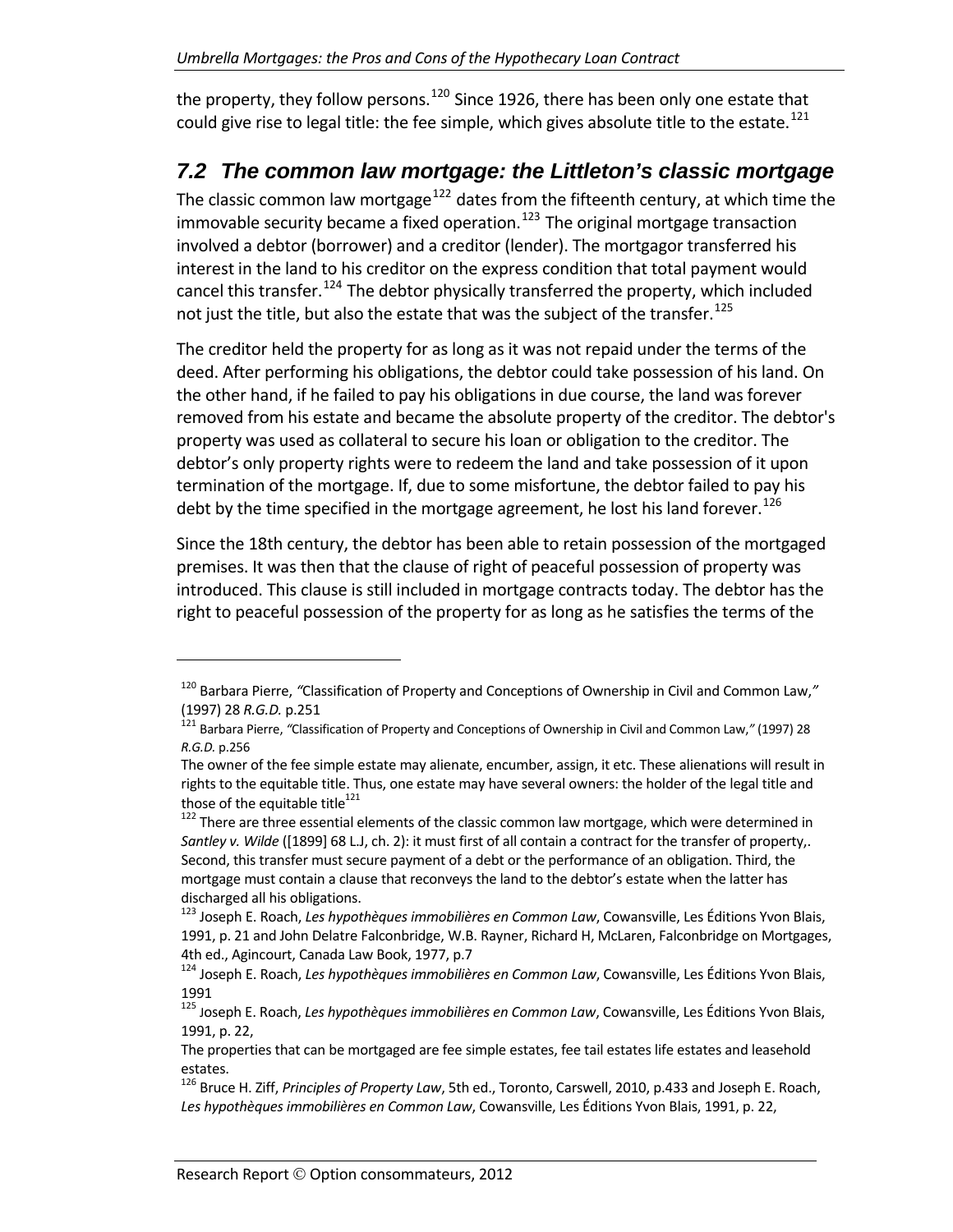the property, they follow persons.[120] Since 1926, there has been only one estate that could give rise to legal title: the fee simple, which gives absolute title to the estate.[121]

## *7.2 The common law mortgage: the Littleton's classic mortgage*

The classic common law mortgage[122] dates from the fifteenth century, at which time the immovable security became a fixed operation.[123] The original mortgage transaction involved a debtor (borrower) and a creditor (lender). The mortgagor transferred his interest in the land to his creditor on the express condition that total payment would cancel this transfer.[124] The debtor physically transferred the property, which included not just the title, but also the estate that was the subject of the transfer.[125]

The creditor held the property for as long as it was not repaid under the terms of the deed. After performing his obligations, the debtor could take possession of his land. On the other hand, if he failed to pay his obligations in due course, the land was forever removed from his estate and became the absolute property of the creditor. The debtor's property was used as collateral to secure his loan or obligation to the creditor. The debtor's only property rights were to redeem the land and take possession of it upon termination of the mortgage. If, due to some misfortune, the debtor failed to pay his debt by the time specified in the mortgage agreement, he lost his land forever.[126]

Since the 18th century, the debtor has been able to retain possession of the mortgaged premises. It was then that the clause of right of peaceful possession of property was introduced. This clause is still included in mortgage contracts today. The debtor has the right to peaceful possession of the property for as long as he satisfies the terms of the

---

[120] Barbara Pierre, *"*Classification of Property and Conceptions of Ownership in Civil and Common Law,*"* (1997) 28 *R.G.D.* p.251

[121] Barbara Pierre, *"*Classification of Property and Conceptions of Ownership in Civil and Common Law,*"* (1997) 28 *R.G.D.* p.256

The owner of the fee simple estate may alienate, encumber, assign, it etc. These alienations will result in rights to the equitable title. Thus, one estate may have several owners: the holder of the legal title and those of the equitable title[121]

[122] There are three essential elements of the classic common law mortgage, which were determined in *Santley v. Wilde* ([1899] 68 L.J, ch. 2): it must first of all contain a contract for the transfer of property,. Second, this transfer must secure payment of a debt or the performance of an obligation. Third, the mortgage must contain a clause that reconveys the land to the debtor's estate when the latter has discharged all his obligations.

[123] Joseph E. Roach, *Les hypothèques immobilières en Common Law*, Cowansville, Les Éditions Yvon Blais, 1991, p. 21 and John Delatre Falconbridge, W.B. Rayner, Richard H, McLaren, Falconbridge on Mortgages, 4th ed., Agincourt, Canada Law Book, 1977, p.7

[124] Joseph E. Roach, *Les hypothèques immobilières en Common Law*, Cowansville, Les Éditions Yvon Blais, 1991

[125] Joseph E. Roach, *Les hypothèques immobilières en Common Law*, Cowansville, Les Éditions Yvon Blais, 1991, p. 22,

The properties that can be mortgaged are fee simple estates, fee tail estates life estates and leasehold estates.

[126] Bruce H. Ziff, *Principles of Property Law*, 5th ed., Toronto, Carswell, 2010, p.433 and Joseph E. Roach, *Les hypothèques immobilières en Common Law*, Cowansville, Les Éditions Yvon Blais, 1991, p. 22,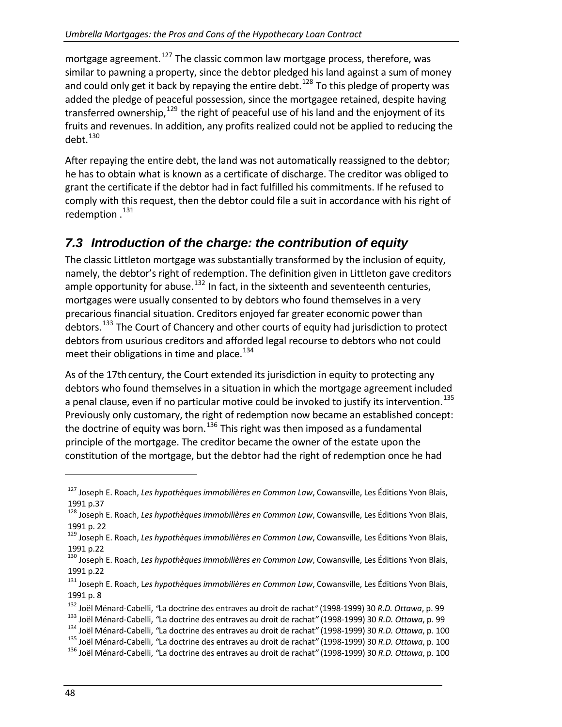mortgage agreement.[127] The classic common law mortgage process, therefore, was similar to pawning a property, since the debtor pledged his land against a sum of money and could only get it back by repaying the entire debt.[128] To this pledge of property was added the pledge of peaceful possession, since the mortgagee retained, despite having transferred ownership,[129] the right of peaceful use of his land and the enjoyment of its fruits and revenues. In addition, any profits realized could not be applied to reducing the debt.[130]

After repaying the entire debt, the land was not automatically reassigned to the debtor; he has to obtain what is known as a certificate of discharge. The creditor was obliged to grant the certificate if the debtor had in fact fulfilled his commitments. If he refused to comply with this request, then the debtor could file a suit in accordance with his right of redemption .[131]

## *7.3 Introduction of the charge: the contribution of equity*

The classic Littleton mortgage was substantially transformed by the inclusion of equity, namely, the debtor's right of redemption. The definition given in Littleton gave creditors ample opportunity for abuse.[132] In fact, in the sixteenth and seventeenth centuries, mortgages were usually consented to by debtors who found themselves in a very precarious financial situation. Creditors enjoyed far greater economic power than debtors.[133] The Court of Chancery and other courts of equity had jurisdiction to protect debtors from usurious creditors and afforded legal recourse to debtors who not could meet their obligations in time and place.[134]

As of the 17th century, the Court extended its jurisdiction in equity to protecting any debtors who found themselves in a situation in which the mortgage agreement included a penal clause, even if no particular motive could be invoked to justify its intervention.[135] Previously only customary, the right of redemption now became an established concept: the doctrine of equity was born.[136] This right was then imposed as a fundamental principle of the mortgage. The creditor became the owner of the estate upon the constitution of the mortgage, but the debtor had the right of redemption once he had

---

[127] Joseph E. Roach, *Les hypothèques immobilières en Common Law*, Cowansville, Les Éditions Yvon Blais, 1991 p.37

[128] Joseph E. Roach, *Les hypothèques immobilières en Common Law*, Cowansville, Les Éditions Yvon Blais, 1991 p. 22

[129] Joseph E. Roach, *Les hypothèques immobilières en Common Law*, Cowansville, Les Éditions Yvon Blais, 1991 p.22

[130] Joseph E. Roach, *Les hypothèques immobilières en Common Law*, Cowansville, Les Éditions Yvon Blais, 1991 p.22

[131] Joseph E. Roach, L*es hypothèques immobilières en Common Law*, Cowansville, Les Éditions Yvon Blais, 1991 p. 8

[132] Joël Ménard-Cabelli, *"*La doctrine des entraves au droit de rachat*"* (1998-1999) 30 *R.D. Ottawa*, p. 99

[133] Joël Ménard-Cabelli, *"*La doctrine des entraves au droit de rachat*"* (1998-1999) 30 *R.D. Ottawa*, p. 99

[134] Joël Ménard-Cabelli, *"*La doctrine des entraves au droit de rachat*"* (1998-1999) 30 *R.D. Ottawa*, p. 100

[135] Joël Ménard-Cabelli, *"*La doctrine des entraves au droit de rachat*"* (1998-1999) 30 *R.D. Ottawa*, p. 100

[136] Joël Ménard-Cabelli, *"*La doctrine des entraves au droit de rachat*"* (1998-1999) 30 *R.D. Ottawa*, p. 100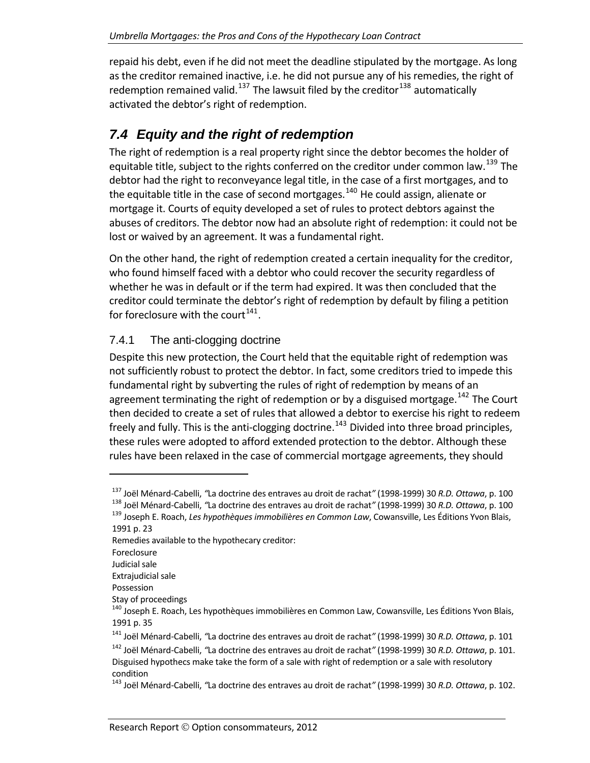repaid his debt, even if he did not meet the deadline stipulated by the mortgage. As long as the creditor remained inactive, i.e. he did not pursue any of his remedies, the right of redemption remained valid.[137] The lawsuit filed by the creditor[138] automatically activated the debtor's right of redemption.

## 7.4 Equity and the right of redemption

The right of redemption is a real property right since the debtor becomes the holder of equitable title, subject to the rights conferred on the creditor under common law.[139] The debtor had the right to reconveyance legal title, in the case of a first mortgages, and to the equitable title in the case of second mortgages.[140] He could assign, alienate or mortgage it. Courts of equity developed a set of rules to protect debtors against the abuses of creditors. The debtor now had an absolute right of redemption: it could not be lost or waived by an agreement. It was a fundamental right.

On the other hand, the right of redemption created a certain inequality for the creditor, who found himself faced with a debtor who could recover the security regardless of whether he was in default or if the term had expired. It was then concluded that the creditor could terminate the debtor's right of redemption by default by filing a petition for foreclosure with the court[141].

### 7.4.1 The anti-clogging doctrine

Despite this new protection, the Court held that the equitable right of redemption was not sufficiently robust to protect the debtor. In fact, some creditors tried to impede this fundamental right by subverting the rules of right of redemption by means of an agreement terminating the right of redemption or by a disguised mortgage.[142] The Court then decided to create a set of rules that allowed a debtor to exercise his right to redeem freely and fully. This is the anti-clogging doctrine.[143] Divided into three broad principles, these rules were adopted to afford extended protection to the debtor. Although these rules have been relaxed in the case of commercial mortgage agreements, they should

---

[137] Joël Ménard-Cabelli, "La doctrine des entraves au droit de rachat" (1998-1999) 30 *R.D. Ottawa*, p. 100

[138] Joël Ménard-Cabelli, "La doctrine des entraves au droit de rachat" (1998-1999) 30 *R.D. Ottawa*, p. 100

[139] Joseph E. Roach, *Les hypothèques immobilières en Common Law*, Cowansville, Les Éditions Yvon Blais, 1991 p. 23

Remedies available to the hypothecary creditor:
Foreclosure
Judicial sale
Extrajudicial sale
Possession
Stay of proceedings

[140] Joseph E. Roach, Les hypothèques immobilières en Common Law, Cowansville, Les Éditions Yvon Blais, 1991 p. 35

[141] Joël Ménard-Cabelli, "La doctrine des entraves au droit de rachat" (1998-1999) 30 *R.D. Ottawa*, p. 101

[142] Joël Ménard-Cabelli, "La doctrine des entraves au droit de rachat" (1998-1999) 30 *R.D. Ottawa*, p. 101. Disguised hypothecs make take the form of a sale with right of redemption or a sale with resolutory condition

[143] Joël Ménard-Cabelli, "La doctrine des entraves au droit de rachat" (1998-1999) 30 *R.D. Ottawa*, p. 102.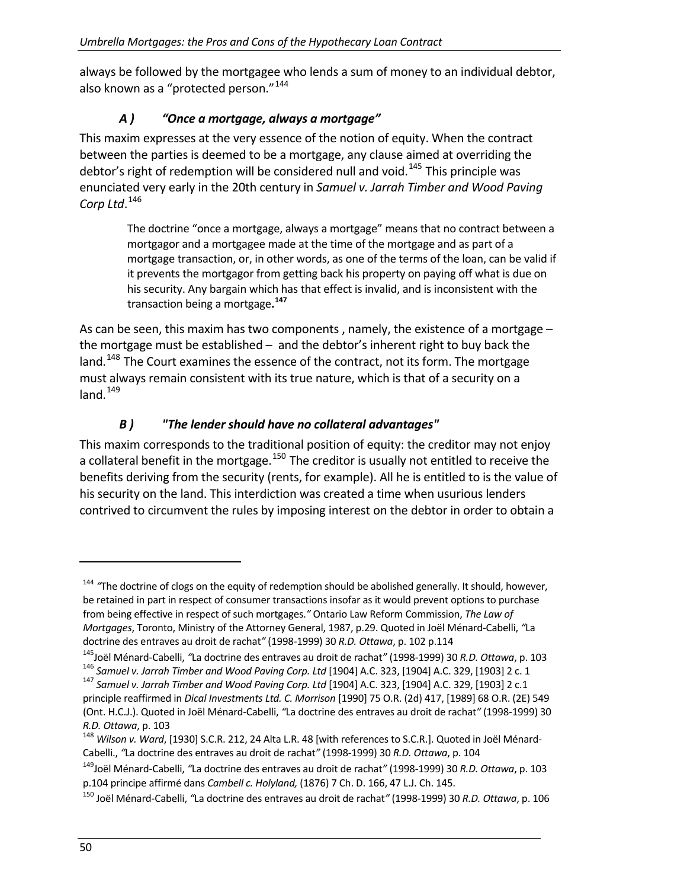always be followed by the mortgagee who lends a sum of money to an individual debtor, also known as a "protected person."[144]

### *A ) "Once a mortgage, always a mortgage"*

This maxim expresses at the very essence of the notion of equity. When the contract between the parties is deemed to be a mortgage, any clause aimed at overriding the debtor's right of redemption will be considered null and void.[145] This principle was enunciated very early in the 20th century in *Samuel v. Jarrah Timber and Wood Paving Corp Ltd*.[146]

> The doctrine "once a mortgage, always a mortgage" means that no contract between a mortgagor and a mortgagee made at the time of the mortgage and as part of a mortgage transaction, or, in other words, as one of the terms of the loan, can be valid if it prevents the mortgagor from getting back his property on paying off what is due on his security. Any bargain which has that effect is invalid, and is inconsistent with the transaction being a mortgage**.**[147]

As can be seen, this maxim has two components , namely, the existence of a mortgage – the mortgage must be established – and the debtor's inherent right to buy back the land.[148] The Court examines the essence of the contract, not its form. The mortgage must always remain consistent with its true nature, which is that of a security on a land.[149]

### *B ) "The lender should have no collateral advantages"*

This maxim corresponds to the traditional position of equity: the creditor may not enjoy a collateral benefit in the mortgage.[150] The creditor is usually not entitled to receive the benefits deriving from the security (rents, for example). All he is entitled to is the value of his security on the land. This interdiction was created a time when usurious lenders contrived to circumvent the rules by imposing interest on the debtor in order to obtain a

---

[144] *"*The doctrine of clogs on the equity of redemption should be abolished generally. It should, however, be retained in part in respect of consumer transactions insofar as it would prevent options to purchase from being effective in respect of such mortgages.*"* Ontario Law Reform Commission, *The Law of Mortgages*, Toronto, Ministry of the Attorney General, 1987, p.29. Quoted in Joël Ménard-Cabelli, *"*La doctrine des entraves au droit de rachat*"* (1998-1999) 30 *R.D. Ottawa*, p. 102 p.114

[145] Joël Ménard-Cabelli, *"*La doctrine des entraves au droit de rachat*"* (1998-1999) 30 *R.D. Ottawa*, p. 103

[146] *Samuel v. Jarrah Timber and Wood Paving Corp. Ltd* [1904] A.C. 323, [1904] A.C. 329, [1903] 2 c. 1

[147] *Samuel v. Jarrah Timber and Wood Paving Corp. Ltd* [1904] A.C. 323, [1904] A.C. 329, [1903] 2 c.1 principle reaffirmed in *Dical Investments Ltd. C. Morrison* [1990] 75 O.R. (2d) 417, [1989] 68 O.R. (2E) 549 (Ont. H.C.J.). Quoted in Joël Ménard-Cabelli, *"*La doctrine des entraves au droit de rachat*"* (1998-1999) 30 *R.D. Ottawa*, p. 103

[148] *Wilson v. Ward*, [1930] S.C.R. 212, 24 Alta L.R. 48 [with references to S.C.R.]. Quoted in Joël Ménard-Cabelli., *"*La doctrine des entraves au droit de rachat*"* (1998-1999) 30 *R.D. Ottawa*, p. 104

[149] Joël Ménard-Cabelli, *"*La doctrine des entraves au droit de rachat*"* (1998-1999) 30 *R.D. Ottawa*, p. 103 p.104 principe affirmé dans *Cambell c. Holyland,* (1876) 7 Ch. D. 166, 47 L.J. Ch. 145.

[150] Joël Ménard-Cabelli, *"*La doctrine des entraves au droit de rachat*"* (1998-1999) 30 *R.D. Ottawa*, p. 106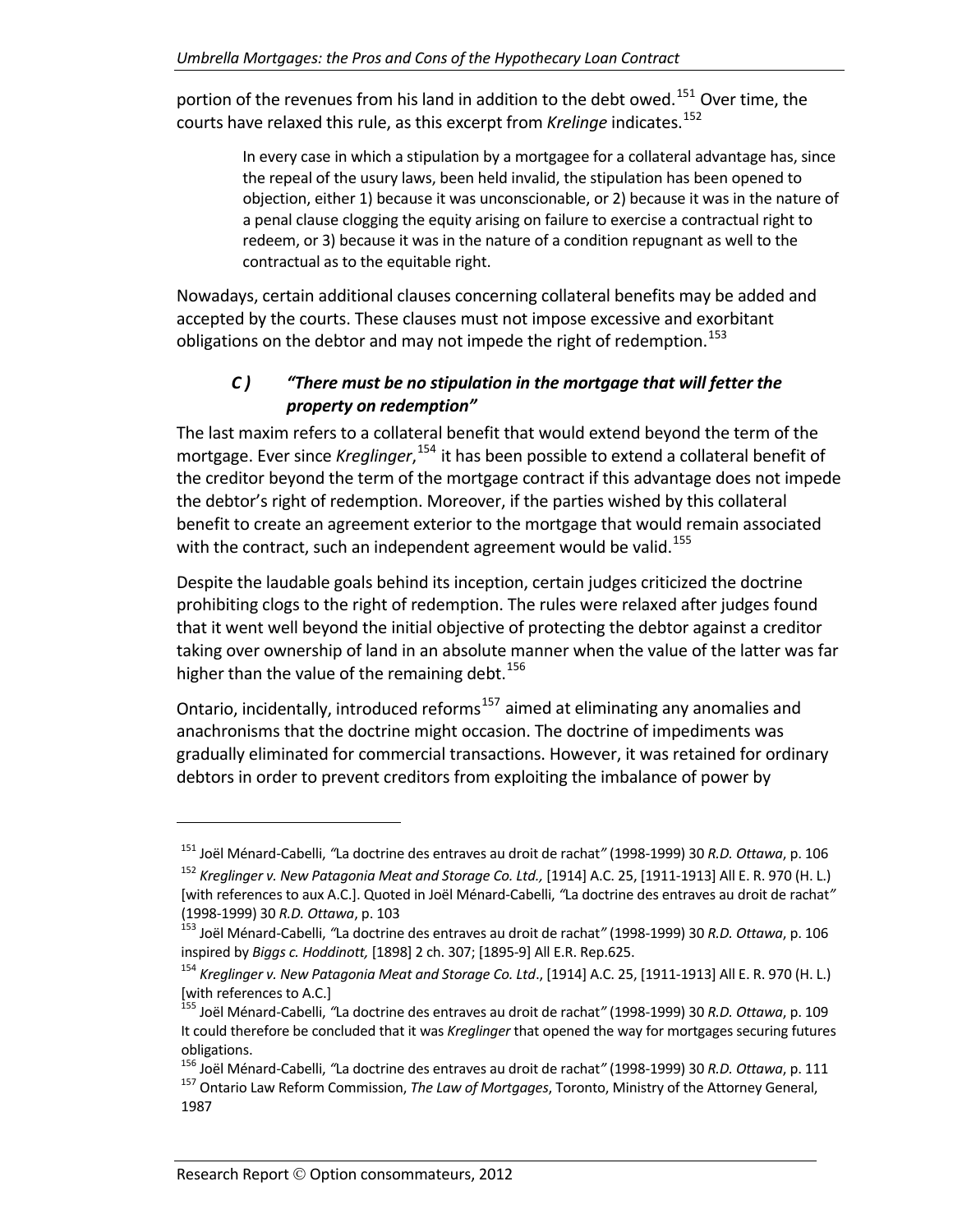portion of the revenues from his land in addition to the debt owed.[151] Over time, the courts have relaxed this rule, as this excerpt from *Krelinge* indicates.[152]

> In every case in which a stipulation by a mortgagee for a collateral advantage has, since the repeal of the usury laws, been held invalid, the stipulation has been opened to objection, either 1) because it was unconscionable, or 2) because it was in the nature of a penal clause clogging the equity arising on failure to exercise a contractual right to redeem, or 3) because it was in the nature of a condition repugnant as well to the contractual as to the equitable right.

Nowadays, certain additional clauses concerning collateral benefits may be added and accepted by the courts. These clauses must not impose excessive and exorbitant obligations on the debtor and may not impede the right of redemption.[153]

### C ) *"There must be no stipulation in the mortgage that will fetter the property on redemption"*

The last maxim refers to a collateral benefit that would extend beyond the term of the mortgage. Ever since *Kreglinger*,[154] it has been possible to extend a collateral benefit of the creditor beyond the term of the mortgage contract if this advantage does not impede the debtor's right of redemption. Moreover, if the parties wished by this collateral benefit to create an agreement exterior to the mortgage that would remain associated with the contract, such an independent agreement would be valid.[155]

Despite the laudable goals behind its inception, certain judges criticized the doctrine prohibiting clogs to the right of redemption. The rules were relaxed after judges found that it went well beyond the initial objective of protecting the debtor against a creditor taking over ownership of land in an absolute manner when the value of the latter was far higher than the value of the remaining debt.[156]

Ontario, incidentally, introduced reforms[157] aimed at eliminating any anomalies and anachronisms that the doctrine might occasion. The doctrine of impediments was gradually eliminated for commercial transactions. However, it was retained for ordinary debtors in order to prevent creditors from exploiting the imbalance of power by

---

[151] Joël Ménard-Cabelli, *"*La doctrine des entraves au droit de rachat*"* (1998-1999) 30 *R.D. Ottawa*, p. 106

[152] *Kreglinger v. New Patagonia Meat and Storage Co. Ltd.,* [1914] A.C. 25, [1911-1913] All E. R. 970 (H. L.) [with references to aux A.C.]. Quoted in Joël Ménard-Cabelli, *"*La doctrine des entraves au droit de rachat*"* (1998-1999) 30 *R.D. Ottawa*, p. 103

[153] Joël Ménard-Cabelli, *"*La doctrine des entraves au droit de rachat*"* (1998-1999) 30 *R.D. Ottawa*, p. 106 inspired by *Biggs c. Hoddinott,* [1898] 2 ch. 307; [1895-9] All E.R. Rep.625.

[154] *Kreglinger v. New Patagonia Meat and Storage Co. Ltd*., [1914] A.C. 25, [1911-1913] All E. R. 970 (H. L.) [with references to A.C.]

[155] Joël Ménard-Cabelli, *"*La doctrine des entraves au droit de rachat*"* (1998-1999) 30 *R.D. Ottawa*, p. 109 It could therefore be concluded that it was *Kreglinger* that opened the way for mortgages securing futures obligations.

[156] Joël Ménard-Cabelli, *"*La doctrine des entraves au droit de rachat*"* (1998-1999) 30 *R.D. Ottawa*, p. 111

[157] Ontario Law Reform Commission, *The Law of Mortgages*, Toronto, Ministry of the Attorney General, 1987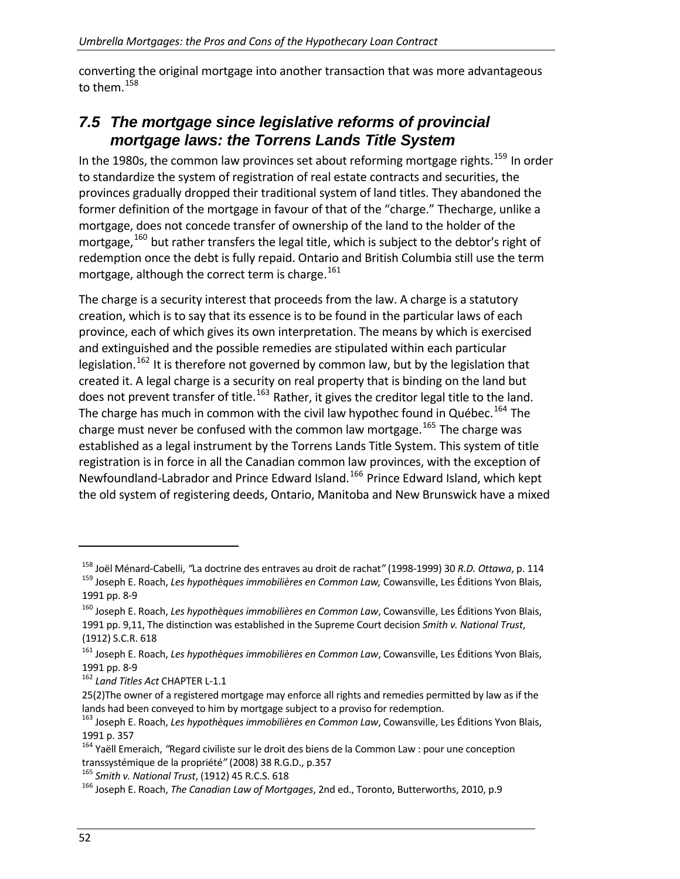converting the original mortgage into another transaction that was more advantageous to them.[158]

## 7.5 The mortgage since legislative reforms of provincial mortgage laws: the Torrens Lands Title System

In the 1980s, the common law provinces set about reforming mortgage rights.[159] In order to standardize the system of registration of real estate contracts and securities, the provinces gradually dropped their traditional system of land titles. They abandoned the former definition of the mortgage in favour of that of the "charge." Thecharge, unlike a mortgage, does not concede transfer of ownership of the land to the holder of the mortgage,[160] but rather transfers the legal title, which is subject to the debtor's right of redemption once the debt is fully repaid. Ontario and British Columbia still use the term mortgage, although the correct term is charge.[161]

The charge is a security interest that proceeds from the law. A charge is a statutory creation, which is to say that its essence is to be found in the particular laws of each province, each of which gives its own interpretation. The means by which is exercised and extinguished and the possible remedies are stipulated within each particular legislation.[162] It is therefore not governed by common law, but by the legislation that created it. A legal charge is a security on real property that is binding on the land but does not prevent transfer of title.[163] Rather, it gives the creditor legal title to the land. The charge has much in common with the civil law hypothec found in Québec.[164] The charge must never be confused with the common law mortgage.[165] The charge was established as a legal instrument by the Torrens Lands Title System. This system of title registration is in force in all the Canadian common law provinces, with the exception of Newfoundland-Labrador and Prince Edward Island.[166] Prince Edward Island, which kept the old system of registering deeds, Ontario, Manitoba and New Brunswick have a mixed

---

[158] Joël Ménard-Cabelli, "La doctrine des entraves au droit de rachat" (1998-1999) 30 *R.D. Ottawa*, p. 114

[159] Joseph E. Roach, *Les hypothèques immobilières en Common Law,* Cowansville, Les Éditions Yvon Blais, 1991 pp. 8-9

[160] Joseph E. Roach, *Les hypothèques immobilières en Common Law*, Cowansville, Les Éditions Yvon Blais, 1991 pp. 9,11, The distinction was established in the Supreme Court decision *Smith v. National Trust*, (1912) S.C.R. 618

[161] Joseph E. Roach, *Les hypothèques immobilières en Common Law*, Cowansville, Les Éditions Yvon Blais, 1991 pp. 8-9

[162] *Land Titles Act* CHAPTER L-1.1

25(2)The owner of a registered mortgage may enforce all rights and remedies permitted by law as if the lands had been conveyed to him by mortgage subject to a proviso for redemption.

[163] Joseph E. Roach, *Les hypothèques immobilières en Common Law*, Cowansville, Les Éditions Yvon Blais, 1991 p. 357

[164] Yaëll Emeraich, "Regard civiliste sur le droit des biens de la Common Law : pour une conception transsystémique de la propriété" (2008) 38 R.G.D., p.357

[165] *Smith v. National Trust*, (1912) 45 R.C.S. 618

[166] Joseph E. Roach, *The Canadian Law of Mortgages*, 2nd ed., Toronto, Butterworths, 2010, p.9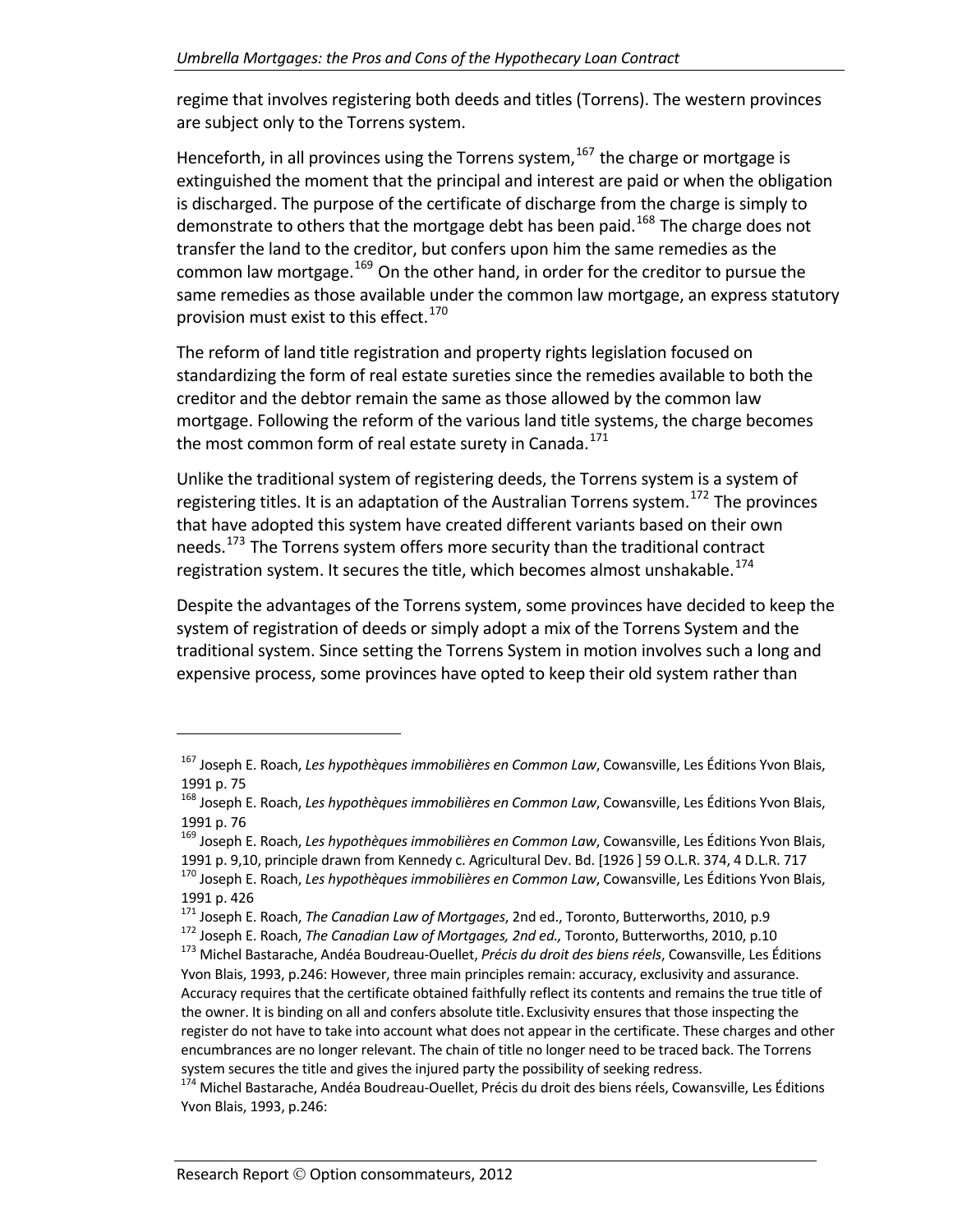regime that involves registering both deeds and titles (Torrens). The western provinces are subject only to the Torrens system.

Henceforth, in all provinces using the Torrens system,[167] the charge or mortgage is extinguished the moment that the principal and interest are paid or when the obligation is discharged. The purpose of the certificate of discharge from the charge is simply to demonstrate to others that the mortgage debt has been paid.[168] The charge does not transfer the land to the creditor, but confers upon him the same remedies as the common law mortgage.[169] On the other hand, in order for the creditor to pursue the same remedies as those available under the common law mortgage, an express statutory provision must exist to this effect.[170]

The reform of land title registration and property rights legislation focused on standardizing the form of real estate sureties since the remedies available to both the creditor and the debtor remain the same as those allowed by the common law mortgage. Following the reform of the various land title systems, the charge becomes the most common form of real estate surety in Canada.[171]

Unlike the traditional system of registering deeds, the Torrens system is a system of registering titles. It is an adaptation of the Australian Torrens system.[172] The provinces that have adopted this system have created different variants based on their own needs.[173] The Torrens system offers more security than the traditional contract registration system. It secures the title, which becomes almost unshakable.[174]

Despite the advantages of the Torrens system, some provinces have decided to keep the system of registration of deeds or simply adopt a mix of the Torrens System and the traditional system. Since setting the Torrens System in motion involves such a long and expensive process, some provinces have opted to keep their old system rather than

---

[167] Joseph E. Roach, *Les hypothèques immobilières en Common Law*, Cowansville, Les Éditions Yvon Blais, 1991 p. 75

[168] Joseph E. Roach, *Les hypothèques immobilières en Common Law*, Cowansville, Les Éditions Yvon Blais, 1991 p. 76

[169] Joseph E. Roach, *Les hypothèques immobilières en Common Law*, Cowansville, Les Éditions Yvon Blais, 1991 p. 9,10, principle drawn from Kennedy c. Agricultural Dev. Bd. [1926 ] 59 O.L.R. 374, 4 D.L.R. 717

[170] Joseph E. Roach, *Les hypothèques immobilières en Common Law*, Cowansville, Les Éditions Yvon Blais, 1991 p. 426

[171] Joseph E. Roach, *The Canadian Law of Mortgages*, 2nd ed., Toronto, Butterworths, 2010, p.9

[172] Joseph E. Roach, *The Canadian Law of Mortgages, 2nd ed.,* Toronto, Butterworths, 2010, p.10

[173] Michel Bastarache, Andéa Boudreau-Ouellet, *Précis du droit des biens réels*, Cowansville, Les Éditions Yvon Blais, 1993, p.246: However, three main principles remain: accuracy, exclusivity and assurance. Accuracy requires that the certificate obtained faithfully reflect its contents and remains the true title of the owner. It is binding on all and confers absolute title. Exclusivity ensures that those inspecting the register do not have to take into account what does not appear in the certificate. These charges and other encumbrances are no longer relevant. The chain of title no longer need to be traced back. The Torrens system secures the title and gives the injured party the possibility of seeking redress.

[174] Michel Bastarache, Andéa Boudreau-Ouellet, Précis du droit des biens réels, Cowansville, Les Éditions Yvon Blais, 1993, p.246: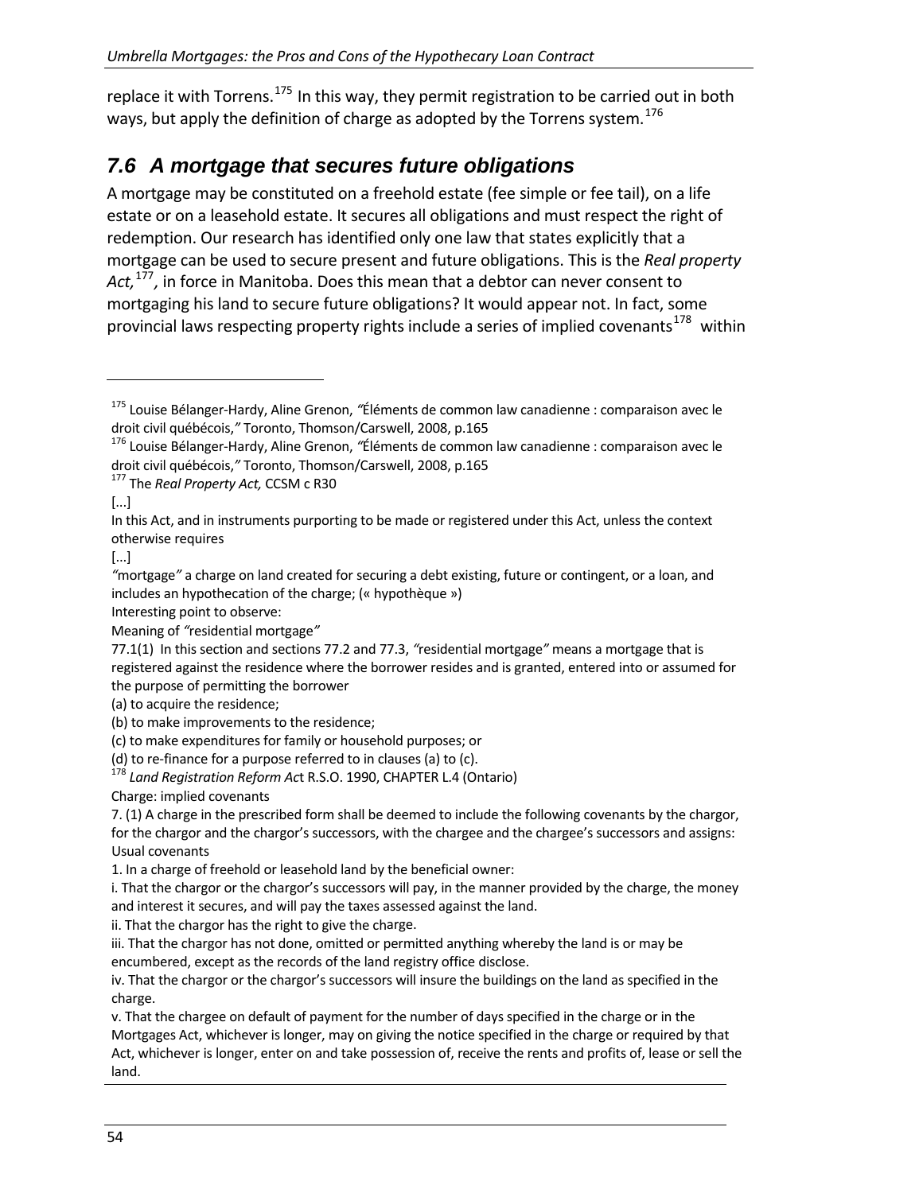replace it with Torrens.[175] In this way, they permit registration to be carried out in both ways, but apply the definition of charge as adopted by the Torrens system.[176]

## 7.6 A mortgage that secures future obligations

A mortgage may be constituted on a freehold estate (fee simple or fee tail), on a life estate or on a leasehold estate. It secures all obligations and must respect the right of redemption. Our research has identified only one law that states explicitly that a mortgage can be used to secure present and future obligations. This is the *Real property Act,*[177]*,* in force in Manitoba. Does this mean that a debtor can never consent to mortgaging his land to secure future obligations? It would appear not. In fact, some provincial laws respecting property rights include a series of implied covenants[178] within

---

[175] Louise Bélanger-Hardy, Aline Grenon, *"Éléments de common law canadienne : comparaison avec le droit civil québécois,"* Toronto, Thomson/Carswell, 2008, p.165

[176] Louise Bélanger-Hardy, Aline Grenon, *"Éléments de common law canadienne : comparaison avec le droit civil québécois,"* Toronto, Thomson/Carswell, 2008, p.165

[177] The *Real Property Act,* CCSM c R30

[...]

In this Act, and in instruments purporting to be made or registered under this Act, unless the context otherwise requires

[...]

*"*mortgage*"* a charge on land created for securing a debt existing, future or contingent, or a loan, and includes an hypothecation of the charge; (« hypothèque »)

Interesting point to observe:

Meaning of *"*residential mortgage*"*

77.1(1) In this section and sections 77.2 and 77.3, *"*residential mortgage*"* means a mortgage that is registered against the residence where the borrower resides and is granted, entered into or assumed for the purpose of permitting the borrower

(a) to acquire the residence;

(b) to make improvements to the residence;

(c) to make expenditures for family or household purposes; or

(d) to re-finance for a purpose referred to in clauses (a) to (c).

[178] *Land Registration Reform Ac*t R.S.O. 1990, CHAPTER L.4 (Ontario)

Charge: implied covenants

7. (1) A charge in the prescribed form shall be deemed to include the following covenants by the chargor, for the chargor and the chargor's successors, with the chargee and the chargee's successors and assigns:

Usual covenants

1. In a charge of freehold or leasehold land by the beneficial owner:

i. That the chargor or the chargor's successors will pay, in the manner provided by the charge, the money and interest it secures, and will pay the taxes assessed against the land.

ii. That the chargor has the right to give the charge.

iii. That the chargor has not done, omitted or permitted anything whereby the land is or may be encumbered, except as the records of the land registry office disclose.

iv. That the chargor or the chargor's successors will insure the buildings on the land as specified in the charge.

v. That the chargee on default of payment for the number of days specified in the charge or in the Mortgages Act, whichever is longer, may on giving the notice specified in the charge or required by that Act, whichever is longer, enter on and take possession of, receive the rents and profits of, lease or sell the land.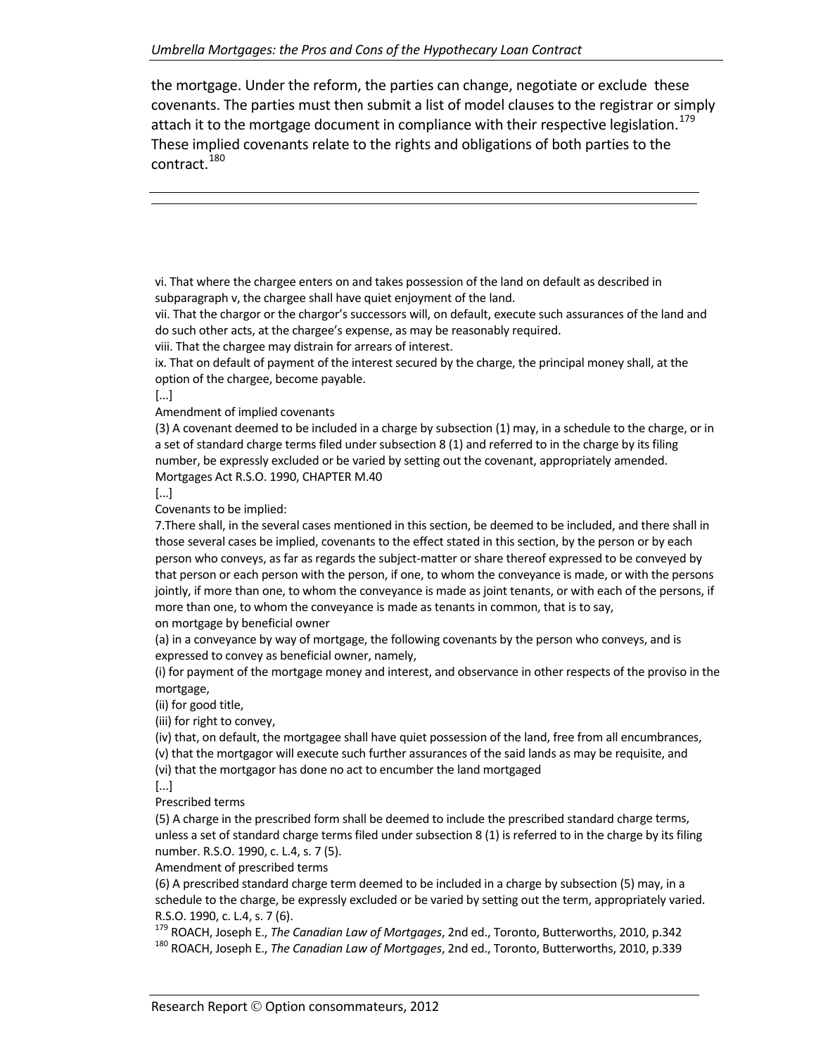the mortgage. Under the reform, the parties can change, negotiate or exclude these covenants. The parties must then submit a list of model clauses to the registrar or simply attach it to the mortgage document in compliance with their respective legislation.[179] These implied covenants relate to the rights and obligations of both parties to the contract.[180]

---

vi. That where the chargee enters on and takes possession of the land on default as described in subparagraph v, the chargee shall have quiet enjoyment of the land.
vii. That the chargor or the chargor's successors will, on default, execute such assurances of the land and do such other acts, at the chargee's expense, as may be reasonably required.
viii. That the chargee may distrain for arrears of interest.
ix. That on default of payment of the interest secured by the charge, the principal money shall, at the option of the chargee, become payable.
[...]
Amendment of implied covenants
(3) A covenant deemed to be included in a charge by subsection (1) may, in a schedule to the charge, or in a set of standard charge terms filed under subsection 8 (1) and referred to in the charge by its filing number, be expressly excluded or be varied by setting out the covenant, appropriately amended.
Mortgages Act R.S.O. 1990, CHAPTER M.40
[...]
Covenants to be implied:
7.There shall, in the several cases mentioned in this section, be deemed to be included, and there shall in those several cases be implied, covenants to the effect stated in this section, by the person or by each person who conveys, as far as regards the subject-matter or share thereof expressed to be conveyed by that person or each person with the person, if one, to whom the conveyance is made, or with the persons jointly, if more than one, to whom the conveyance is made as joint tenants, or with each of the persons, if more than one, to whom the conveyance is made as tenants in common, that is to say,
on mortgage by beneficial owner
(a) in a conveyance by way of mortgage, the following covenants by the person who conveys, and is expressed to convey as beneficial owner, namely,
(i) for payment of the mortgage money and interest, and observance in other respects of the proviso in the mortgage,
(ii) for good title,
(iii) for right to convey,
(iv) that, on default, the mortgagee shall have quiet possession of the land, free from all encumbrances,
(v) that the mortgagor will execute such further assurances of the said lands as may be requisite, and
(vi) that the mortgagor has done no act to encumber the land mortgaged
[...]
Prescribed terms
(5) A charge in the prescribed form shall be deemed to include the prescribed standard charge terms, unless a set of standard charge terms filed under subsection 8 (1) is referred to in the charge by its filing number. R.S.O. 1990, c. L.4, s. 7 (5).
Amendment of prescribed terms
(6) A prescribed standard charge term deemed to be included in a charge by subsection (5) may, in a schedule to the charge, be expressly excluded or be varied by setting out the term, appropriately varied. R.S.O. 1990, c. L.4, s. 7 (6).

[179] ROACH, Joseph E., *The Canadian Law of Mortgages*, 2nd ed., Toronto, Butterworths, 2010, p.342
[180] ROACH, Joseph E., *The Canadian Law of Mortgages*, 2nd ed., Toronto, Butterworths, 2010, p.339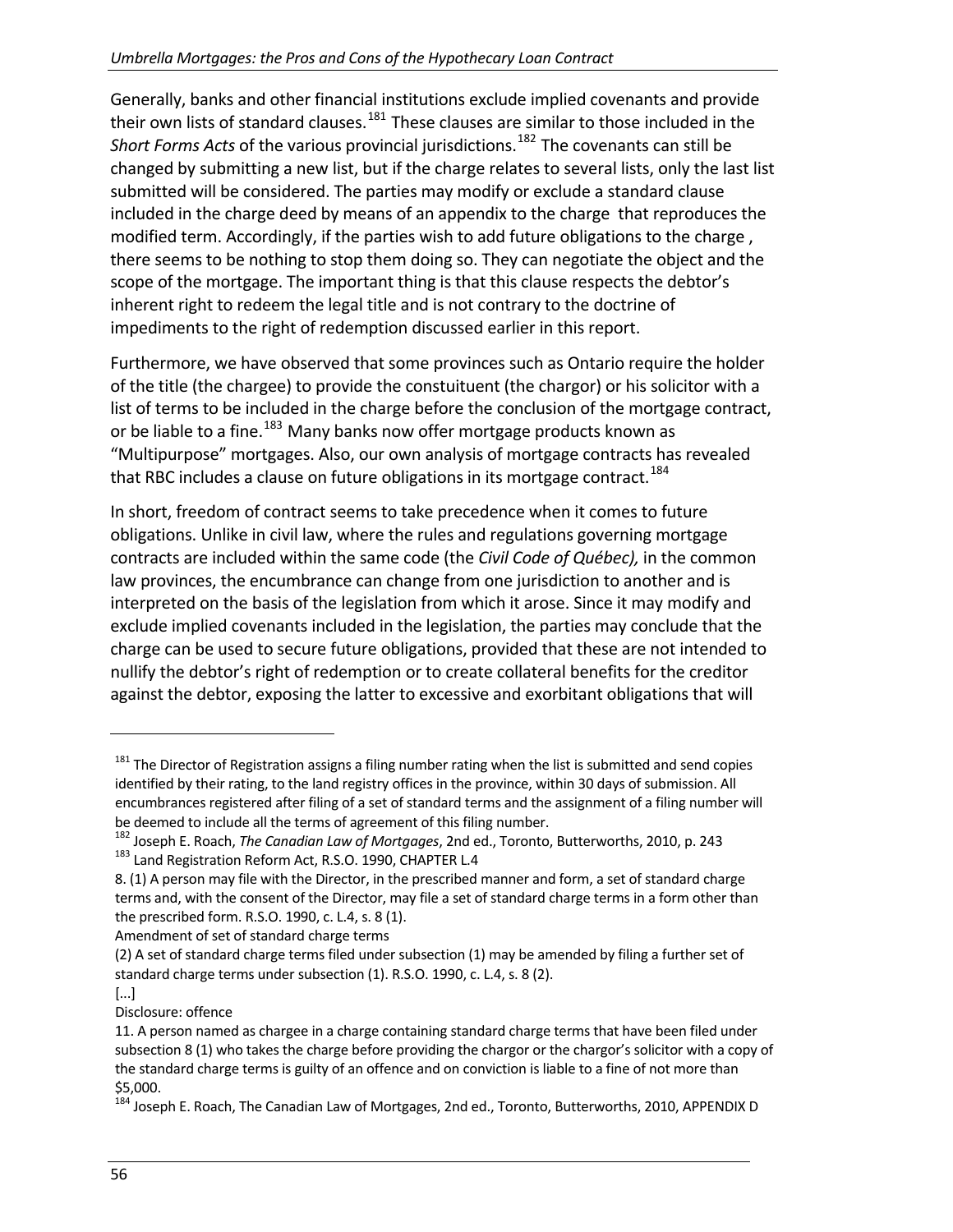Generally, banks and other financial institutions exclude implied covenants and provide their own lists of standard clauses.[181] These clauses are similar to those included in the *Short Forms Acts* of the various provincial jurisdictions.[182] The covenants can still be changed by submitting a new list, but if the charge relates to several lists, only the last list submitted will be considered. The parties may modify or exclude a standard clause included in the charge deed by means of an appendix to the charge that reproduces the modified term. Accordingly, if the parties wish to add future obligations to the charge , there seems to be nothing to stop them doing so. They can negotiate the object and the scope of the mortgage. The important thing is that this clause respects the debtor's inherent right to redeem the legal title and is not contrary to the doctrine of impediments to the right of redemption discussed earlier in this report.

Furthermore, we have observed that some provinces such as Ontario require the holder of the title (the chargee) to provide the constuituent (the chargor) or his solicitor with a list of terms to be included in the charge before the conclusion of the mortgage contract, or be liable to a fine.[183] Many banks now offer mortgage products known as "Multipurpose" mortgages. Also, our own analysis of mortgage contracts has revealed that RBC includes a clause on future obligations in its mortgage contract.[184]

In short, freedom of contract seems to take precedence when it comes to future obligations. Unlike in civil law, where the rules and regulations governing mortgage contracts are included within the same code (the *Civil Code of Québec),* in the common law provinces, the encumbrance can change from one jurisdiction to another and is interpreted on the basis of the legislation from which it arose. Since it may modify and exclude implied covenants included in the legislation, the parties may conclude that the charge can be used to secure future obligations, provided that these are not intended to nullify the debtor's right of redemption or to create collateral benefits for the creditor against the debtor, exposing the latter to excessive and exorbitant obligations that will

---

[181] The Director of Registration assigns a filing number rating when the list is submitted and send copies identified by their rating, to the land registry offices in the province, within 30 days of submission. All encumbrances registered after filing of a set of standard terms and the assignment of a filing number will be deemed to include all the terms of agreement of this filing number.

[182] Joseph E. Roach, *The Canadian Law of Mortgages*, 2nd ed., Toronto, Butterworths, 2010, p. 243

[183] Land Registration Reform Act, R.S.O. 1990, CHAPTER L.4

8. (1) A person may file with the Director, in the prescribed manner and form, a set of standard charge terms and, with the consent of the Director, may file a set of standard charge terms in a form other than the prescribed form. R.S.O. 1990, c. L.4, s. 8 (1).

Amendment of set of standard charge terms

(2) A set of standard charge terms filed under subsection (1) may be amended by filing a further set of standard charge terms under subsection (1). R.S.O. 1990, c. L.4, s. 8 (2).

[...]

Disclosure: offence

11. A person named as chargee in a charge containing standard charge terms that have been filed under subsection 8 (1) who takes the charge before providing the chargor or the chargor's solicitor with a copy of the standard charge terms is guilty of an offence and on conviction is liable to a fine of not more than $5,000.

[184] Joseph E. Roach, The Canadian Law of Mortgages, 2nd ed., Toronto, Butterworths, 2010, APPENDIX D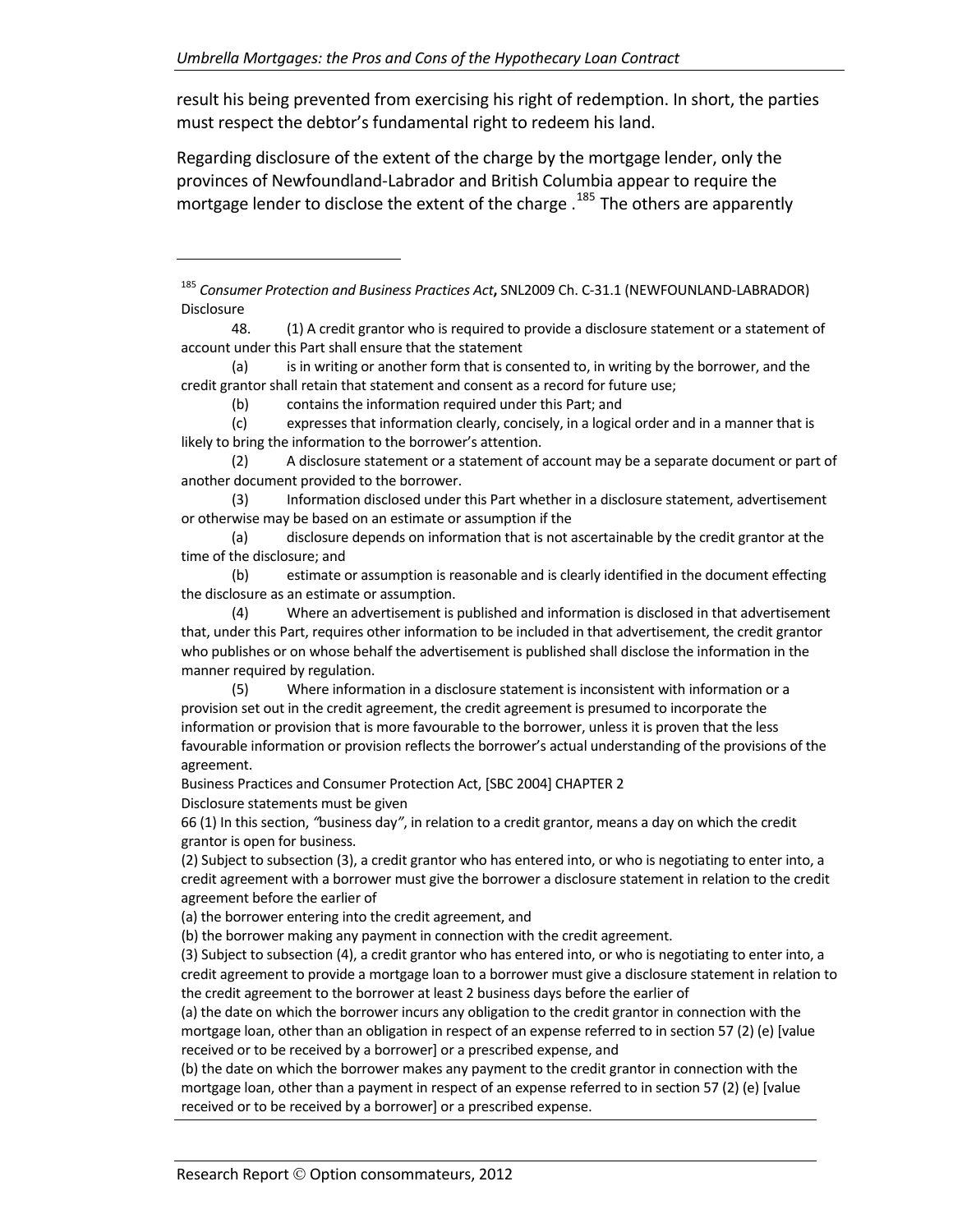result his being prevented from exercising his right of redemption. In short, the parties must respect the debtor's fundamental right to redeem his land.

Regarding disclosure of the extent of the charge by the mortgage lender, only the provinces of Newfoundland-Labrador and British Columbia appear to require the mortgage lender to disclose the extent of the charge .[185] The others are apparently

---

[185] *Consumer Protection and Business Practices Act*, SNL2009 Ch. C-31.1 (NEWFOUNDLAND-LABRADOR)
Disclosure

48. (1) A credit grantor who is required to provide a disclosure statement or a statement of account under this Part shall ensure that the statement

(a) is in writing or another form that is consented to, in writing by the borrower, and the credit grantor shall retain that statement and consent as a record for future use;

(b) contains the information required under this Part; and

(c) expresses that information clearly, concisely, in a logical order and in a manner that is likely to bring the information to the borrower's attention.

(2) A disclosure statement or a statement of account may be a separate document or part of another document provided to the borrower.

(3) Information disclosed under this Part whether in a disclosure statement, advertisement or otherwise may be based on an estimate or assumption if the

(a) disclosure depends on information that is not ascertainable by the credit grantor at the time of the disclosure; and

(b) estimate or assumption is reasonable and is clearly identified in the document effecting the disclosure as an estimate or assumption.

(4) Where an advertisement is published and information is disclosed in that advertisement that, under this Part, requires other information to be included in that advertisement, the credit grantor who publishes or on whose behalf the advertisement is published shall disclose the information in the manner required by regulation.

(5) Where information in a disclosure statement is inconsistent with information or a provision set out in the credit agreement, the credit agreement is presumed to incorporate the information or provision that is more favourable to the borrower, unless it is proven that the less favourable information or provision reflects the borrower's actual understanding of the provisions of the agreement.

Business Practices and Consumer Protection Act, [SBC 2004] CHAPTER 2
Disclosure statements must be given

66 (1) In this section, *"*business day*"*, in relation to a credit grantor, means a day on which the credit grantor is open for business.

(2) Subject to subsection (3), a credit grantor who has entered into, or who is negotiating to enter into, a credit agreement with a borrower must give the borrower a disclosure statement in relation to the credit agreement before the earlier of

(a) the borrower entering into the credit agreement, and

(b) the borrower making any payment in connection with the credit agreement.

(3) Subject to subsection (4), a credit grantor who has entered into, or who is negotiating to enter into, a credit agreement to provide a mortgage loan to a borrower must give a disclosure statement in relation to the credit agreement to the borrower at least 2 business days before the earlier of

(a) the date on which the borrower incurs any obligation to the credit grantor in connection with the mortgage loan, other than an obligation in respect of an expense referred to in section 57 (2) (e) [value received or to be received by a borrower] or a prescribed expense, and

(b) the date on which the borrower makes any payment to the credit grantor in connection with the mortgage loan, other than a payment in respect of an expense referred to in section 57 (2) (e) [value received or to be received by a borrower] or a prescribed expense.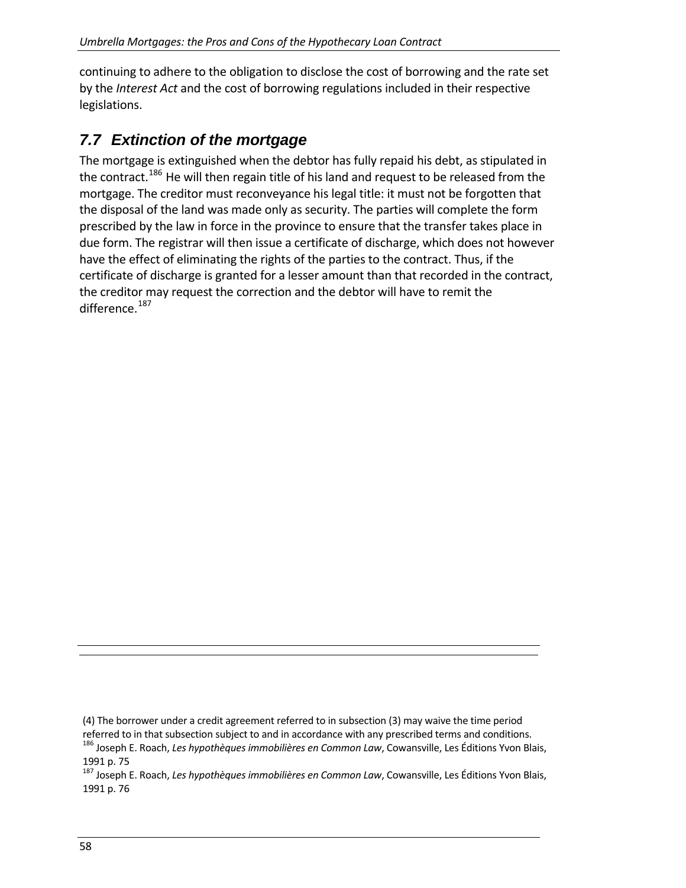continuing to adhere to the obligation to disclose the cost of borrowing and the rate set by the *Interest Act* and the cost of borrowing regulations included in their respective legislations.

## *7.7 Extinction of the mortgage*

The mortgage is extinguished when the debtor has fully repaid his debt, as stipulated in the contract.[186] He will then regain title of his land and request to be released from the mortgage. The creditor must reconveyance his legal title: it must not be forgotten that the disposal of the land was made only as security. The parties will complete the form prescribed by the law in force in the province to ensure that the transfer takes place in due form. The registrar will then issue a certificate of discharge, which does not however have the effect of eliminating the rights of the parties to the contract. Thus, if the certificate of discharge is granted for a lesser amount than that recorded in the contract, the creditor may request the correction and the debtor will have to remit the difference.[187]

---

(4) The borrower under a credit agreement referred to in subsection (3) may waive the time period referred to in that subsection subject to and in accordance with any prescribed terms and conditions.

[186] Joseph E. Roach, *Les hypothèques immobilières en Common Law*, Cowansville, Les Éditions Yvon Blais, 1991 p. 75

[187] Joseph E. Roach, *Les hypothèques immobilières en Common Law*, Cowansville, Les Éditions Yvon Blais, 1991 p. 76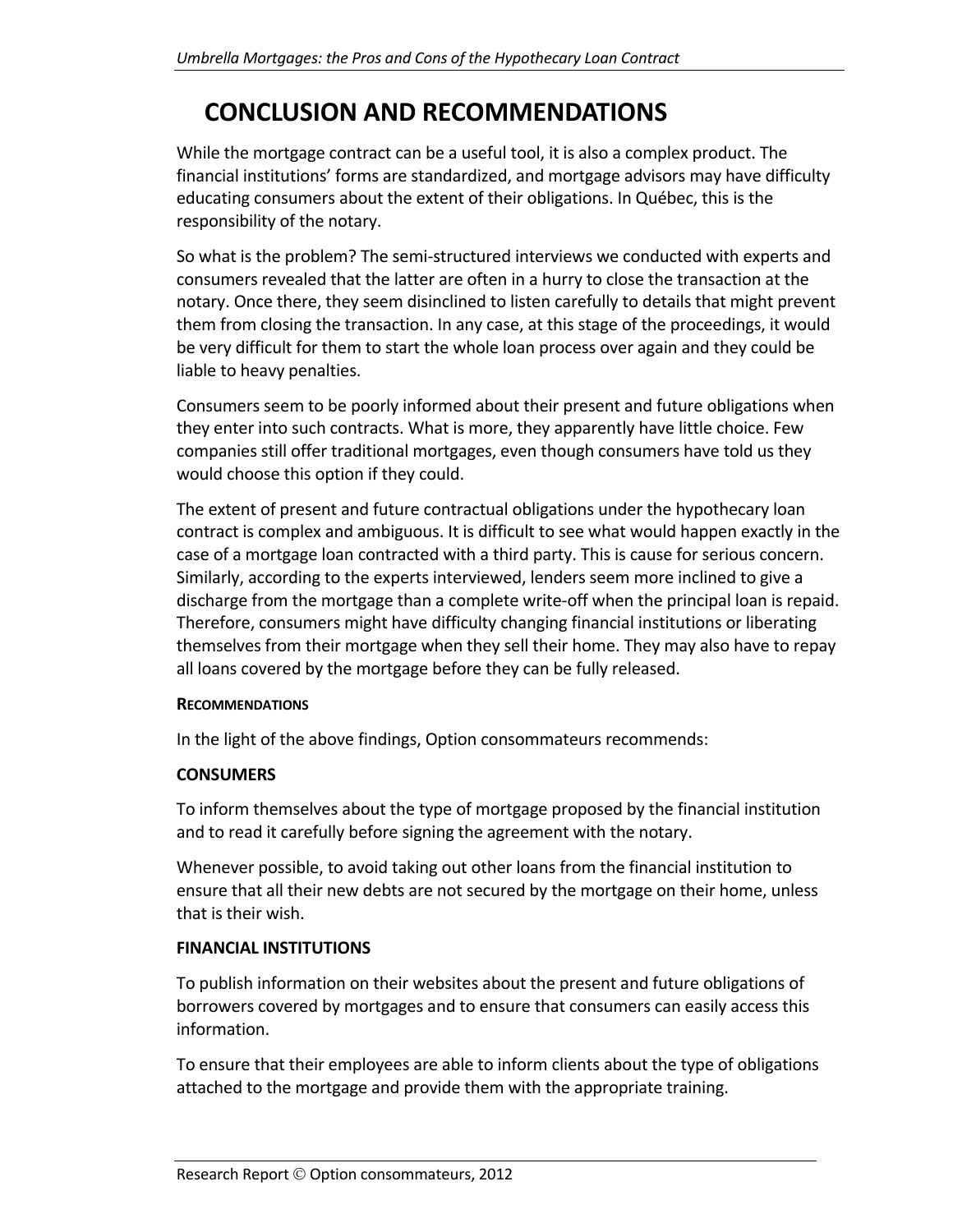# CONCLUSION AND RECOMMENDATIONS

While the mortgage contract can be a useful tool, it is also a complex product. The financial institutions' forms are standardized, and mortgage advisors may have difficulty educating consumers about the extent of their obligations. In Québec, this is the responsibility of the notary.

So what is the problem? The semi-structured interviews we conducted with experts and consumers revealed that the latter are often in a hurry to close the transaction at the notary. Once there, they seem disinclined to listen carefully to details that might prevent them from closing the transaction. In any case, at this stage of the proceedings, it would be very difficult for them to start the whole loan process over again and they could be liable to heavy penalties.

Consumers seem to be poorly informed about their present and future obligations when they enter into such contracts. What is more, they apparently have little choice. Few companies still offer traditional mortgages, even though consumers have told us they would choose this option if they could.

The extent of present and future contractual obligations under the hypothecary loan contract is complex and ambiguous. It is difficult to see what would happen exactly in the case of a mortgage loan contracted with a third party. This is cause for serious concern. Similarly, according to the experts interviewed, lenders seem more inclined to give a discharge from the mortgage than a complete write-off when the principal loan is repaid. Therefore, consumers might have difficulty changing financial institutions or liberating themselves from their mortgage when they sell their home. They may also have to repay all loans covered by the mortgage before they can be fully released.

#### RECOMMENDATIONS

In the light of the above findings, Option consommateurs recommends:

**CONSUMERS**

To inform themselves about the type of mortgage proposed by the financial institution and to read it carefully before signing the agreement with the notary.

Whenever possible, to avoid taking out other loans from the financial institution to ensure that all their new debts are not secured by the mortgage on their home, unless that is their wish.

**FINANCIAL INSTITUTIONS**

To publish information on their websites about the present and future obligations of borrowers covered by mortgages and to ensure that consumers can easily access this information.

To ensure that their employees are able to inform clients about the type of obligations attached to the mortgage and provide them with the appropriate training.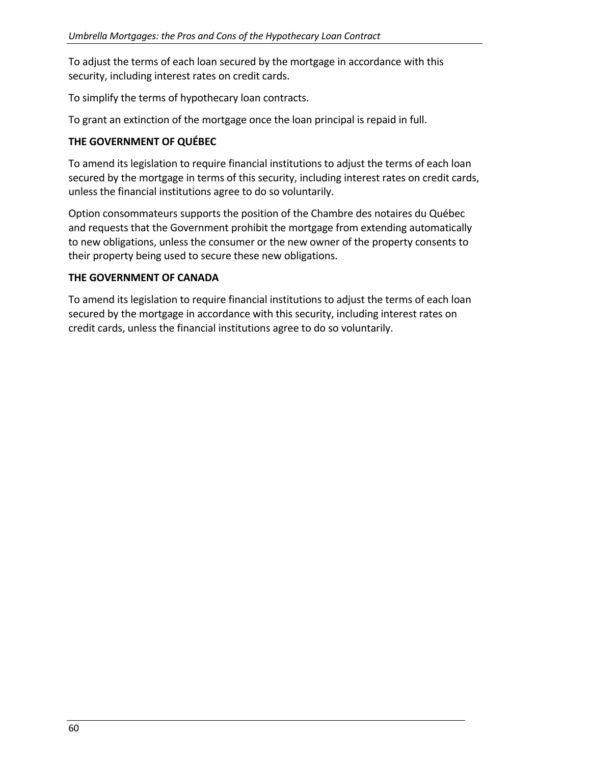To adjust the terms of each loan secured by the mortgage in accordance with this security, including interest rates on credit cards.

To simplify the terms of hypothecary loan contracts.

To grant an extinction of the mortgage once the loan principal is repaid in full.

**THE GOVERNMENT OF QUÉBEC**

To amend its legislation to require financial institutions to adjust the terms of each loan secured by the mortgage in terms of this security, including interest rates on credit cards, unless the financial institutions agree to do so voluntarily.

Option consommateurs supports the position of the Chambre des notaires du Québec and requests that the Government prohibit the mortgage from extending automatically to new obligations, unless the consumer or the new owner of the property consents to their property being used to secure these new obligations.

**THE GOVERNMENT OF CANADA**

To amend its legislation to require financial institutions to adjust the terms of each loan secured by the mortgage in accordance with this security, including interest rates on credit cards, unless the financial institutions agree to do so voluntarily.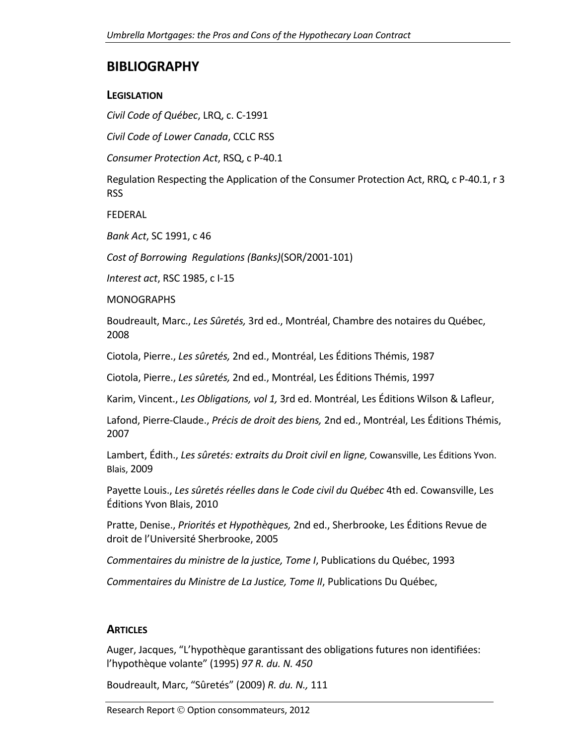# BIBLIOGRAPHY

## LEGISLATION

*Civil Code of Québec*, LRQ, c. C-1991

*Civil Code of Lower Canada*, CCLC RSS

*Consumer Protection Act*, RSQ, c P-40.1

Regulation Respecting the Application of the Consumer Protection Act, RRQ, c P-40.1, r 3 RSS

FEDERAL

*Bank Act*, SC 1991, c 46

*Cost of Borrowing Regulations (Banks)*(SOR/2001-101)

*Interest act*, RSC 1985, c I-15

MONOGRAPHS

Boudreault, Marc., *Les Sûretés,* 3rd ed., Montréal, Chambre des notaires du Québec, 2008

Ciotola, Pierre., *Les sûretés,* 2nd ed., Montréal, Les Éditions Thémis, 1987

Ciotola, Pierre., *Les sûretés,* 2nd ed., Montréal, Les Éditions Thémis, 1997

Karim, Vincent., *Les Obligations, vol 1,* 3rd ed. Montréal, Les Éditions Wilson & Lafleur,

Lafond, Pierre-Claude., *Précis de droit des biens,* 2nd ed., Montréal, Les Éditions Thémis, 2007

Lambert, Édith., *Les sûretés: extraits du Droit civil en ligne,* Cowansville, Les Éditions Yvon. Blais, 2009

Payette Louis., *Les sûretés réelles dans le Code civil du Québec* 4th ed. Cowansville, Les Éditions Yvon Blais, 2010

Pratte, Denise., *Priorités et Hypothèques,* 2nd ed., Sherbrooke, Les Éditions Revue de droit de l'Université Sherbrooke, 2005

*Commentaires du ministre de la justice, Tome I*, Publications du Québec, 1993

*Commentaires du Ministre de La Justice, Tome II*, Publications Du Québec,

## ARTICLES

Auger, Jacques, "L'hypothèque garantissant des obligations futures non identifiées: l'hypothèque volante" (1995) *97 R. du. N. 450*

Boudreault, Marc, "Sûretés" (2009) *R. du. N.,* 111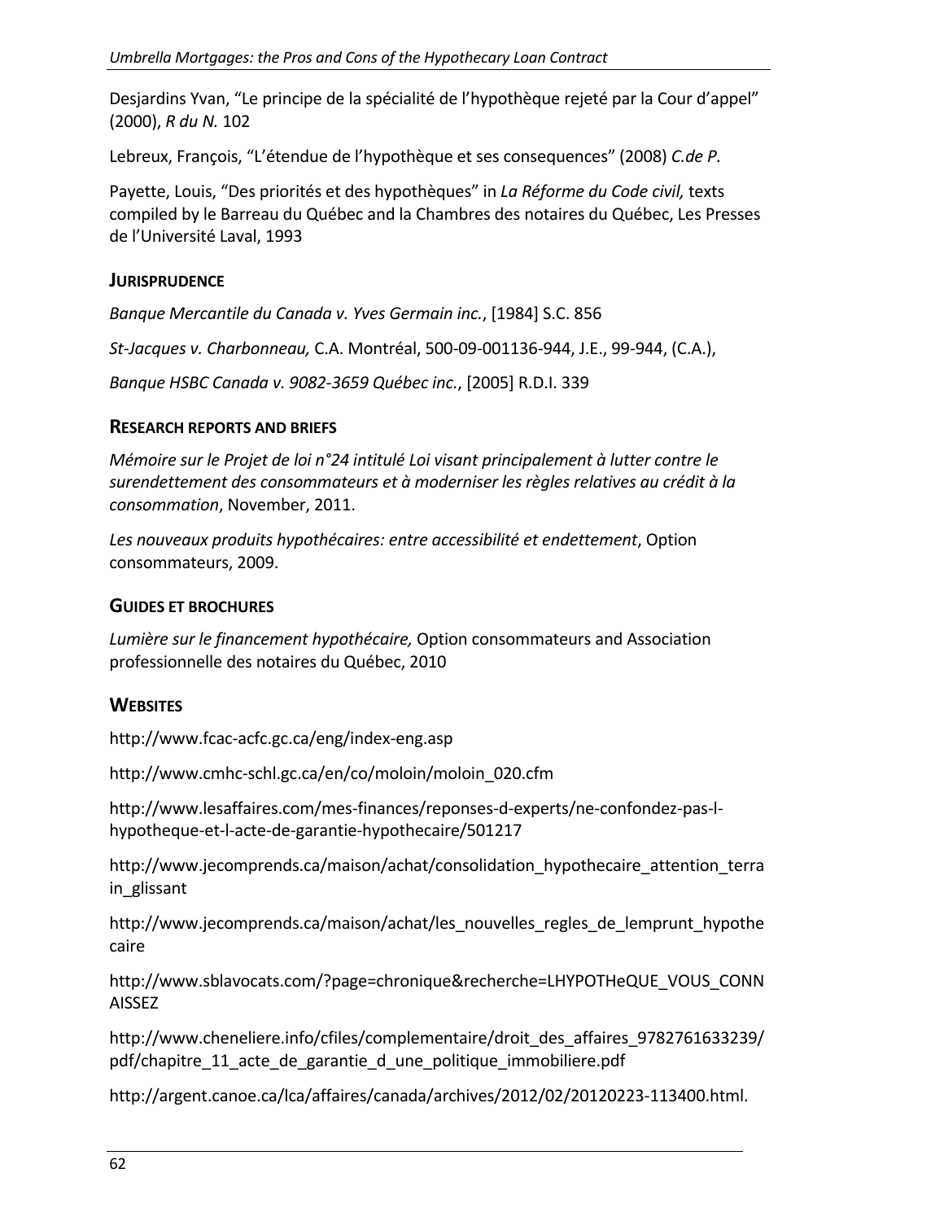Desjardins Yvan, “Le principe de la spécialité de l’hypothèque rejeté par la Cour d’appel” (2000), *R du N.* 102

Lebreux, François, “L’étendue de l’hypothèque et ses consequences” (2008) *C.de P.*

Payette, Louis, “Des priorités et des hypothèques” in *La Réforme du Code civil,* texts compiled by le Barreau du Québec and la Chambres des notaires du Québec, Les Presses de l’Université Laval, 1993

## JURISPRUDENCE

*Banque Mercantile du Canada v. Yves Germain inc.*, [1984] S.C. 856

*St-Jacques v. Charbonneau,* C.A. Montréal, 500-09-001136-944, J.E., 99-944, (C.A.),

*Banque HSBC Canada v. 9082-3659 Québec inc.*, [2005] R.D.I. 339

## RESEARCH REPORTS AND BRIEFS

*Mémoire sur le Projet de loi n°24 intitulé Loi visant principalement à lutter contre le surendettement des consommateurs et à moderniser les règles relatives au crédit à la consommation*, November, 2011.

*Les nouveaux produits hypothécaires: entre accessibilité et endettement*, Option consommateurs, 2009.

## GUIDES ET BROCHURES

*Lumière sur le financement hypothécaire,* Option consommateurs and Association professionnelle des notaires du Québec, 2010

## WEBSITES

http://www.fcac-acfc.gc.ca/eng/index-eng.asp

http://www.cmhc-schl.gc.ca/en/co/moloin/moloin_020.cfm

http://www.lesaffaires.com/mes-finances/reponses-d-experts/ne-confondez-pas-l-hypotheque-et-l-acte-de-garantie-hypothecaire/501217

http://www.jecomprends.ca/maison/achat/consolidation_hypothecaire_attention_terrain_glissant

http://www.jecomprends.ca/maison/achat/les_nouvelles_regles_de_lemprunt_hypothecaire

http://www.sblavocats.com/?page=chronique&recherche=LHYPOTHeQUE_VOUS_CONNAISSEZ

http://www.cheneliere.info/cfiles/complementaire/droit_des_affaires_9782761633239/pdf/chapitre_11_acte_de_garantie_d_une_politique_immobiliere.pdf

http://argent.canoe.ca/lca/affaires/canada/archives/2012/02/20120223-113400.html.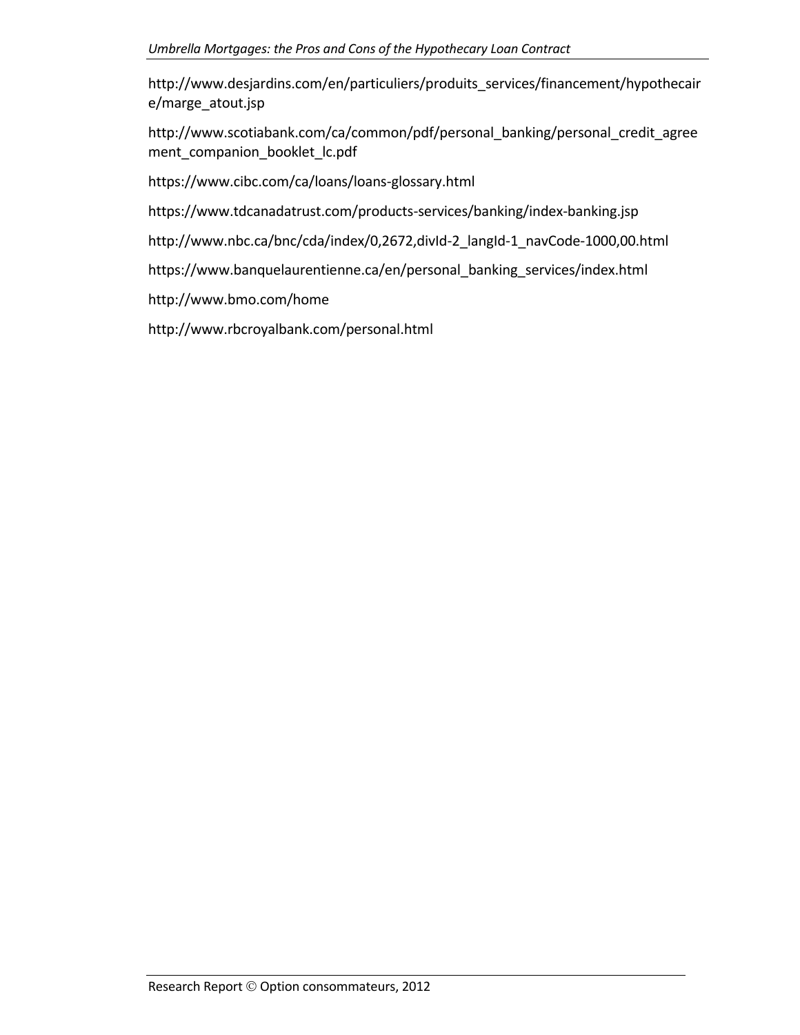http://www.desjardins.com/en/particuliers/produits_services/financement/hypothecaire/marge_atout.jsp

http://www.scotiabank.com/ca/common/pdf/personal_banking/personal_credit_agreement_companion_booklet_lc.pdf

https://www.cibc.com/ca/loans/loans-glossary.html

https://www.tdcanadatrust.com/products-services/banking/index-banking.jsp

http://www.nbc.ca/bnc/cda/index/0,2672,divId-2_langId-1_navCode-1000,00.html

https://www.banquelaurentienne.ca/en/personal_banking_services/index.html

http://www.bmo.com/home

http://www.rbcroyalbank.com/personal.html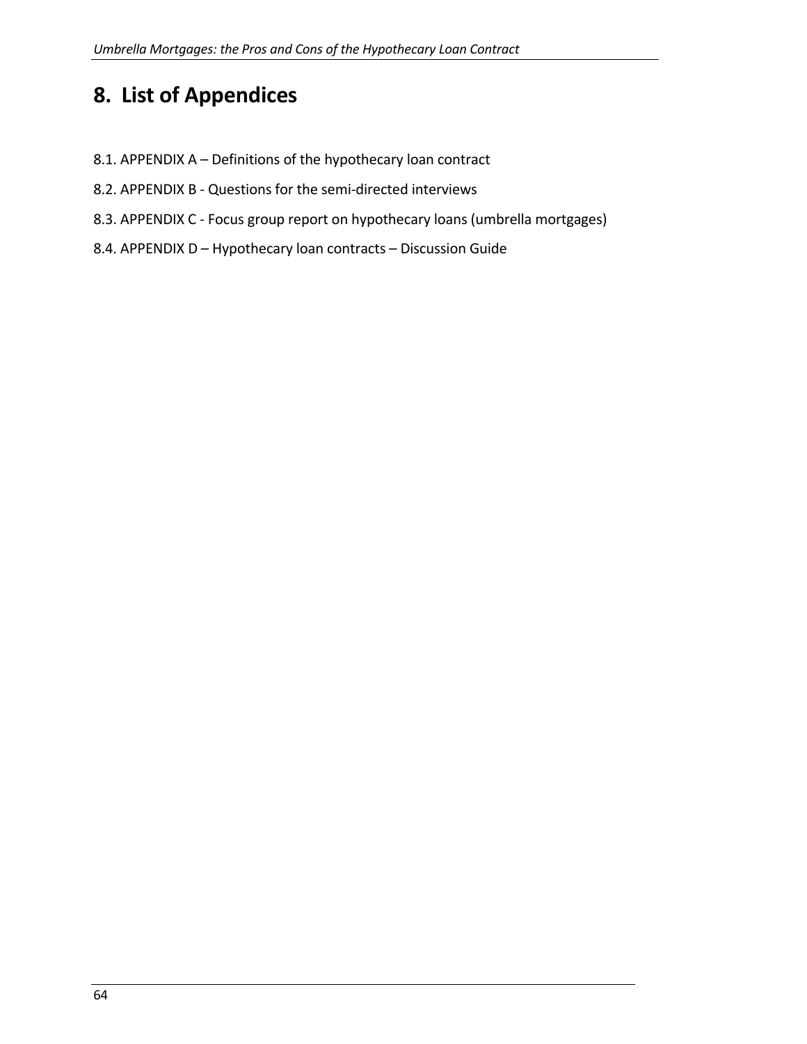# 8. List of Appendices

8.1. APPENDIX A – Definitions of the hypothecary loan contract

8.2. APPENDIX B - Questions for the semi-directed interviews

8.3. APPENDIX C - Focus group report on hypothecary loans (umbrella mortgages)

8.4. APPENDIX D – Hypothecary loan contracts – Discussion Guide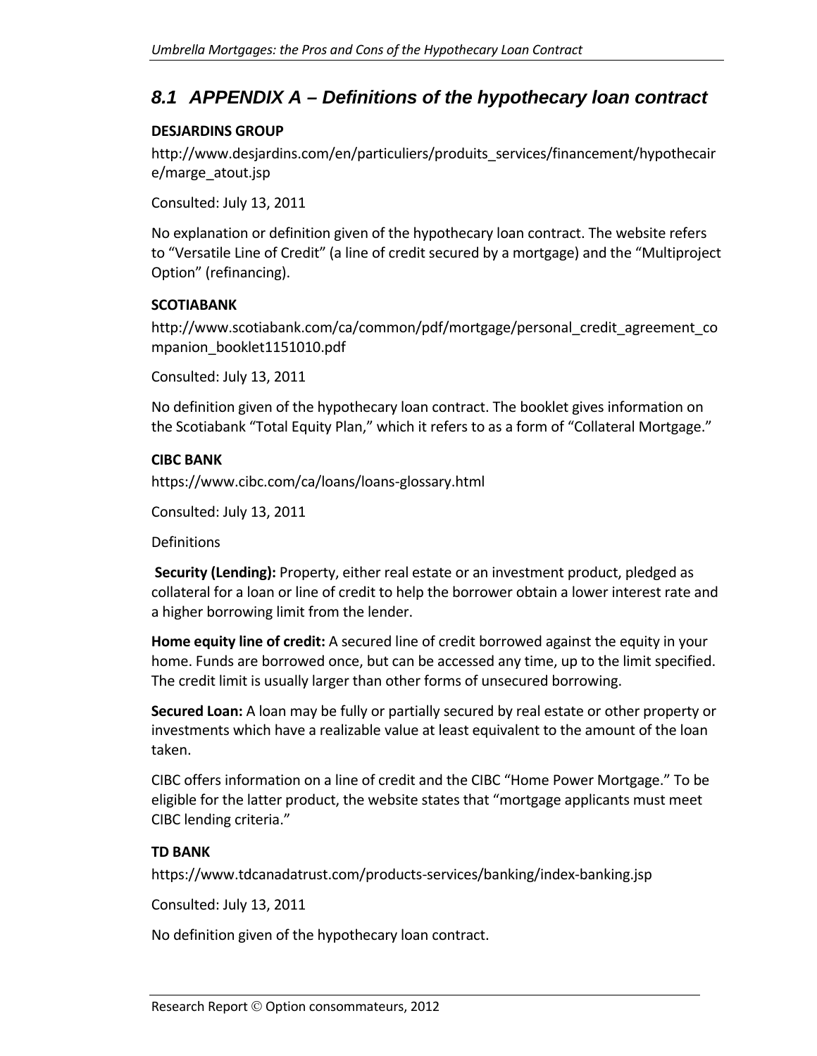## 8.1 APPENDIX A – Definitions of the hypothecary loan contract

**DESJARDINS GROUP**

http://www.desjardins.com/en/particuliers/produits_services/financement/hypothecaire/marge_atout.jsp

Consulted: July 13, 2011

No explanation or definition given of the hypothecary loan contract. The website refers to "Versatile Line of Credit" (a line of credit secured by a mortgage) and the "Multiproject Option" (refinancing).

**SCOTIABANK**

http://www.scotiabank.com/ca/common/pdf/mortgage/personal_credit_agreement_companion_booklet1151010.pdf

Consulted: July 13, 2011

No definition given of the hypothecary loan contract. The booklet gives information on the Scotiabank "Total Equity Plan," which it refers to as a form of "Collateral Mortgage."

**CIBC BANK**

https://www.cibc.com/ca/loans/loans-glossary.html

Consulted: July 13, 2011

Definitions

**Security (Lending):** Property, either real estate or an investment product, pledged as collateral for a loan or line of credit to help the borrower obtain a lower interest rate and a higher borrowing limit from the lender.

**Home equity line of credit:** A secured line of credit borrowed against the equity in your home. Funds are borrowed once, but can be accessed any time, up to the limit specified. The credit limit is usually larger than other forms of unsecured borrowing.

**Secured Loan:** A loan may be fully or partially secured by real estate or other property or investments which have a realizable value at least equivalent to the amount of the loan taken.

CIBC offers information on a line of credit and the CIBC "Home Power Mortgage." To be eligible for the latter product, the website states that "mortgage applicants must meet CIBC lending criteria."

**TD BANK**

https://www.tdcanadatrust.com/products-services/banking/index-banking.jsp

Consulted: July 13, 2011

No definition given of the hypothecary loan contract.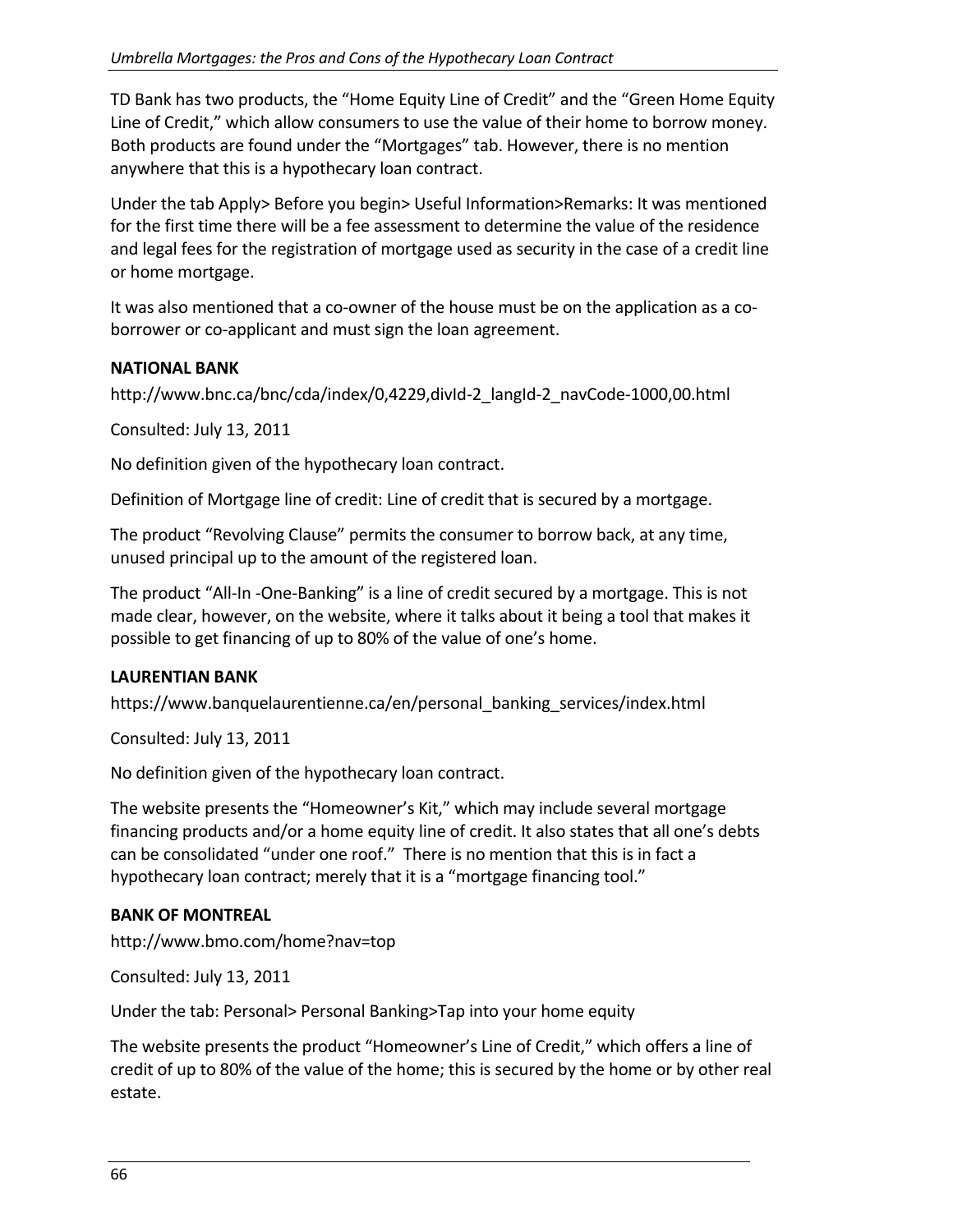TD Bank has two products, the "Home Equity Line of Credit" and the "Green Home Equity Line of Credit," which allow consumers to use the value of their home to borrow money. Both products are found under the "Mortgages" tab. However, there is no mention anywhere that this is a hypothecary loan contract.

Under the tab Apply> Before you begin> Useful Information>Remarks: It was mentioned for the first time there will be a fee assessment to determine the value of the residence and legal fees for the registration of mortgage used as security in the case of a credit line or home mortgage.

It was also mentioned that a co-owner of the house must be on the application as a co-borrower or co-applicant and must sign the loan agreement.

**NATIONAL BANK**

http://www.bnc.ca/bnc/cda/index/0,4229,divId-2_langId-2_navCode-1000,00.html

Consulted: July 13, 2011

No definition given of the hypothecary loan contract.

Definition of Mortgage line of credit: Line of credit that is secured by a mortgage.

The product "Revolving Clause" permits the consumer to borrow back, at any time, unused principal up to the amount of the registered loan.

The product "All-In -One-Banking" is a line of credit secured by a mortgage. This is not made clear, however, on the website, where it talks about it being a tool that makes it possible to get financing of up to 80% of the value of one's home.

**LAURENTIAN BANK**

https://www.banquelaurentienne.ca/en/personal_banking_services/index.html

Consulted: July 13, 2011

No definition given of the hypothecary loan contract.

The website presents the "Homeowner's Kit," which may include several mortgage financing products and/or a home equity line of credit. It also states that all one's debts can be consolidated "under one roof." There is no mention that this is in fact a hypothecary loan contract; merely that it is a "mortgage financing tool."

**BANK OF MONTREAL**

http://www.bmo.com/home?nav=top

Consulted: July 13, 2011

Under the tab: Personal> Personal Banking>Tap into your home equity

The website presents the product "Homeowner's Line of Credit," which offers a line of credit of up to 80% of the value of the home; this is secured by the home or by other real estate.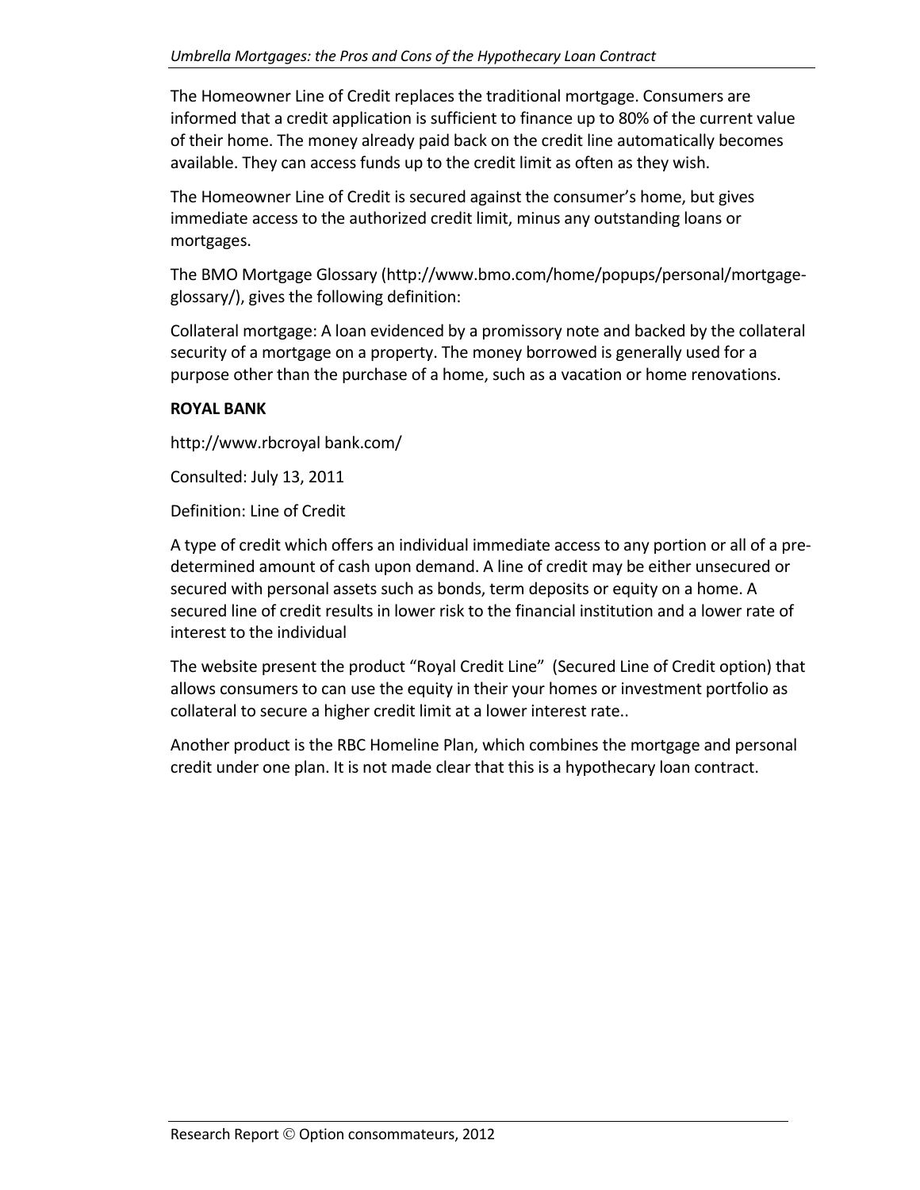The Homeowner Line of Credit replaces the traditional mortgage. Consumers are informed that a credit application is sufficient to finance up to 80% of the current value of their home. The money already paid back on the credit line automatically becomes available. They can access funds up to the credit limit as often as they wish.

The Homeowner Line of Credit is secured against the consumer's home, but gives immediate access to the authorized credit limit, minus any outstanding loans or mortgages.

The BMO Mortgage Glossary (http://www.bmo.com/home/popups/personal/mortgage-glossary/), gives the following definition:

Collateral mortgage: A loan evidenced by a promissory note and backed by the collateral security of a mortgage on a property. The money borrowed is generally used for a purpose other than the purchase of a home, such as a vacation or home renovations.

**ROYAL BANK**

http://www.rbcroyal bank.com/

Consulted: July 13, 2011

Definition: Line of Credit

A type of credit which offers an individual immediate access to any portion or all of a pre-determined amount of cash upon demand. A line of credit may be either unsecured or secured with personal assets such as bonds, term deposits or equity on a home. A secured line of credit results in lower risk to the financial institution and a lower rate of interest to the individual

The website present the product "Royal Credit Line" (Secured Line of Credit option) that allows consumers to can use the equity in their your homes or investment portfolio as collateral to secure a higher credit limit at a lower interest rate..

Another product is the RBC Homeline Plan, which combines the mortgage and personal credit under one plan. It is not made clear that this is a hypothecary loan contract.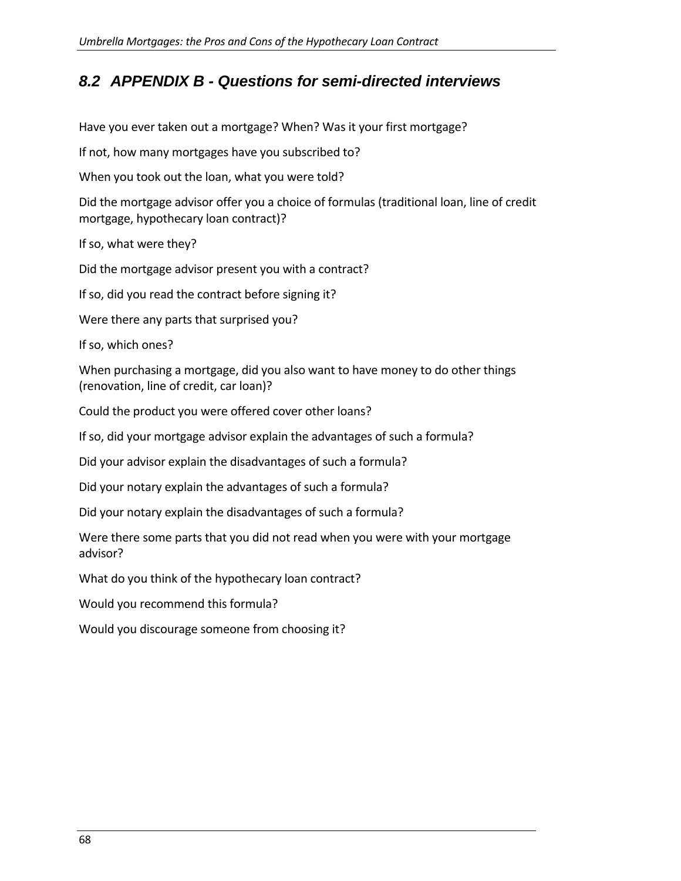## 8.2 APPENDIX B - Questions for semi-directed interviews

Have you ever taken out a mortgage? When? Was it your first mortgage?

If not, how many mortgages have you subscribed to?

When you took out the loan, what you were told?

Did the mortgage advisor offer you a choice of formulas (traditional loan, line of credit mortgage, hypothecary loan contract)?

If so, what were they?

Did the mortgage advisor present you with a contract?

If so, did you read the contract before signing it?

Were there any parts that surprised you?

If so, which ones?

When purchasing a mortgage, did you also want to have money to do other things (renovation, line of credit, car loan)?

Could the product you were offered cover other loans?

If so, did your mortgage advisor explain the advantages of such a formula?

Did your advisor explain the disadvantages of such a formula?

Did your notary explain the advantages of such a formula?

Did your notary explain the disadvantages of such a formula?

Were there some parts that you did not read when you were with your mortgage advisor?

What do you think of the hypothecary loan contract?

Would you recommend this formula?

Would you discourage someone from choosing it?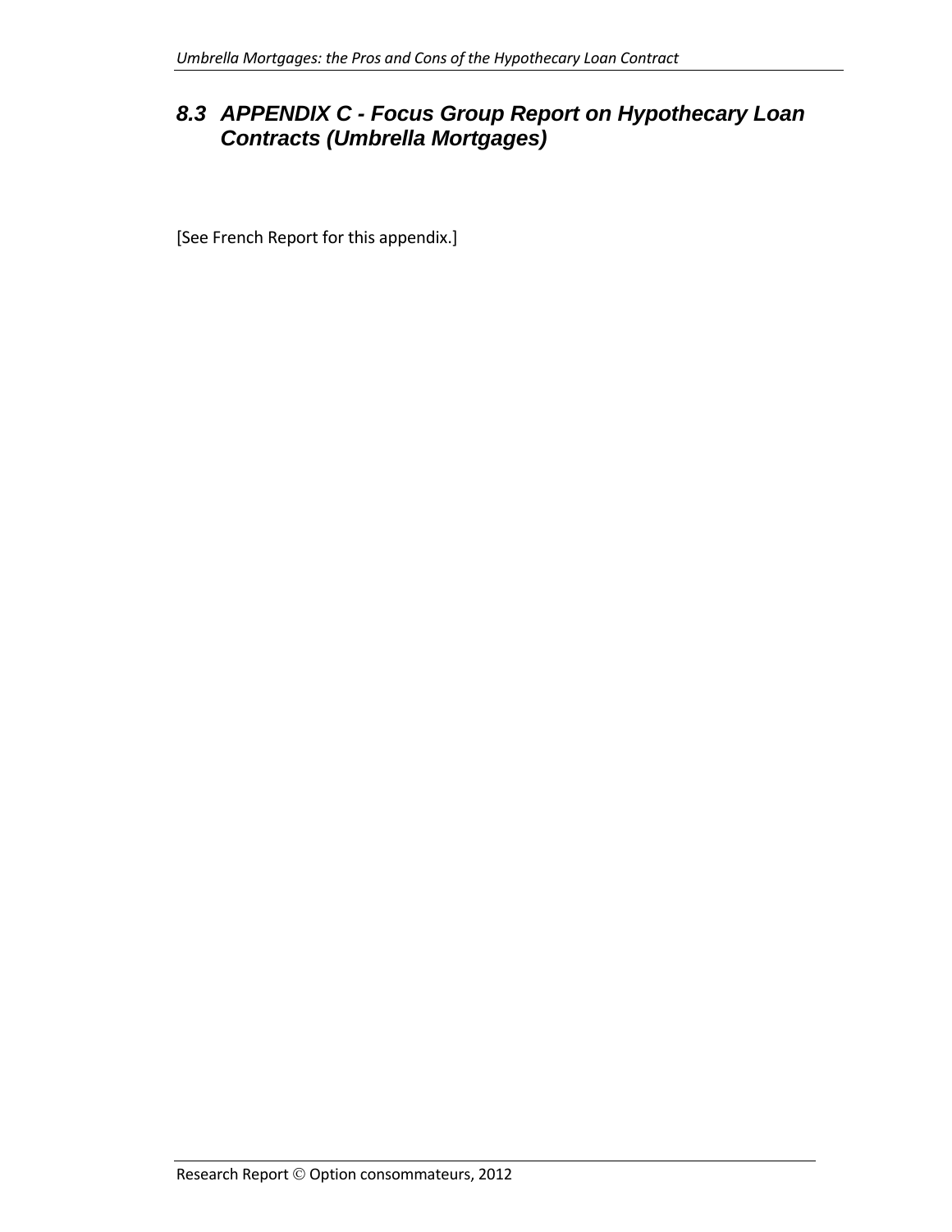## 8.3 APPENDIX C - Focus Group Report on Hypothecary Loan Contracts (Umbrella Mortgages)

[See French Report for this appendix.]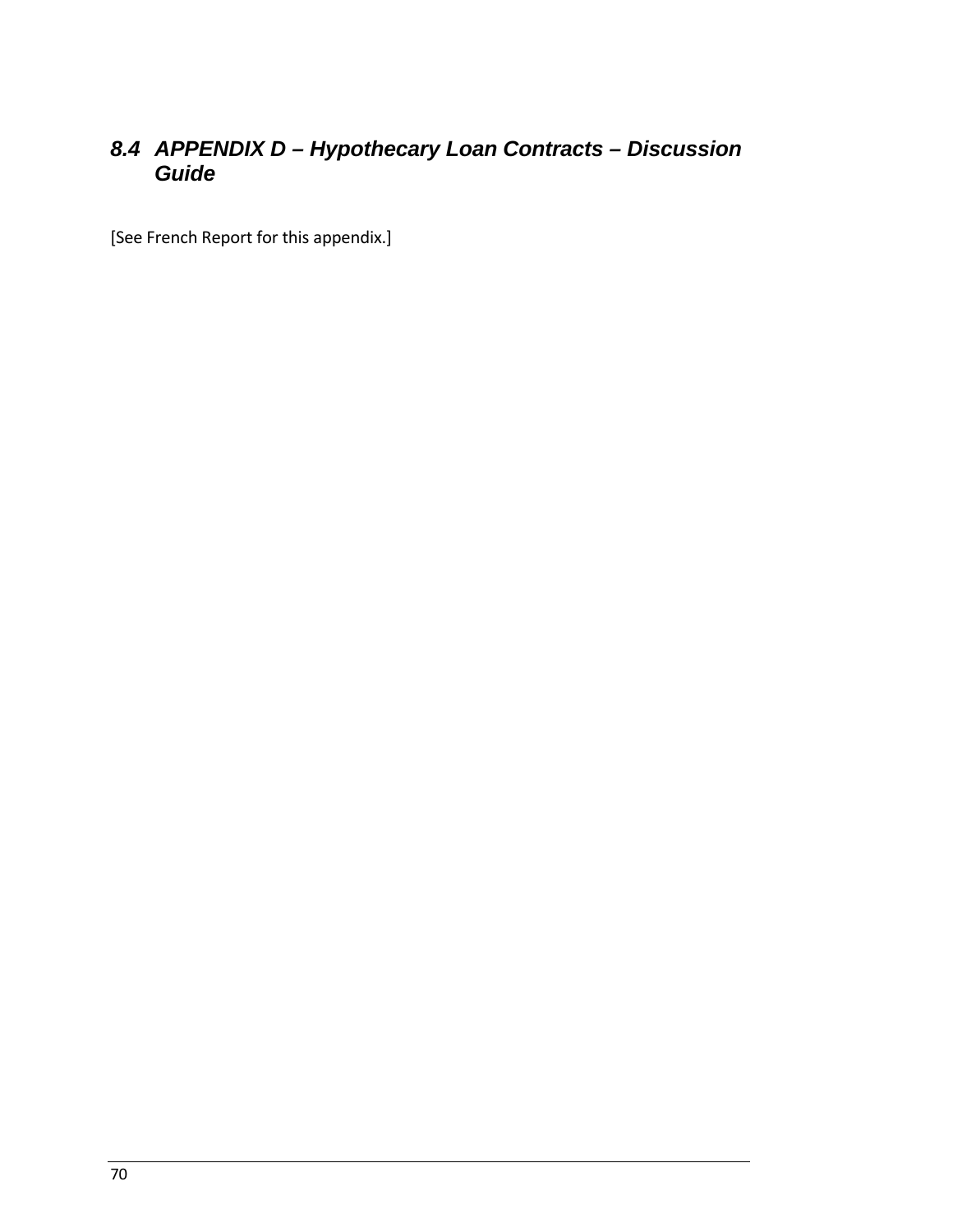## 8.4 *APPENDIX D – Hypothecary Loan Contracts – Discussion Guide*

[See French Report for this appendix.]